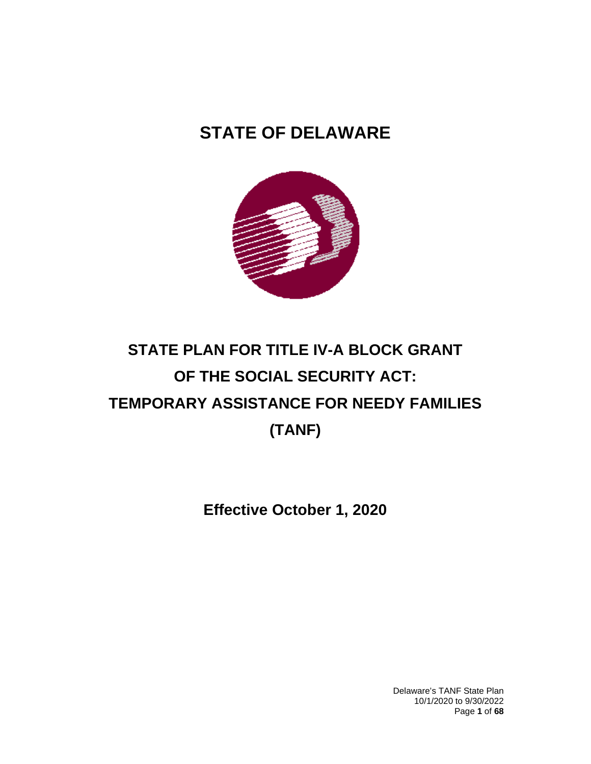# STATE OF DELAWARE

# STATE PLAN FOR TITLE IV-A BLOCK GRANT OF THE SOCIAL SECURITY ACT: TEMPORARY ASSISTANCE FOR NEEDY FAMILIES (TANF)

**Effective October 1, 2020**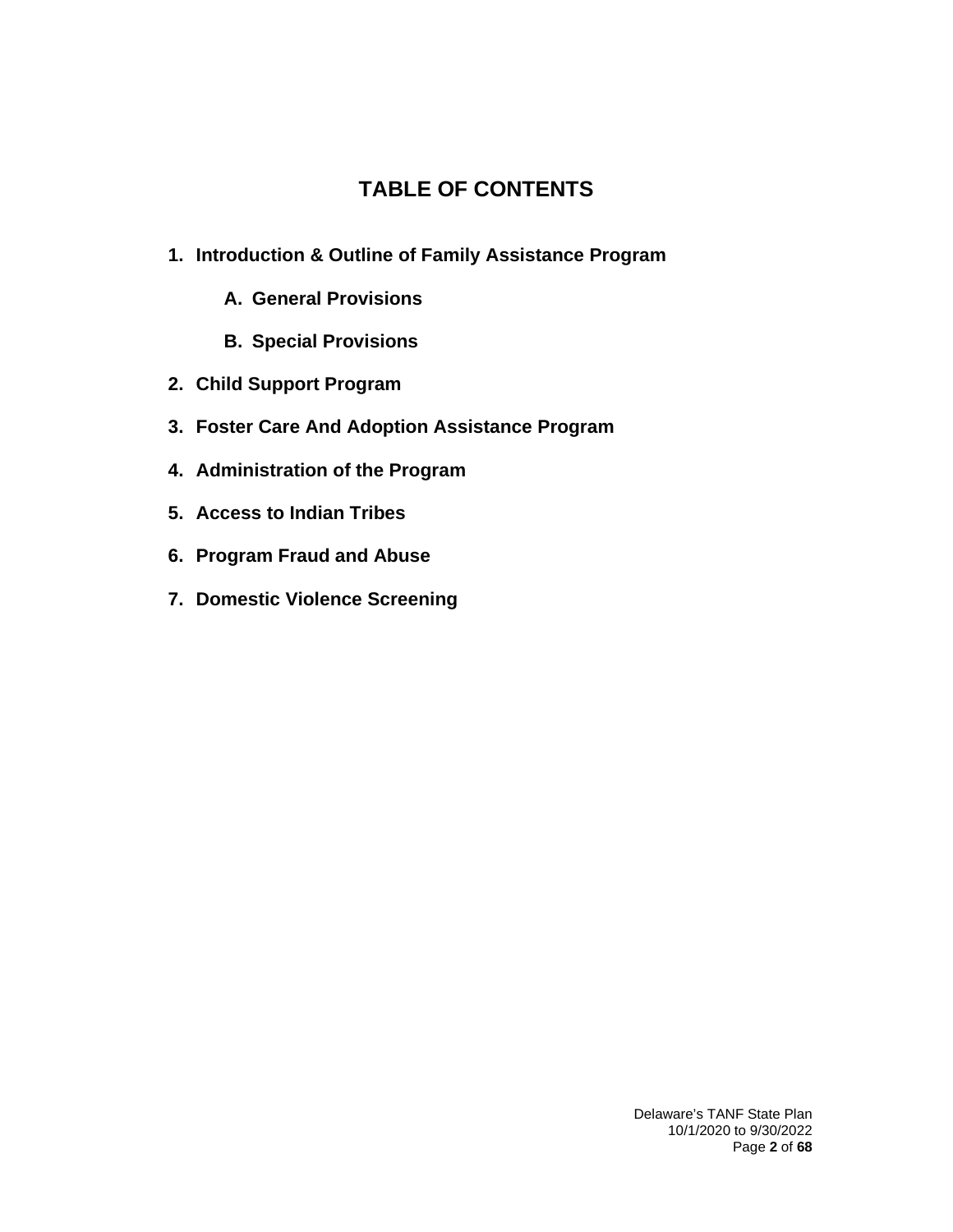# TABLE OF CONTENTS

1. **Introduction & Outline of Family Assistance Program**

   A. **General Provisions**

   B. **Special Provisions**

2. **Child Support Program**
3. **Foster Care And Adoption Assistance Program**
4. **Administration of the Program**
5. **Access to Indian Tribes**
6. **Program Fraud and Abuse**
7. **Domestic Violence Screening**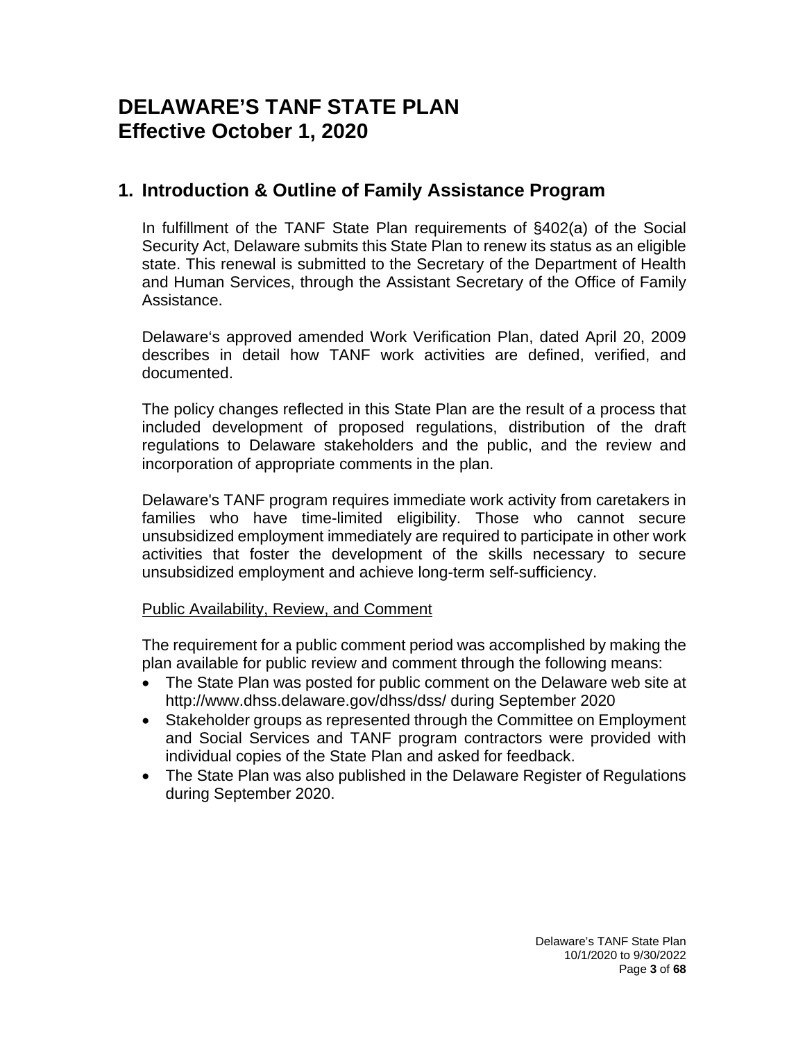# DELAWARE'S TANF STATE PLAN
# Effective October 1, 2020

## 1. Introduction & Outline of Family Assistance Program

In fulfillment of the TANF State Plan requirements of §402(a) of the Social Security Act, Delaware submits this State Plan to renew its status as an eligible state. This renewal is submitted to the Secretary of the Department of Health and Human Services, through the Assistant Secretary of the Office of Family Assistance.

Delaware's approved amended Work Verification Plan, dated April 20, 2009 describes in detail how TANF work activities are defined, verified, and documented.

The policy changes reflected in this State Plan are the result of a process that included development of proposed regulations, distribution of the draft regulations to Delaware stakeholders and the public, and the review and incorporation of appropriate comments in the plan.

Delaware's TANF program requires immediate work activity from caretakers in families who have time-limited eligibility. Those who cannot secure unsubsidized employment immediately are required to participate in other work activities that foster the development of the skills necessary to secure unsubsidized employment and achieve long-term self-sufficiency.

<u>Public Availability, Review, and Comment</u>

The requirement for a public comment period was accomplished by making the plan available for public review and comment through the following means:

- The State Plan was posted for public comment on the Delaware web site at http://www.dhss.delaware.gov/dhss/dss/ during September 2020
- Stakeholder groups as represented through the Committee on Employment and Social Services and TANF program contractors were provided with individual copies of the State Plan and asked for feedback.
- The State Plan was also published in the Delaware Register of Regulations during September 2020.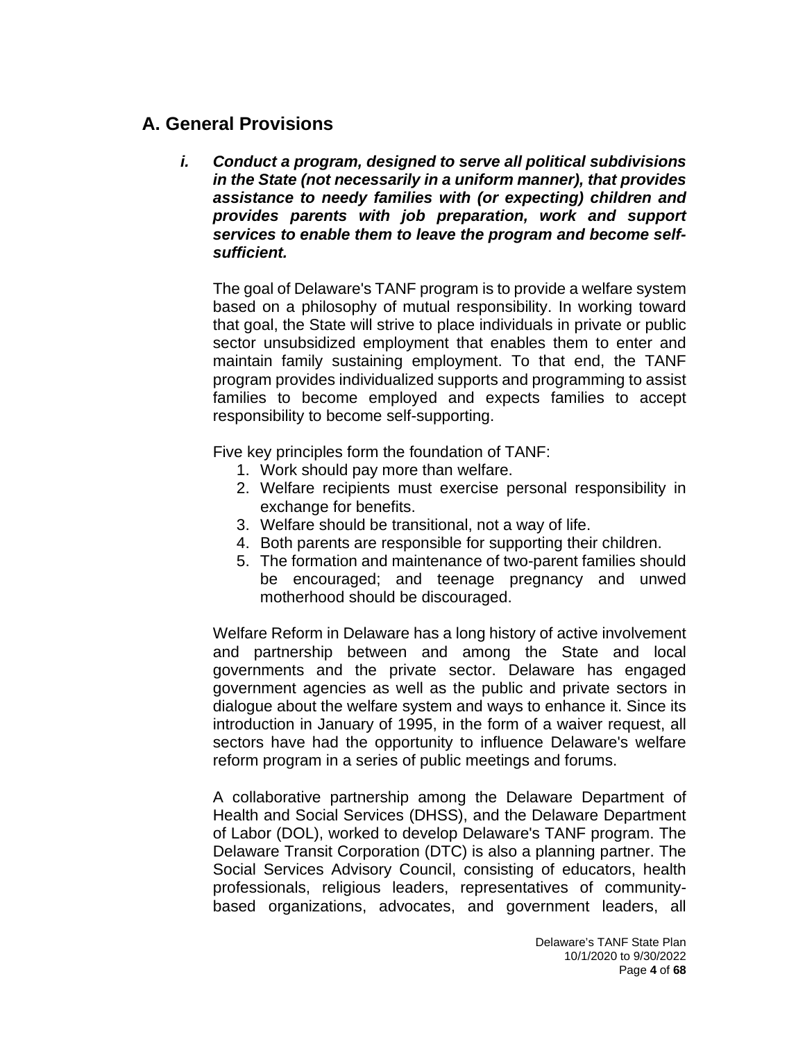## A. General Provisions

***i. Conduct a program, designed to serve all political subdivisions in the State (not necessarily in a uniform manner), that provides assistance to needy families with (or expecting) children and provides parents with job preparation, work and support services to enable them to leave the program and become self-sufficient.***

The goal of Delaware's TANF program is to provide a welfare system based on a philosophy of mutual responsibility. In working toward that goal, the State will strive to place individuals in private or public sector unsubsidized employment that enables them to enter and maintain family sustaining employment. To that end, the TANF program provides individualized supports and programming to assist families to become employed and expects families to accept responsibility to become self-supporting.

Five key principles form the foundation of TANF:

1. Work should pay more than welfare.
2. Welfare recipients must exercise personal responsibility in exchange for benefits.
3. Welfare should be transitional, not a way of life.
4. Both parents are responsible for supporting their children.
5. The formation and maintenance of two-parent families should be encouraged; and teenage pregnancy and unwed motherhood should be discouraged.

Welfare Reform in Delaware has a long history of active involvement and partnership between and among the State and local governments and the private sector. Delaware has engaged government agencies as well as the public and private sectors in dialogue about the welfare system and ways to enhance it. Since its introduction in January of 1995, in the form of a waiver request, all sectors have had the opportunity to influence Delaware's welfare reform program in a series of public meetings and forums.

A collaborative partnership among the Delaware Department of Health and Social Services (DHSS), and the Delaware Department of Labor (DOL), worked to develop Delaware's TANF program. The Delaware Transit Corporation (DTC) is also a planning partner. The Social Services Advisory Council, consisting of educators, health professionals, religious leaders, representatives of community-based organizations, advocates, and government leaders, all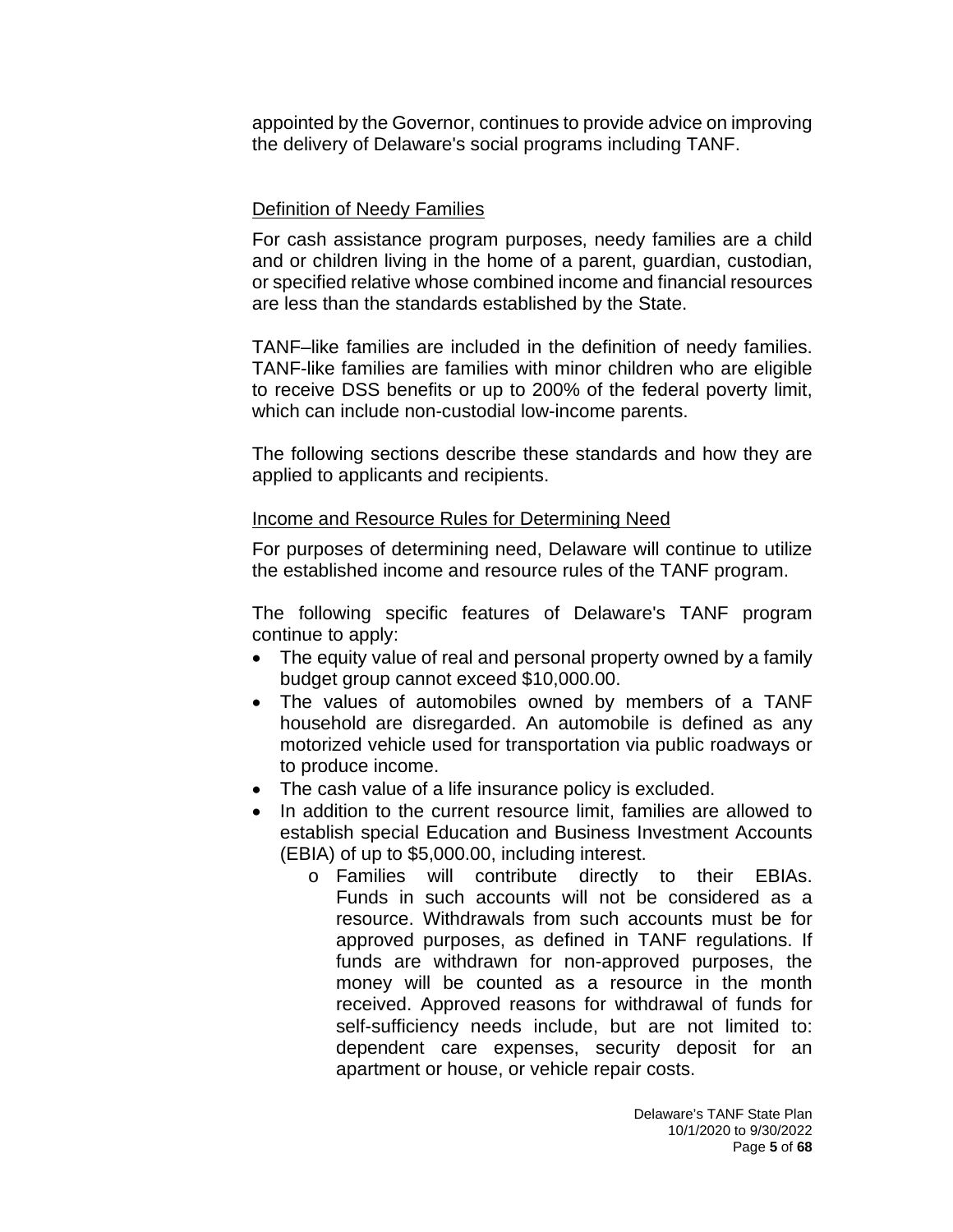appointed by the Governor, continues to provide advice on improving the delivery of Delaware's social programs including TANF.

<u>Definition of Needy Families</u>

For cash assistance program purposes, needy families are a child and or children living in the home of a parent, guardian, custodian, or specified relative whose combined income and financial resources are less than the standards established by the State.

TANF–like families are included in the definition of needy families. TANF-like families are families with minor children who are eligible to receive DSS benefits or up to 200% of the federal poverty limit, which can include non-custodial low-income parents.

The following sections describe these standards and how they are applied to applicants and recipients.

<u>Income and Resource Rules for Determining Need</u>

For purposes of determining need, Delaware will continue to utilize the established income and resource rules of the TANF program.

The following specific features of Delaware's TANF program continue to apply:

- The equity value of real and personal property owned by a family budget group cannot exceed $10,000.00.
- The values of automobiles owned by members of a TANF household are disregarded. An automobile is defined as any motorized vehicle used for transportation via public roadways or to produce income.
- The cash value of a life insurance policy is excluded.
- In addition to the current resource limit, families are allowed to establish special Education and Business Investment Accounts (EBIA) of up to $5,000.00, including interest.
  - Families will contribute directly to their EBIAs. Funds in such accounts will not be considered as a resource. Withdrawals from such accounts must be for approved purposes, as defined in TANF regulations. If funds are withdrawn for non-approved purposes, the money will be counted as a resource in the month received. Approved reasons for withdrawal of funds for self-sufficiency needs include, but are not limited to: dependent care expenses, security deposit for an apartment or house, or vehicle repair costs.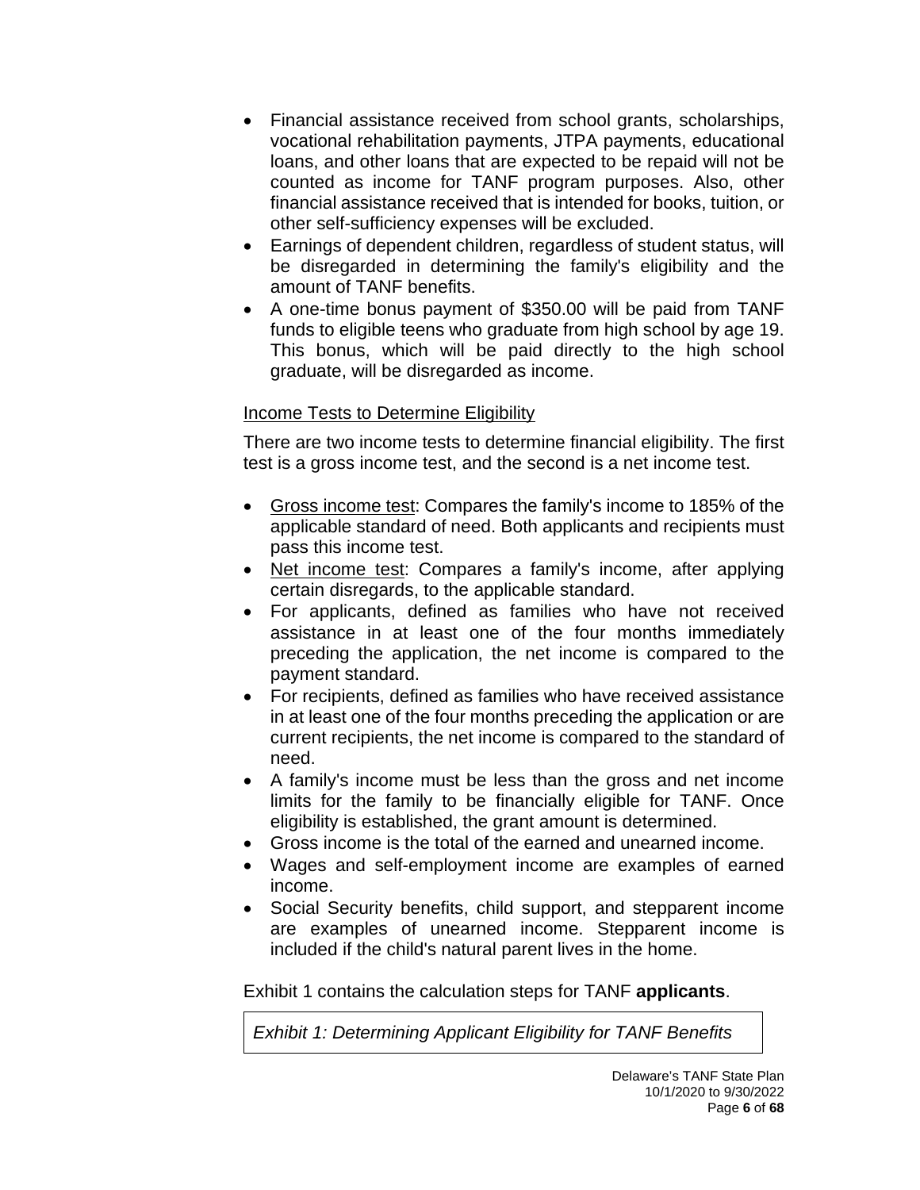- Financial assistance received from school grants, scholarships, vocational rehabilitation payments, JTPA payments, educational loans, and other loans that are expected to be repaid will not be counted as income for TANF program purposes. Also, other financial assistance received that is intended for books, tuition, or other self-sufficiency expenses will be excluded.
- Earnings of dependent children, regardless of student status, will be disregarded in determining the family's eligibility and the amount of TANF benefits.
- A one-time bonus payment of $350.00 will be paid from TANF funds to eligible teens who graduate from high school by age 19. This bonus, which will be paid directly to the high school graduate, will be disregarded as income.

Income Tests to Determine Eligibility

There are two income tests to determine financial eligibility. The first test is a gross income test, and the second is a net income test.

- Gross income test: Compares the family's income to 185% of the applicable standard of need. Both applicants and recipients must pass this income test.
- Net income test: Compares a family's income, after applying certain disregards, to the applicable standard.
- For applicants, defined as families who have not received assistance in at least one of the four months immediately preceding the application, the net income is compared to the payment standard.
- For recipients, defined as families who have received assistance in at least one of the four months preceding the application or are current recipients, the net income is compared to the standard of need.
- A family's income must be less than the gross and net income limits for the family to be financially eligible for TANF. Once eligibility is established, the grant amount is determined.
- Gross income is the total of the earned and unearned income.
- Wages and self-employment income are examples of earned income.
- Social Security benefits, child support, and stepparent income are examples of unearned income. Stepparent income is included if the child's natural parent lives in the home.

Exhibit 1 contains the calculation steps for TANF **applicants**.

*Exhibit 1: Determining Applicant Eligibility for TANF Benefits*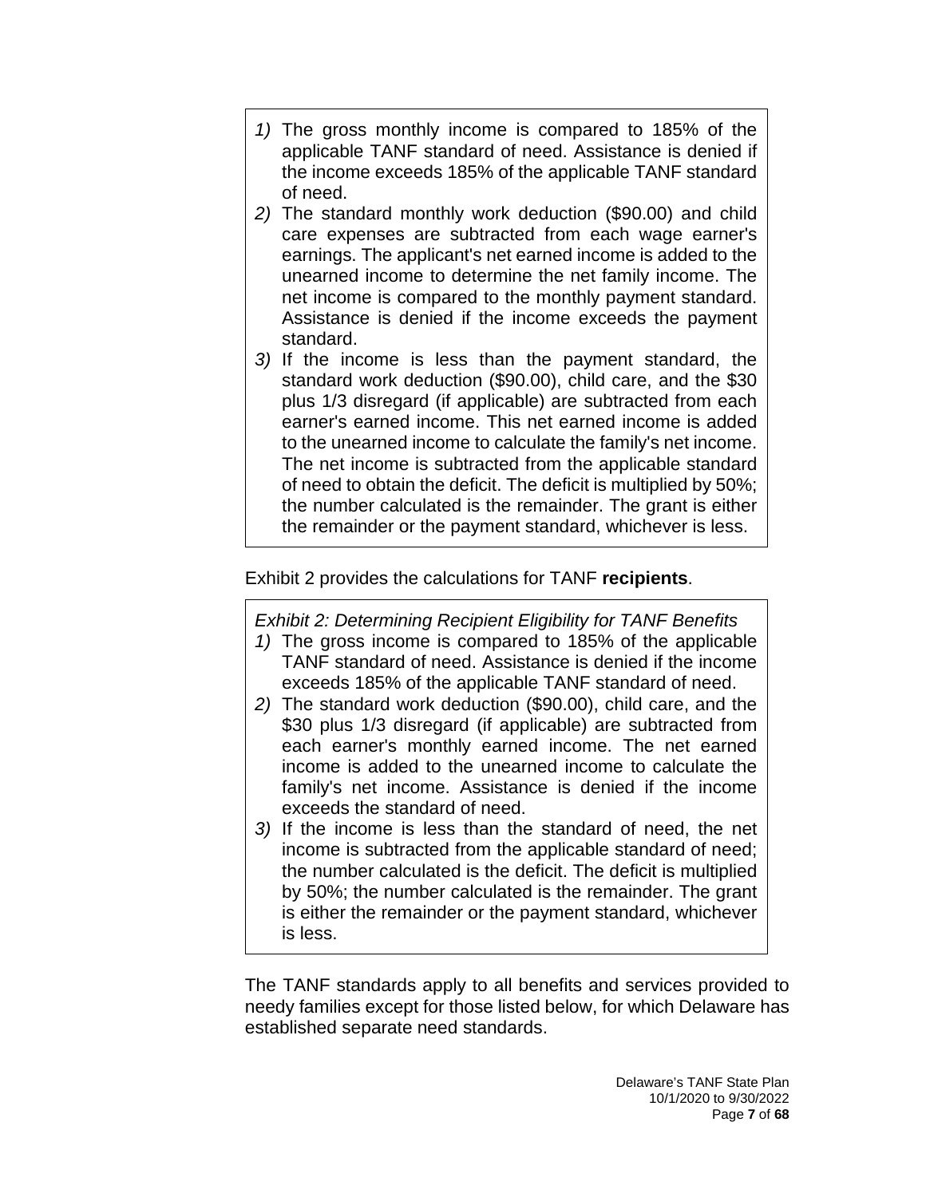*1)* The gross monthly income is compared to 185% of the applicable TANF standard of need. Assistance is denied if the income exceeds 185% of the applicable TANF standard of need.

*2)* The standard monthly work deduction ($90.00) and child care expenses are subtracted from each wage earner's earnings. The applicant's net earned income is added to the unearned income to determine the net family income. The net income is compared to the monthly payment standard. Assistance is denied if the income exceeds the payment standard.

*3)* If the income is less than the payment standard, the standard work deduction ($90.00), child care, and the $30 plus 1/3 disregard (if applicable) are subtracted from each earner's earned income. This net earned income is added to the unearned income to calculate the family's net income. The net income is subtracted from the applicable standard of need to obtain the deficit. The deficit is multiplied by 50%; the number calculated is the remainder. The grant is either the remainder or the payment standard, whichever is less.

Exhibit 2 provides the calculations for TANF **recipients**.

*Exhibit 2: Determining Recipient Eligibility for TANF Benefits*

*1)* The gross income is compared to 185% of the applicable TANF standard of need. Assistance is denied if the income exceeds 185% of the applicable TANF standard of need.

*2)* The standard work deduction ($90.00), child care, and the $30 plus 1/3 disregard (if applicable) are subtracted from each earner's monthly earned income. The net earned income is added to the unearned income to calculate the family's net income. Assistance is denied if the income exceeds the standard of need.

*3)* If the income is less than the standard of need, the net income is subtracted from the applicable standard of need; the number calculated is the deficit. The deficit is multiplied by 50%; the number calculated is the remainder. The grant is either the remainder or the payment standard, whichever is less.

The TANF standards apply to all benefits and services provided to needy families except for those listed below, for which Delaware has established separate need standards.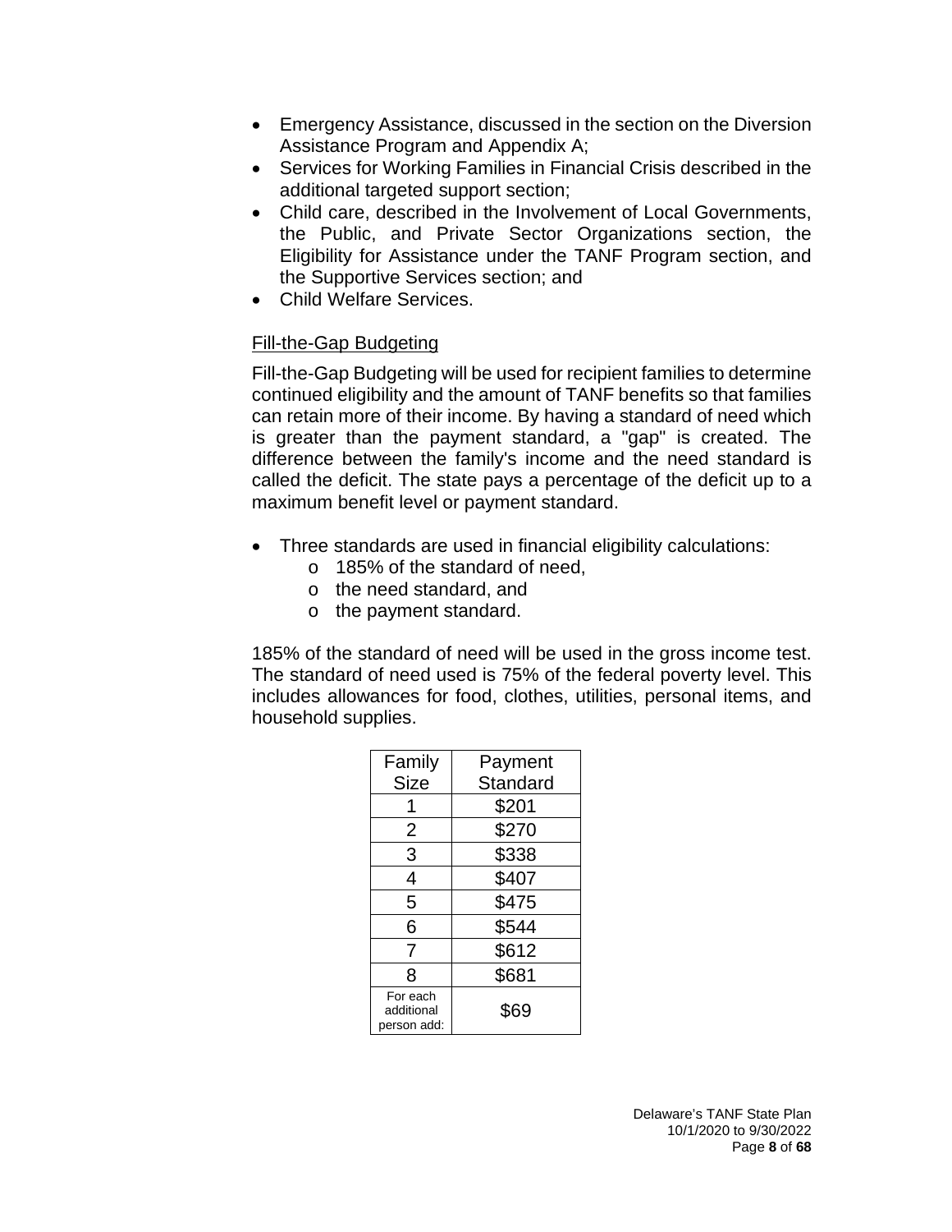- Emergency Assistance, discussed in the section on the Diversion Assistance Program and Appendix A;
- Services for Working Families in Financial Crisis described in the additional targeted support section;
- Child care, described in the Involvement of Local Governments, the Public, and Private Sector Organizations section, the Eligibility for Assistance under the TANF Program section, and the Supportive Services section; and
- Child Welfare Services.

Fill-the-Gap Budgeting

Fill-the-Gap Budgeting will be used for recipient families to determine continued eligibility and the amount of TANF benefits so that families can retain more of their income. By having a standard of need which is greater than the payment standard, a "gap" is created. The difference between the family's income and the need standard is called the deficit. The state pays a percentage of the deficit up to a maximum benefit level or payment standard.

- Three standards are used in financial eligibility calculations:
  - 185% of the standard of need,
  - the need standard, and
  - the payment standard.

185% of the standard of need will be used in the gross income test. The standard of need used is 75% of the federal poverty level. This includes allowances for food, clothes, utilities, personal items, and household supplies.

| Family Size | Payment Standard |
|---|---|
| 1 | $201 |
| 2 | $270 |
| 3 | $338 |
| 4 | $407 |
| 5 | $475 |
| 6 | $544 |
| 7 | $612 |
| 8 | $681 |
| For each additional person add: | $69 |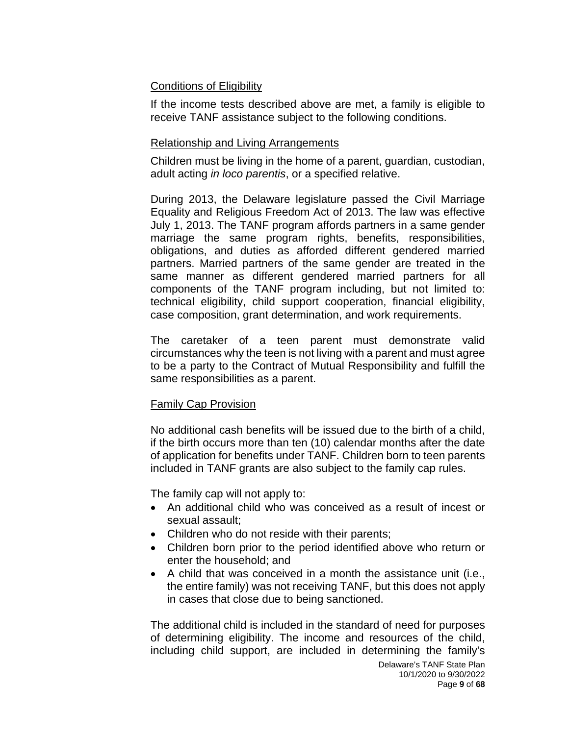### Conditions of Eligibility

If the income tests described above are met, a family is eligible to receive TANF assistance subject to the following conditions.

### Relationship and Living Arrangements

Children must be living in the home of a parent, guardian, custodian, adult acting *in loco parentis*, or a specified relative.

During 2013, the Delaware legislature passed the Civil Marriage Equality and Religious Freedom Act of 2013. The law was effective July 1, 2013. The TANF program affords partners in a same gender marriage the same program rights, benefits, responsibilities, obligations, and duties as afforded different gendered married partners. Married partners of the same gender are treated in the same manner as different gendered married partners for all components of the TANF program including, but not limited to: technical eligibility, child support cooperation, financial eligibility, case composition, grant determination, and work requirements.

The caretaker of a teen parent must demonstrate valid circumstances why the teen is not living with a parent and must agree to be a party to the Contract of Mutual Responsibility and fulfill the same responsibilities as a parent.

### Family Cap Provision

No additional cash benefits will be issued due to the birth of a child, if the birth occurs more than ten (10) calendar months after the date of application for benefits under TANF. Children born to teen parents included in TANF grants are also subject to the family cap rules.

The family cap will not apply to:

- An additional child who was conceived as a result of incest or sexual assault;
- Children who do not reside with their parents;
- Children born prior to the period identified above who return or enter the household; and
- A child that was conceived in a month the assistance unit (i.e., the entire family) was not receiving TANF, but this does not apply in cases that close due to being sanctioned.

The additional child is included in the standard of need for purposes of determining eligibility. The income and resources of the child, including child support, are included in determining the family's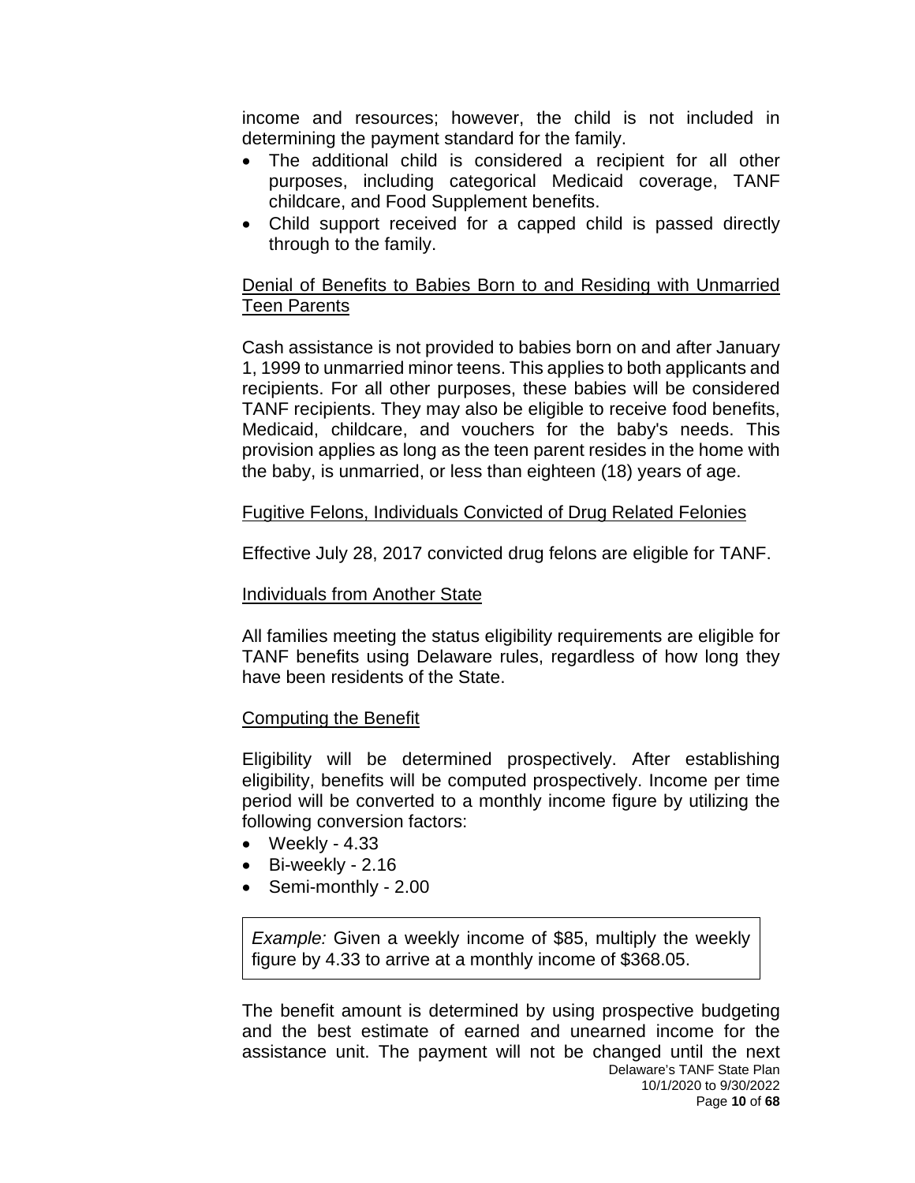income and resources; however, the child is not included in determining the payment standard for the family.

- The additional child is considered a recipient for all other purposes, including categorical Medicaid coverage, TANF childcare, and Food Supplement benefits.
- Child support received for a capped child is passed directly through to the family.

<u>Denial of Benefits to Babies Born to and Residing with Unmarried Teen Parents</u>

Cash assistance is not provided to babies born on and after January 1, 1999 to unmarried minor teens. This applies to both applicants and recipients. For all other purposes, these babies will be considered TANF recipients. They may also be eligible to receive food benefits, Medicaid, childcare, and vouchers for the baby's needs. This provision applies as long as the teen parent resides in the home with the baby, is unmarried, or less than eighteen (18) years of age.

<u>Fugitive Felons, Individuals Convicted of Drug Related Felonies</u>

Effective July 28, 2017 convicted drug felons are eligible for TANF.

<u>Individuals from Another State</u>

All families meeting the status eligibility requirements are eligible for TANF benefits using Delaware rules, regardless of how long they have been residents of the State.

<u>Computing the Benefit</u>

Eligibility will be determined prospectively. After establishing eligibility, benefits will be computed prospectively. Income per time period will be converted to a monthly income figure by utilizing the following conversion factors:

- Weekly - 4.33
- Bi-weekly - 2.16
- Semi-monthly - 2.00

*Example:* Given a weekly income of $85, multiply the weekly figure by 4.33 to arrive at a monthly income of $368.05.

The benefit amount is determined by using prospective budgeting and the best estimate of earned and unearned income for the assistance unit. The payment will not be changed until the next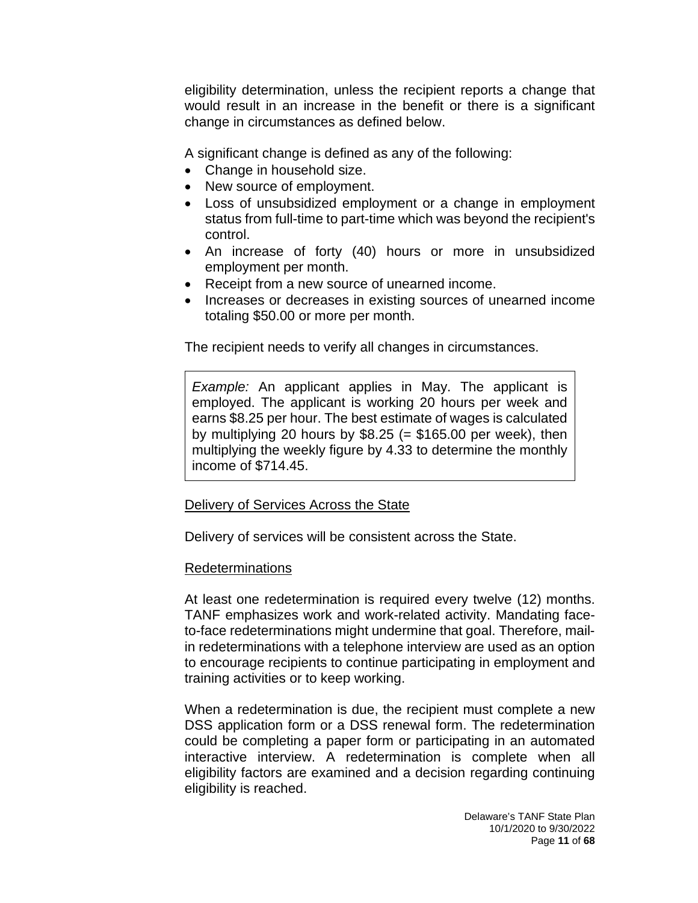eligibility determination, unless the recipient reports a change that would result in an increase in the benefit or there is a significant change in circumstances as defined below.

A significant change is defined as any of the following:

- Change in household size.
- New source of employment.
- Loss of unsubsidized employment or a change in employment status from full-time to part-time which was beyond the recipient's control.
- An increase of forty (40) hours or more in unsubsidized employment per month.
- Receipt from a new source of unearned income.
- Increases or decreases in existing sources of unearned income totaling $50.00 or more per month.

The recipient needs to verify all changes in circumstances.

> *Example:* An applicant applies in May. The applicant is employed. The applicant is working 20 hours per week and earns $8.25 per hour. The best estimate of wages is calculated by multiplying 20 hours by $8.25 (= $165.00 per week), then multiplying the weekly figure by 4.33 to determine the monthly income of $714.45.

<u>Delivery of Services Across the State</u>

Delivery of services will be consistent across the State.

<u>Redeterminations</u>

At least one redetermination is required every twelve (12) months. TANF emphasizes work and work-related activity. Mandating face-to-face redeterminations might undermine that goal. Therefore, mail-in redeterminations with a telephone interview are used as an option to encourage recipients to continue participating in employment and training activities or to keep working.

When a redetermination is due, the recipient must complete a new DSS application form or a DSS renewal form. The redetermination could be completing a paper form or participating in an automated interactive interview. A redetermination is complete when all eligibility factors are examined and a decision regarding continuing eligibility is reached.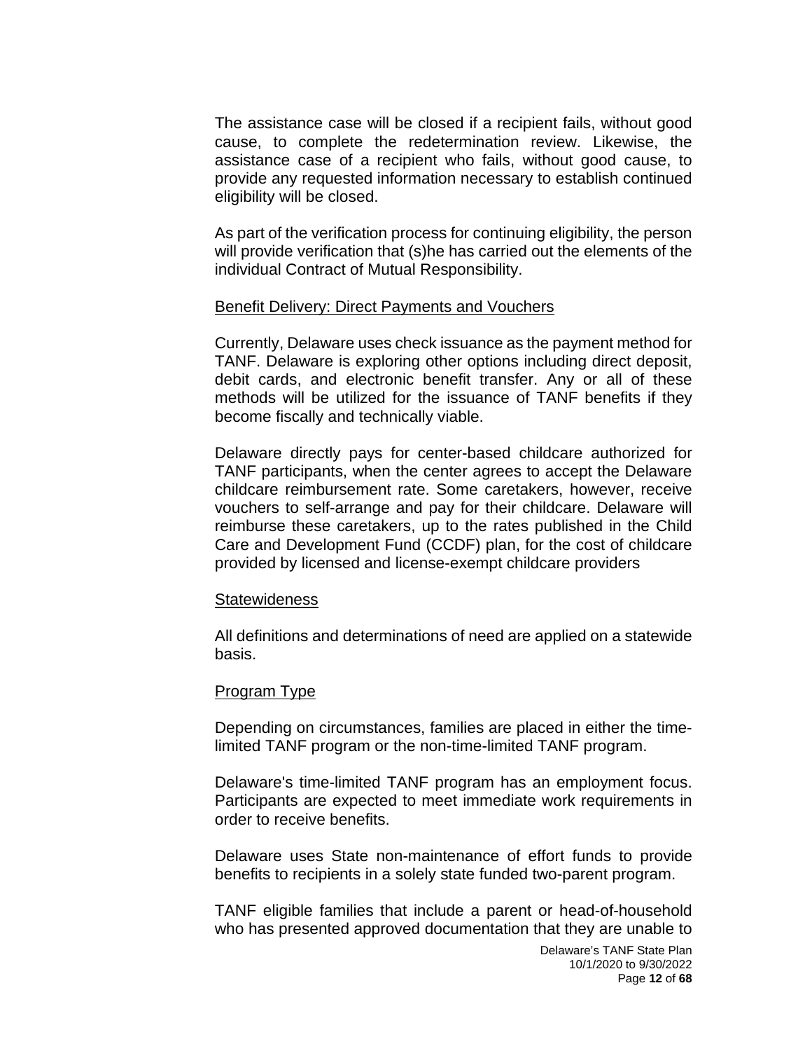The assistance case will be closed if a recipient fails, without good cause, to complete the redetermination review. Likewise, the assistance case of a recipient who fails, without good cause, to provide any requested information necessary to establish continued eligibility will be closed.

As part of the verification process for continuing eligibility, the person will provide verification that (s)he has carried out the elements of the individual Contract of Mutual Responsibility.

<u>Benefit Delivery: Direct Payments and Vouchers</u>

Currently, Delaware uses check issuance as the payment method for TANF. Delaware is exploring other options including direct deposit, debit cards, and electronic benefit transfer. Any or all of these methods will be utilized for the issuance of TANF benefits if they become fiscally and technically viable.

Delaware directly pays for center-based childcare authorized for TANF participants, when the center agrees to accept the Delaware childcare reimbursement rate. Some caretakers, however, receive vouchers to self-arrange and pay for their childcare. Delaware will reimburse these caretakers, up to the rates published in the Child Care and Development Fund (CCDF) plan, for the cost of childcare provided by licensed and license-exempt childcare providers

<u>Statewideness</u>

All definitions and determinations of need are applied on a statewide basis.

<u>Program Type</u>

Depending on circumstances, families are placed in either the time-limited TANF program or the non-time-limited TANF program.

Delaware's time-limited TANF program has an employment focus. Participants are expected to meet immediate work requirements in order to receive benefits.

Delaware uses State non-maintenance of effort funds to provide benefits to recipients in a solely state funded two-parent program.

TANF eligible families that include a parent or head-of-household who has presented approved documentation that they are unable to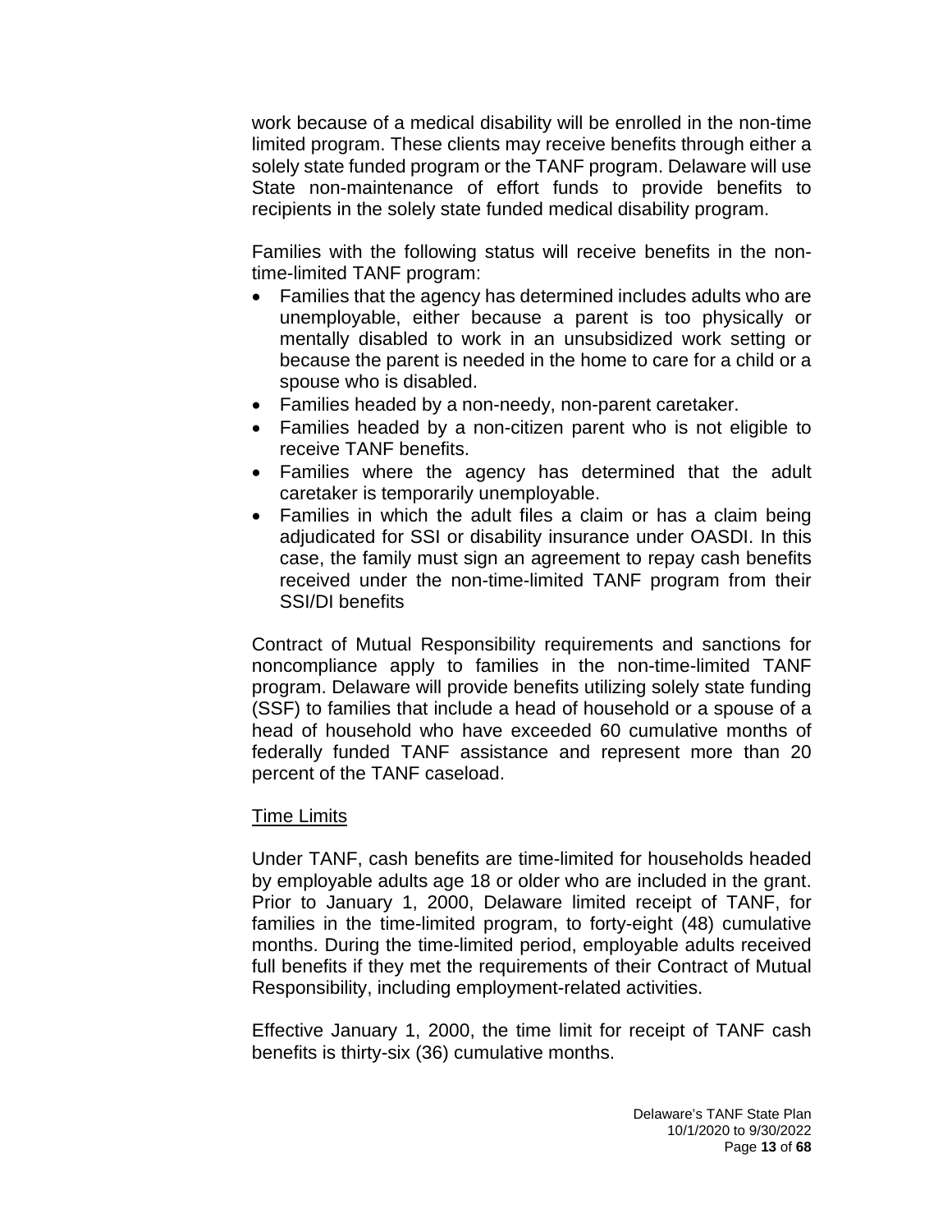work because of a medical disability will be enrolled in the non-time limited program. These clients may receive benefits through either a solely state funded program or the TANF program. Delaware will use State non-maintenance of effort funds to provide benefits to recipients in the solely state funded medical disability program.

Families with the following status will receive benefits in the non-time-limited TANF program:

- Families that the agency has determined includes adults who are unemployable, either because a parent is too physically or mentally disabled to work in an unsubsidized work setting or because the parent is needed in the home to care for a child or a spouse who is disabled.
- Families headed by a non-needy, non-parent caretaker.
- Families headed by a non-citizen parent who is not eligible to receive TANF benefits.
- Families where the agency has determined that the adult caretaker is temporarily unemployable.
- Families in which the adult files a claim or has a claim being adjudicated for SSI or disability insurance under OASDI. In this case, the family must sign an agreement to repay cash benefits received under the non-time-limited TANF program from their SSI/DI benefits

Contract of Mutual Responsibility requirements and sanctions for noncompliance apply to families in the non-time-limited TANF program. Delaware will provide benefits utilizing solely state funding (SSF) to families that include a head of household or a spouse of a head of household who have exceeded 60 cumulative months of federally funded TANF assistance and represent more than 20 percent of the TANF caseload.

Time Limits

Under TANF, cash benefits are time-limited for households headed by employable adults age 18 or older who are included in the grant. Prior to January 1, 2000, Delaware limited receipt of TANF, for families in the time-limited program, to forty-eight (48) cumulative months. During the time-limited period, employable adults received full benefits if they met the requirements of their Contract of Mutual Responsibility, including employment-related activities.

Effective January 1, 2000, the time limit for receipt of TANF cash benefits is thirty-six (36) cumulative months.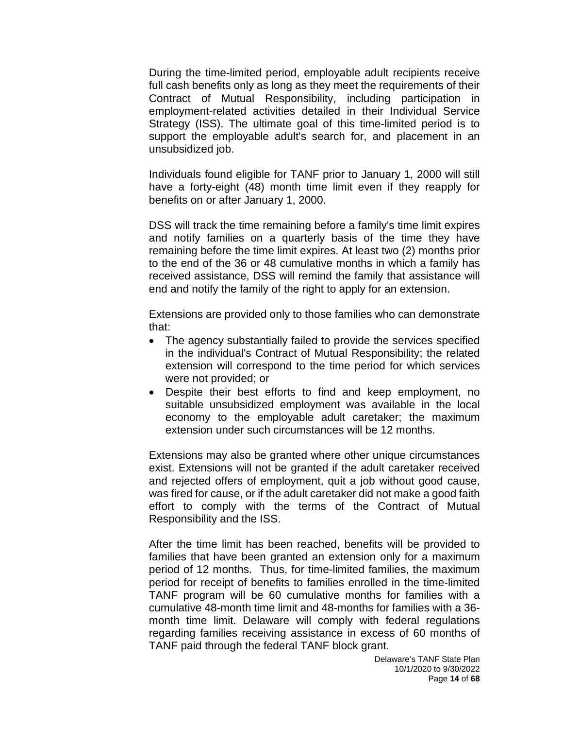During the time-limited period, employable adult recipients receive full cash benefits only as long as they meet the requirements of their Contract of Mutual Responsibility, including participation in employment-related activities detailed in their Individual Service Strategy (ISS). The ultimate goal of this time-limited period is to support the employable adult's search for, and placement in an unsubsidized job.

Individuals found eligible for TANF prior to January 1, 2000 will still have a forty-eight (48) month time limit even if they reapply for benefits on or after January 1, 2000.

DSS will track the time remaining before a family's time limit expires and notify families on a quarterly basis of the time they have remaining before the time limit expires. At least two (2) months prior to the end of the 36 or 48 cumulative months in which a family has received assistance, DSS will remind the family that assistance will end and notify the family of the right to apply for an extension.

Extensions are provided only to those families who can demonstrate that:

- The agency substantially failed to provide the services specified in the individual's Contract of Mutual Responsibility; the related extension will correspond to the time period for which services were not provided; or
- Despite their best efforts to find and keep employment, no suitable unsubsidized employment was available in the local economy to the employable adult caretaker; the maximum extension under such circumstances will be 12 months.

Extensions may also be granted where other unique circumstances exist. Extensions will not be granted if the adult caretaker received and rejected offers of employment, quit a job without good cause, was fired for cause, or if the adult caretaker did not make a good faith effort to comply with the terms of the Contract of Mutual Responsibility and the ISS.

After the time limit has been reached, benefits will be provided to families that have been granted an extension only for a maximum period of 12 months. Thus, for time-limited families, the maximum period for receipt of benefits to families enrolled in the time-limited TANF program will be 60 cumulative months for families with a cumulative 48-month time limit and 48-months for families with a 36-month time limit. Delaware will comply with federal regulations regarding families receiving assistance in excess of 60 months of TANF paid through the federal TANF block grant.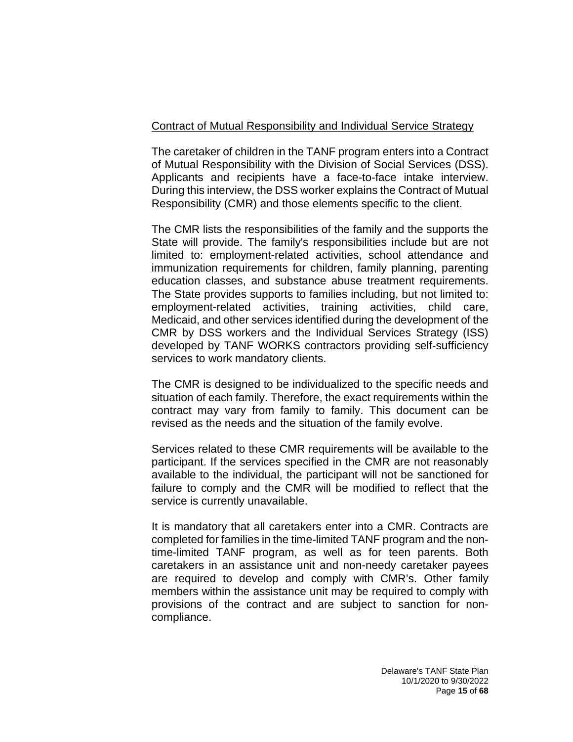<u>Contract of Mutual Responsibility and Individual Service Strategy</u>

The caretaker of children in the TANF program enters into a Contract of Mutual Responsibility with the Division of Social Services (DSS). Applicants and recipients have a face-to-face intake interview. During this interview, the DSS worker explains the Contract of Mutual Responsibility (CMR) and those elements specific to the client.

The CMR lists the responsibilities of the family and the supports the State will provide. The family's responsibilities include but are not limited to: employment-related activities, school attendance and immunization requirements for children, family planning, parenting education classes, and substance abuse treatment requirements. The State provides supports to families including, but not limited to: employment-related activities, training activities, child care, Medicaid, and other services identified during the development of the CMR by DSS workers and the Individual Services Strategy (ISS) developed by TANF WORKS contractors providing self-sufficiency services to work mandatory clients.

The CMR is designed to be individualized to the specific needs and situation of each family. Therefore, the exact requirements within the contract may vary from family to family. This document can be revised as the needs and the situation of the family evolve.

Services related to these CMR requirements will be available to the participant. If the services specified in the CMR are not reasonably available to the individual, the participant will not be sanctioned for failure to comply and the CMR will be modified to reflect that the service is currently unavailable.

It is mandatory that all caretakers enter into a CMR. Contracts are completed for families in the time-limited TANF program and the non-time-limited TANF program, as well as for teen parents. Both caretakers in an assistance unit and non-needy caretaker payees are required to develop and comply with CMR's. Other family members within the assistance unit may be required to comply with provisions of the contract and are subject to sanction for non-compliance.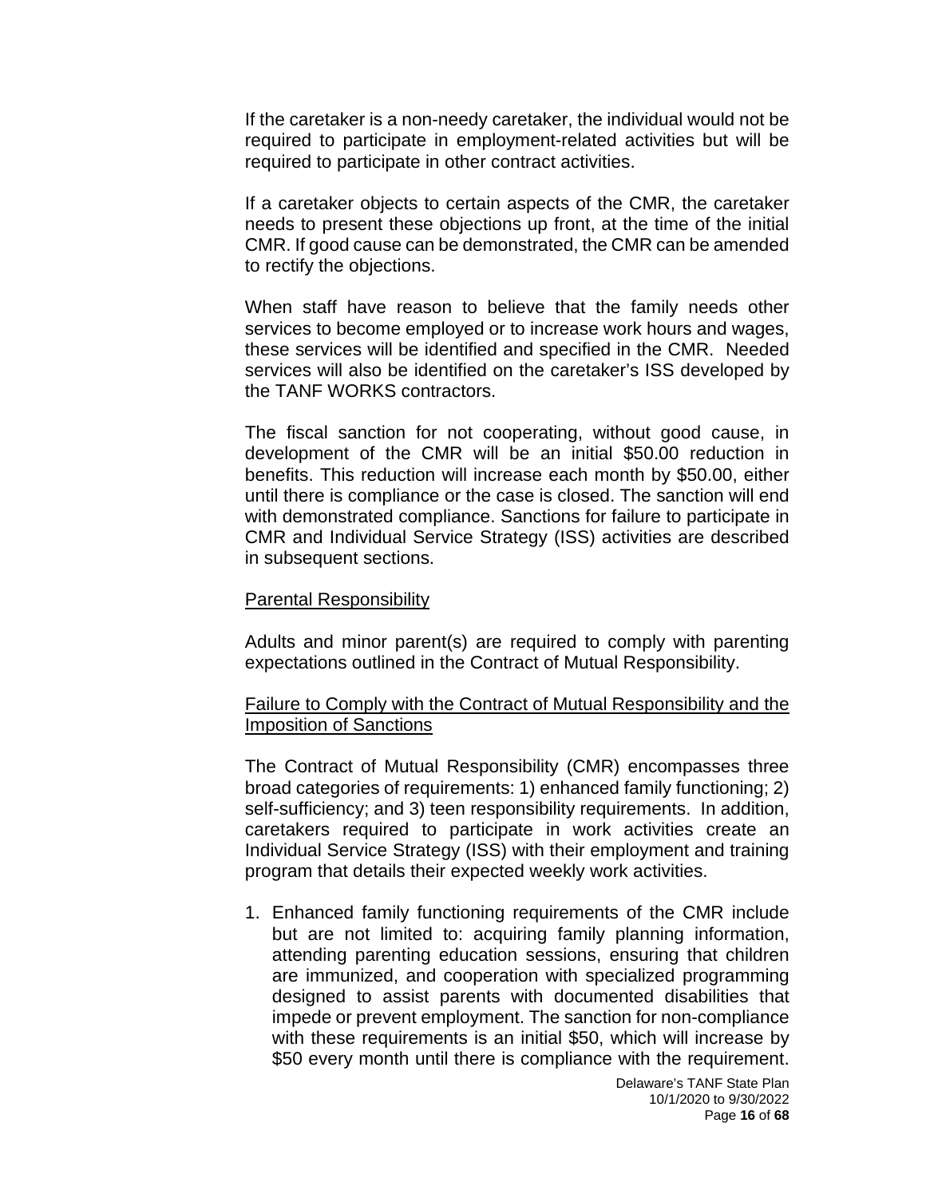If the caretaker is a non-needy caretaker, the individual would not be required to participate in employment-related activities but will be required to participate in other contract activities.

If a caretaker objects to certain aspects of the CMR, the caretaker needs to present these objections up front, at the time of the initial CMR. If good cause can be demonstrated, the CMR can be amended to rectify the objections.

When staff have reason to believe that the family needs other services to become employed or to increase work hours and wages, these services will be identified and specified in the CMR. Needed services will also be identified on the caretaker's ISS developed by the TANF WORKS contractors.

The fiscal sanction for not cooperating, without good cause, in development of the CMR will be an initial $50.00 reduction in benefits. This reduction will increase each month by $50.00, either until there is compliance or the case is closed. The sanction will end with demonstrated compliance. Sanctions for failure to participate in CMR and Individual Service Strategy (ISS) activities are described in subsequent sections.

<u>Parental Responsibility</u>

Adults and minor parent(s) are required to comply with parenting expectations outlined in the Contract of Mutual Responsibility.

<u>Failure to Comply with the Contract of Mutual Responsibility and the Imposition of Sanctions</u>

The Contract of Mutual Responsibility (CMR) encompasses three broad categories of requirements: 1) enhanced family functioning; 2) self-sufficiency; and 3) teen responsibility requirements. In addition, caretakers required to participate in work activities create an Individual Service Strategy (ISS) with their employment and training program that details their expected weekly work activities.

1. Enhanced family functioning requirements of the CMR include but are not limited to: acquiring family planning information, attending parenting education sessions, ensuring that children are immunized, and cooperation with specialized programming designed to assist parents with documented disabilities that impede or prevent employment. The sanction for non-compliance with these requirements is an initial $50, which will increase by $50 every month until there is compliance with the requirement.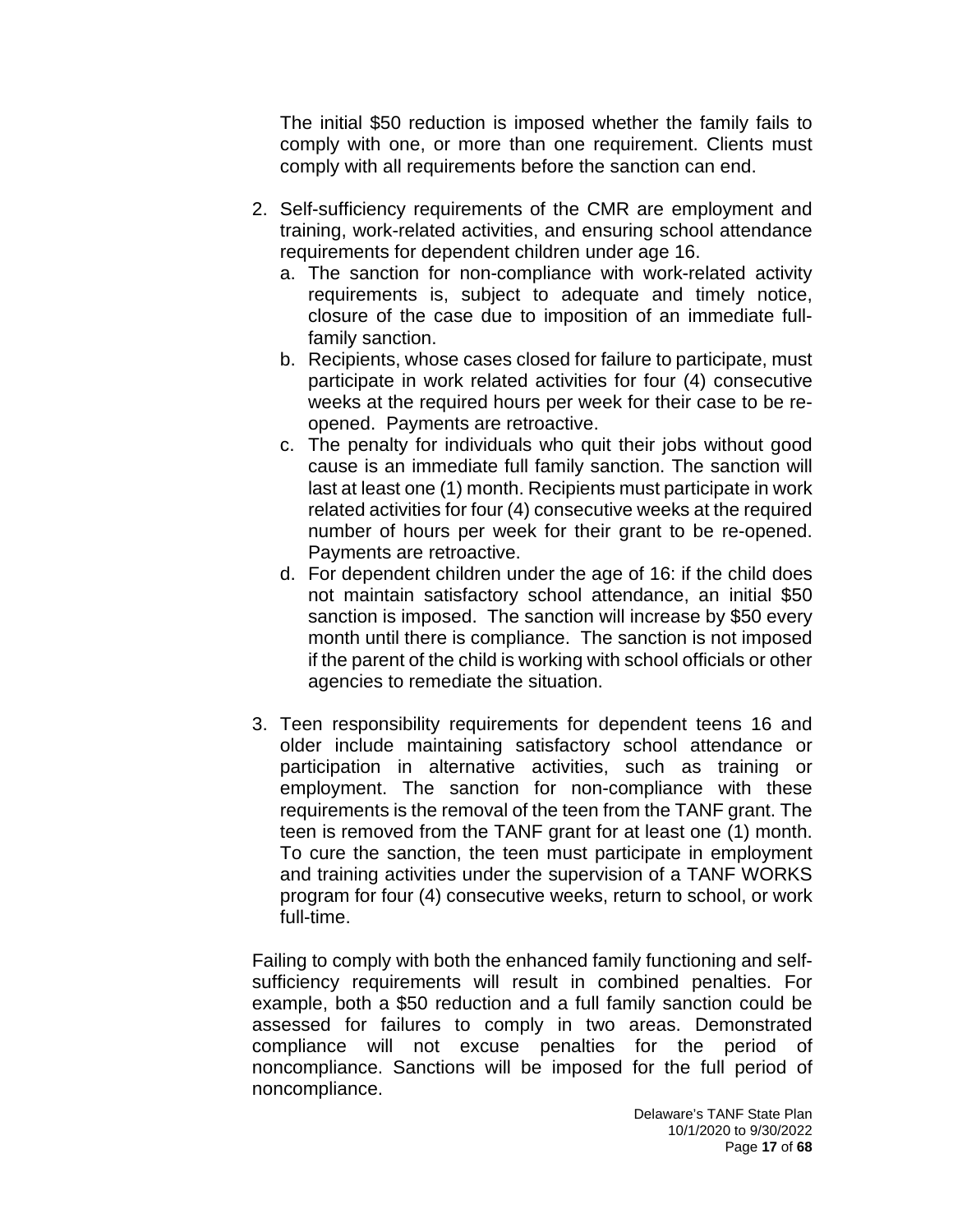The initial $50 reduction is imposed whether the family fails to comply with one, or more than one requirement. Clients must comply with all requirements before the sanction can end.

2. Self-sufficiency requirements of the CMR are employment and training, work-related activities, and ensuring school attendance requirements for dependent children under age 16.
   a. The sanction for non-compliance with work-related activity requirements is, subject to adequate and timely notice, closure of the case due to imposition of an immediate full-family sanction.
   b. Recipients, whose cases closed for failure to participate, must participate in work related activities for four (4) consecutive weeks at the required hours per week for their case to be re-opened. Payments are retroactive.
   c. The penalty for individuals who quit their jobs without good cause is an immediate full family sanction. The sanction will last at least one (1) month. Recipients must participate in work related activities for four (4) consecutive weeks at the required number of hours per week for their grant to be re-opened. Payments are retroactive.
   d. For dependent children under the age of 16: if the child does not maintain satisfactory school attendance, an initial $50 sanction is imposed. The sanction will increase by $50 every month until there is compliance. The sanction is not imposed if the parent of the child is working with school officials or other agencies to remediate the situation.

3. Teen responsibility requirements for dependent teens 16 and older include maintaining satisfactory school attendance or participation in alternative activities, such as training or employment. The sanction for non-compliance with these requirements is the removal of the teen from the TANF grant. The teen is removed from the TANF grant for at least one (1) month. To cure the sanction, the teen must participate in employment and training activities under the supervision of a TANF WORKS program for four (4) consecutive weeks, return to school, or work full-time.

Failing to comply with both the enhanced family functioning and self-sufficiency requirements will result in combined penalties. For example, both a $50 reduction and a full family sanction could be assessed for failures to comply in two areas. Demonstrated compliance will not excuse penalties for the period of noncompliance. Sanctions will be imposed for the full period of noncompliance.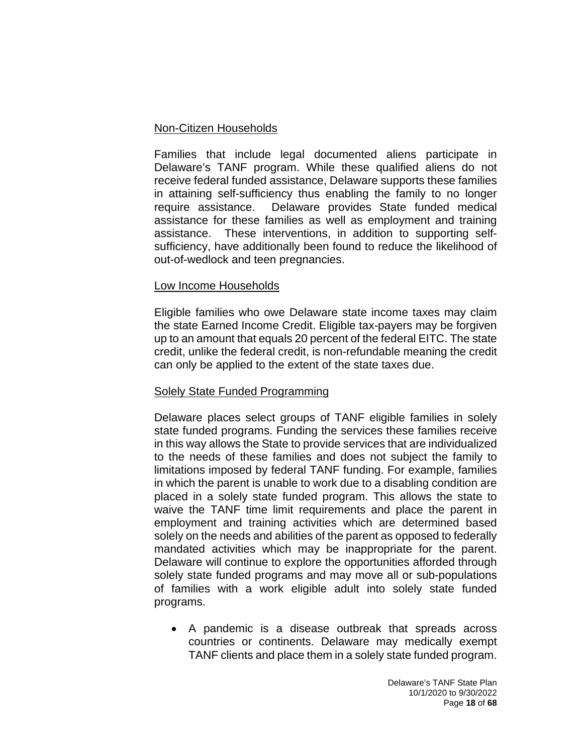Non-Citizen Households

Families that include legal documented aliens participate in Delaware's TANF program. While these qualified aliens do not receive federal funded assistance, Delaware supports these families in attaining self-sufficiency thus enabling the family to no longer require assistance. Delaware provides State funded medical assistance for these families as well as employment and training assistance. These interventions, in addition to supporting self-sufficiency, have additionally been found to reduce the likelihood of out-of-wedlock and teen pregnancies.

Low Income Households

Eligible families who owe Delaware state income taxes may claim the state Earned Income Credit. Eligible tax-payers may be forgiven up to an amount that equals 20 percent of the federal EITC. The state credit, unlike the federal credit, is non-refundable meaning the credit can only be applied to the extent of the state taxes due.

Solely State Funded Programming

Delaware places select groups of TANF eligible families in solely state funded programs. Funding the services these families receive in this way allows the State to provide services that are individualized to the needs of these families and does not subject the family to limitations imposed by federal TANF funding. For example, families in which the parent is unable to work due to a disabling condition are placed in a solely state funded program. This allows the state to waive the TANF time limit requirements and place the parent in employment and training activities which are determined based solely on the needs and abilities of the parent as opposed to federally mandated activities which may be inappropriate for the parent. Delaware will continue to explore the opportunities afforded through solely state funded programs and may move all or sub-populations of families with a work eligible adult into solely state funded programs.

- A pandemic is a disease outbreak that spreads across countries or continents. Delaware may medically exempt TANF clients and place them in a solely state funded program.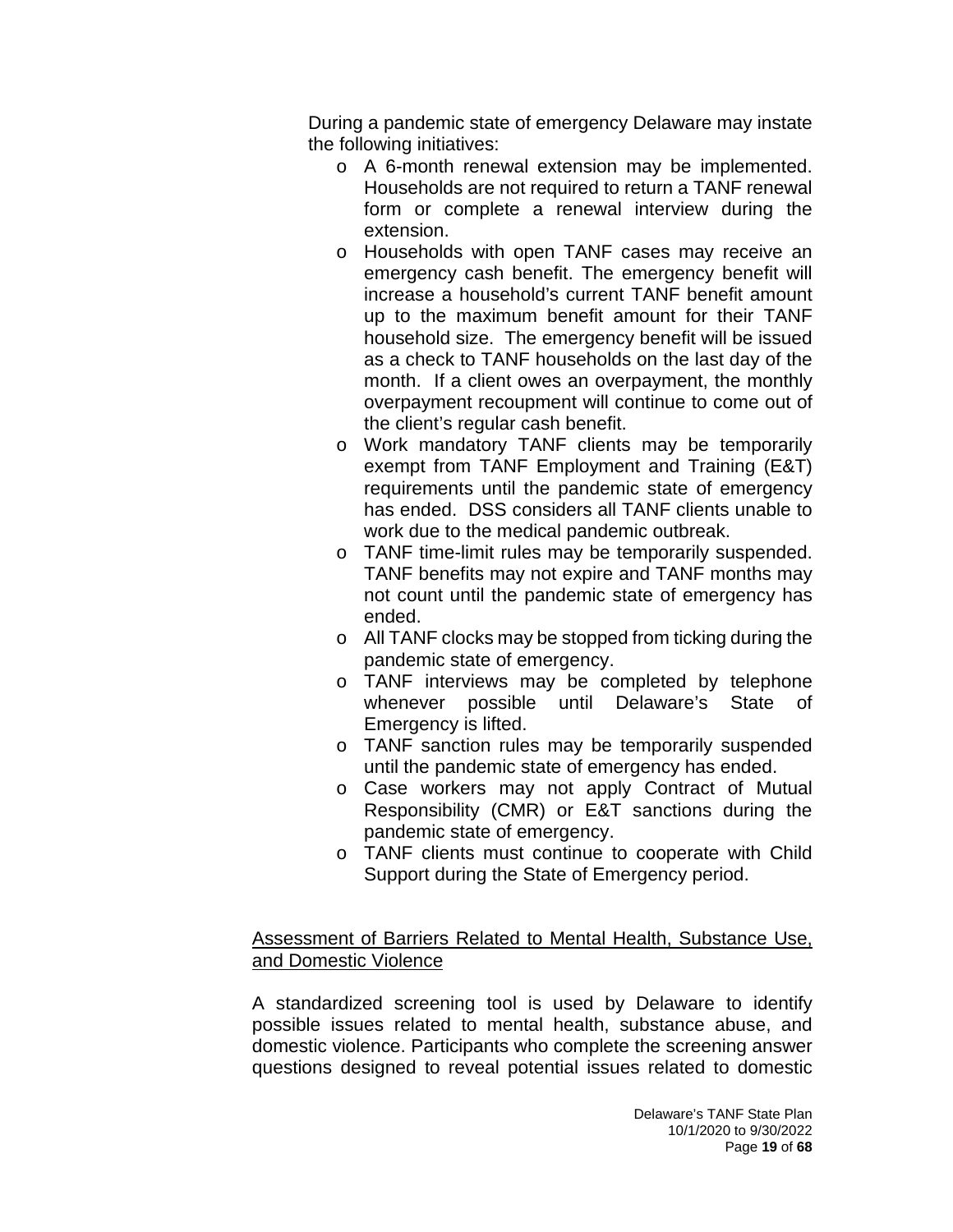During a pandemic state of emergency Delaware may instate the following initiatives:

- A 6-month renewal extension may be implemented. Households are not required to return a TANF renewal form or complete a renewal interview during the extension.
- Households with open TANF cases may receive an emergency cash benefit. The emergency benefit will increase a household's current TANF benefit amount up to the maximum benefit amount for their TANF household size. The emergency benefit will be issued as a check to TANF households on the last day of the month. If a client owes an overpayment, the monthly overpayment recoupment will continue to come out of the client's regular cash benefit.
- Work mandatory TANF clients may be temporarily exempt from TANF Employment and Training (E&T) requirements until the pandemic state of emergency has ended. DSS considers all TANF clients unable to work due to the medical pandemic outbreak.
- TANF time-limit rules may be temporarily suspended. TANF benefits may not expire and TANF months may not count until the pandemic state of emergency has ended.
- All TANF clocks may be stopped from ticking during the pandemic state of emergency.
- TANF interviews may be completed by telephone whenever possible until Delaware's State of Emergency is lifted.
- TANF sanction rules may be temporarily suspended until the pandemic state of emergency has ended.
- Case workers may not apply Contract of Mutual Responsibility (CMR) or E&T sanctions during the pandemic state of emergency.
- TANF clients must continue to cooperate with Child Support during the State of Emergency period.

<u>Assessment of Barriers Related to Mental Health, Substance Use, and Domestic Violence</u>

A standardized screening tool is used by Delaware to identify possible issues related to mental health, substance abuse, and domestic violence. Participants who complete the screening answer questions designed to reveal potential issues related to domestic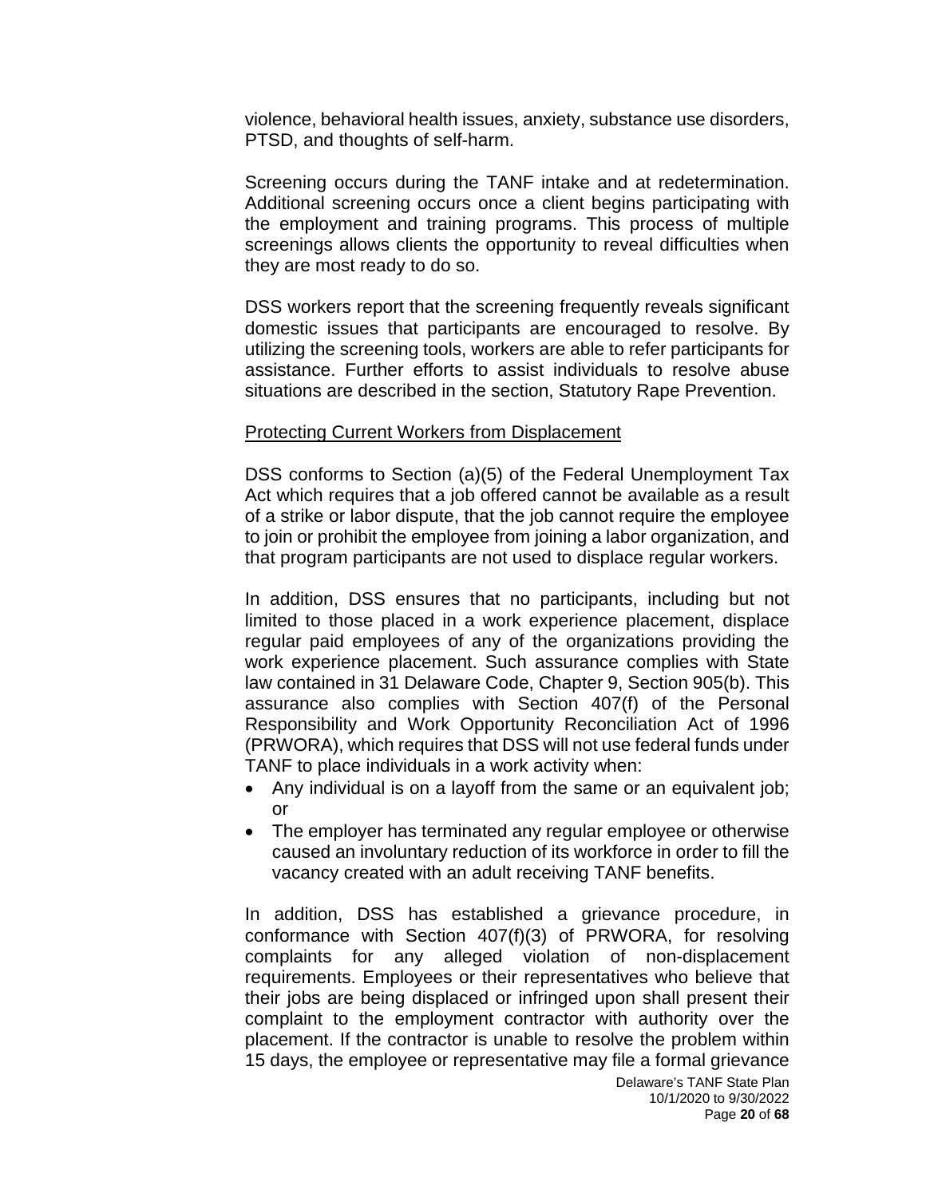violence, behavioral health issues, anxiety, substance use disorders, PTSD, and thoughts of self-harm.

Screening occurs during the TANF intake and at redetermination. Additional screening occurs once a client begins participating with the employment and training programs. This process of multiple screenings allows clients the opportunity to reveal difficulties when they are most ready to do so.

DSS workers report that the screening frequently reveals significant domestic issues that participants are encouraged to resolve. By utilizing the screening tools, workers are able to refer participants for assistance. Further efforts to assist individuals to resolve abuse situations are described in the section, Statutory Rape Prevention.

<u>Protecting Current Workers from Displacement</u>

DSS conforms to Section (a)(5) of the Federal Unemployment Tax Act which requires that a job offered cannot be available as a result of a strike or labor dispute, that the job cannot require the employee to join or prohibit the employee from joining a labor organization, and that program participants are not used to displace regular workers.

In addition, DSS ensures that no participants, including but not limited to those placed in a work experience placement, displace regular paid employees of any of the organizations providing the work experience placement. Such assurance complies with State law contained in 31 Delaware Code, Chapter 9, Section 905(b). This assurance also complies with Section 407(f) of the Personal Responsibility and Work Opportunity Reconciliation Act of 1996 (PRWORA), which requires that DSS will not use federal funds under TANF to place individuals in a work activity when:

- Any individual is on a layoff from the same or an equivalent job; or
- The employer has terminated any regular employee or otherwise caused an involuntary reduction of its workforce in order to fill the vacancy created with an adult receiving TANF benefits.

In addition, DSS has established a grievance procedure, in conformance with Section 407(f)(3) of PRWORA, for resolving complaints for any alleged violation of non-displacement requirements. Employees or their representatives who believe that their jobs are being displaced or infringed upon shall present their complaint to the employment contractor with authority over the placement. If the contractor is unable to resolve the problem within 15 days, the employee or representative may file a formal grievance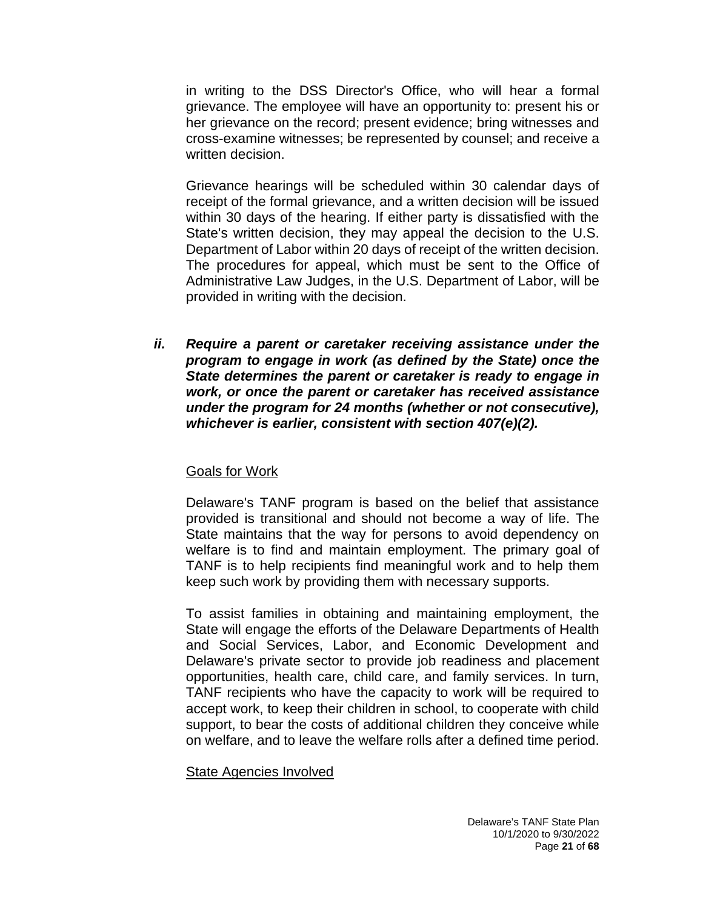in writing to the DSS Director's Office, who will hear a formal grievance. The employee will have an opportunity to: present his or her grievance on the record; present evidence; bring witnesses and cross-examine witnesses; be represented by counsel; and receive a written decision.

Grievance hearings will be scheduled within 30 calendar days of receipt of the formal grievance, and a written decision will be issued within 30 days of the hearing. If either party is dissatisfied with the State's written decision, they may appeal the decision to the U.S. Department of Labor within 20 days of receipt of the written decision. The procedures for appeal, which must be sent to the Office of Administrative Law Judges, in the U.S. Department of Labor, will be provided in writing with the decision.

***ii. Require a parent or caretaker receiving assistance under the program to engage in work (as defined by the State) once the State determines the parent or caretaker is ready to engage in work, or once the parent or caretaker has received assistance under the program for 24 months (whether or not consecutive), whichever is earlier, consistent with section 407(e)(2).***

<u>Goals for Work</u>

Delaware's TANF program is based on the belief that assistance provided is transitional and should not become a way of life. The State maintains that the way for persons to avoid dependency on welfare is to find and maintain employment. The primary goal of TANF is to help recipients find meaningful work and to help them keep such work by providing them with necessary supports.

To assist families in obtaining and maintaining employment, the State will engage the efforts of the Delaware Departments of Health and Social Services, Labor, and Economic Development and Delaware's private sector to provide job readiness and placement opportunities, health care, child care, and family services. In turn, TANF recipients who have the capacity to work will be required to accept work, to keep their children in school, to cooperate with child support, to bear the costs of additional children they conceive while on welfare, and to leave the welfare rolls after a defined time period.

<u>State Agencies Involved</u>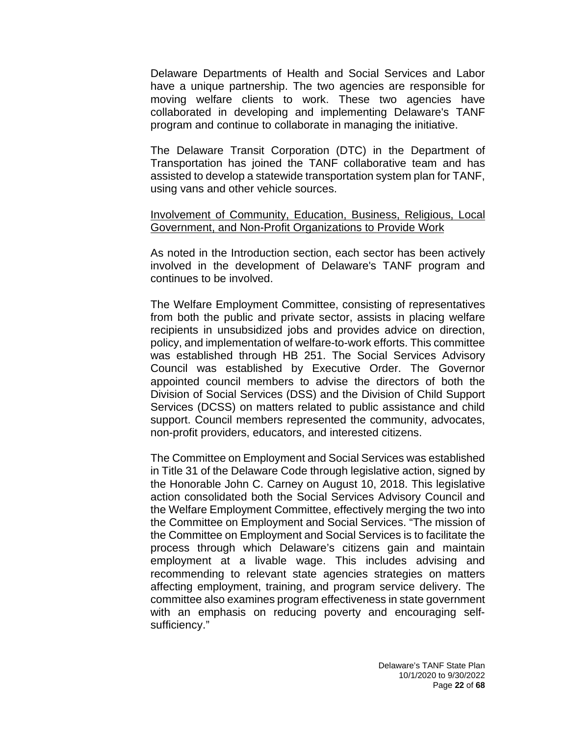Delaware Departments of Health and Social Services and Labor have a unique partnership. The two agencies are responsible for moving welfare clients to work. These two agencies have collaborated in developing and implementing Delaware's TANF program and continue to collaborate in managing the initiative.

The Delaware Transit Corporation (DTC) in the Department of Transportation has joined the TANF collaborative team and has assisted to develop a statewide transportation system plan for TANF, using vans and other vehicle sources.

<u>Involvement of Community, Education, Business, Religious, Local Government, and Non-Profit Organizations to Provide Work</u>

As noted in the Introduction section, each sector has been actively involved in the development of Delaware's TANF program and continues to be involved.

The Welfare Employment Committee, consisting of representatives from both the public and private sector, assists in placing welfare recipients in unsubsidized jobs and provides advice on direction, policy, and implementation of welfare-to-work efforts. This committee was established through HB 251. The Social Services Advisory Council was established by Executive Order. The Governor appointed council members to advise the directors of both the Division of Social Services (DSS) and the Division of Child Support Services (DCSS) on matters related to public assistance and child support. Council members represented the community, advocates, non-profit providers, educators, and interested citizens.

The Committee on Employment and Social Services was established in Title 31 of the Delaware Code through legislative action, signed by the Honorable John C. Carney on August 10, 2018. This legislative action consolidated both the Social Services Advisory Council and the Welfare Employment Committee, effectively merging the two into the Committee on Employment and Social Services. "The mission of the Committee on Employment and Social Services is to facilitate the process through which Delaware's citizens gain and maintain employment at a livable wage. This includes advising and recommending to relevant state agencies strategies on matters affecting employment, training, and program service delivery. The committee also examines program effectiveness in state government with an emphasis on reducing poverty and encouraging self-sufficiency."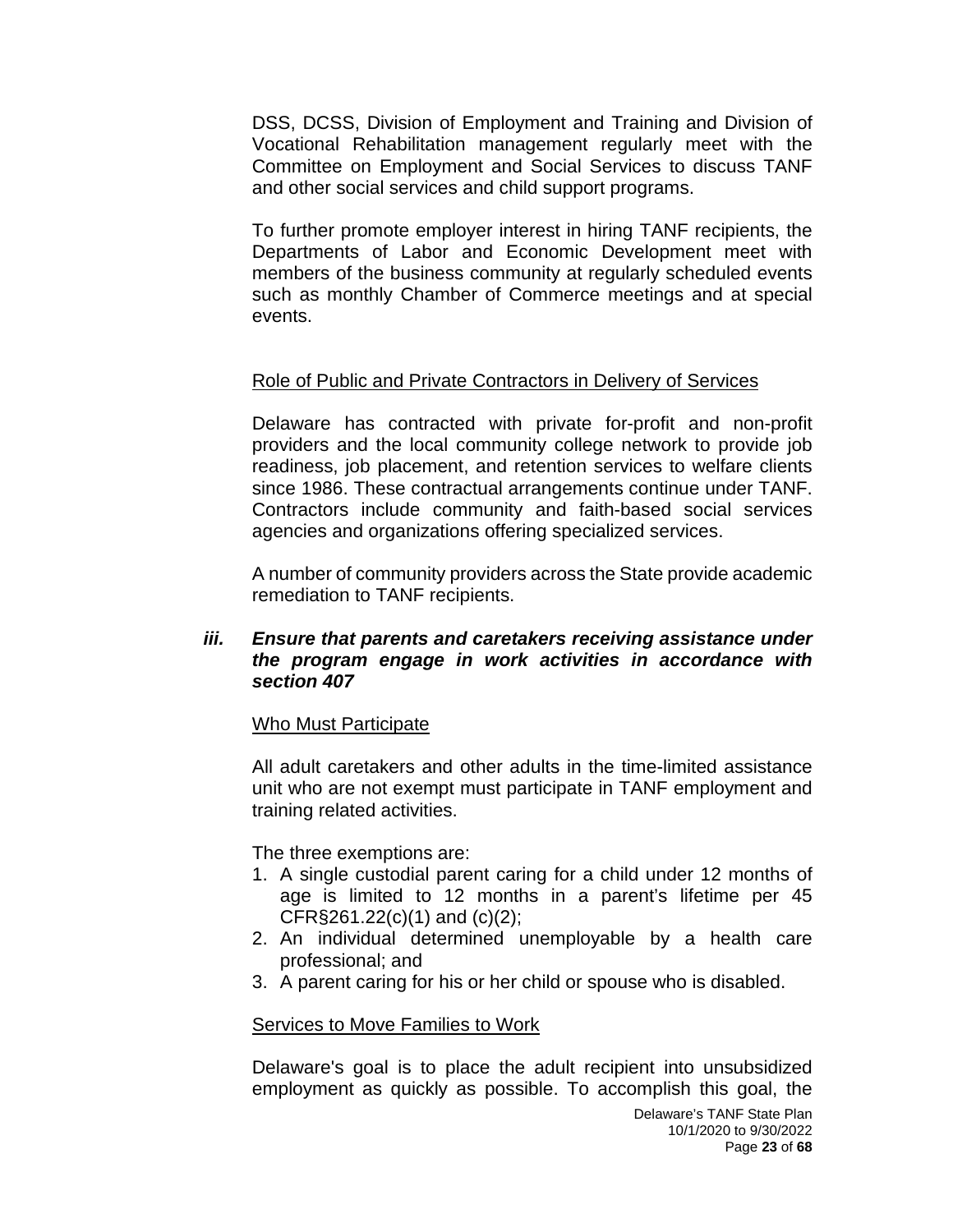DSS, DCSS, Division of Employment and Training and Division of Vocational Rehabilitation management regularly meet with the Committee on Employment and Social Services to discuss TANF and other social services and child support programs.

To further promote employer interest in hiring TANF recipients, the Departments of Labor and Economic Development meet with members of the business community at regularly scheduled events such as monthly Chamber of Commerce meetings and at special events.

<u>Role of Public and Private Contractors in Delivery of Services</u>

Delaware has contracted with private for-profit and non-profit providers and the local community college network to provide job readiness, job placement, and retention services to welfare clients since 1986. These contractual arrangements continue under TANF. Contractors include community and faith-based social services agencies and organizations offering specialized services.

A number of community providers across the State provide academic remediation to TANF recipients.

### *iii. Ensure that parents and caretakers receiving assistance under the program engage in work activities in accordance with section 407*

<u>Who Must Participate</u>

All adult caretakers and other adults in the time-limited assistance unit who are not exempt must participate in TANF employment and training related activities.

The three exemptions are:

1. A single custodial parent caring for a child under 12 months of age is limited to 12 months in a parent's lifetime per 45 CFR§261.22(c)(1) and (c)(2);
2. An individual determined unemployable by a health care professional; and
3. A parent caring for his or her child or spouse who is disabled.

<u>Services to Move Families to Work</u>

Delaware's goal is to place the adult recipient into unsubsidized employment as quickly as possible. To accomplish this goal, the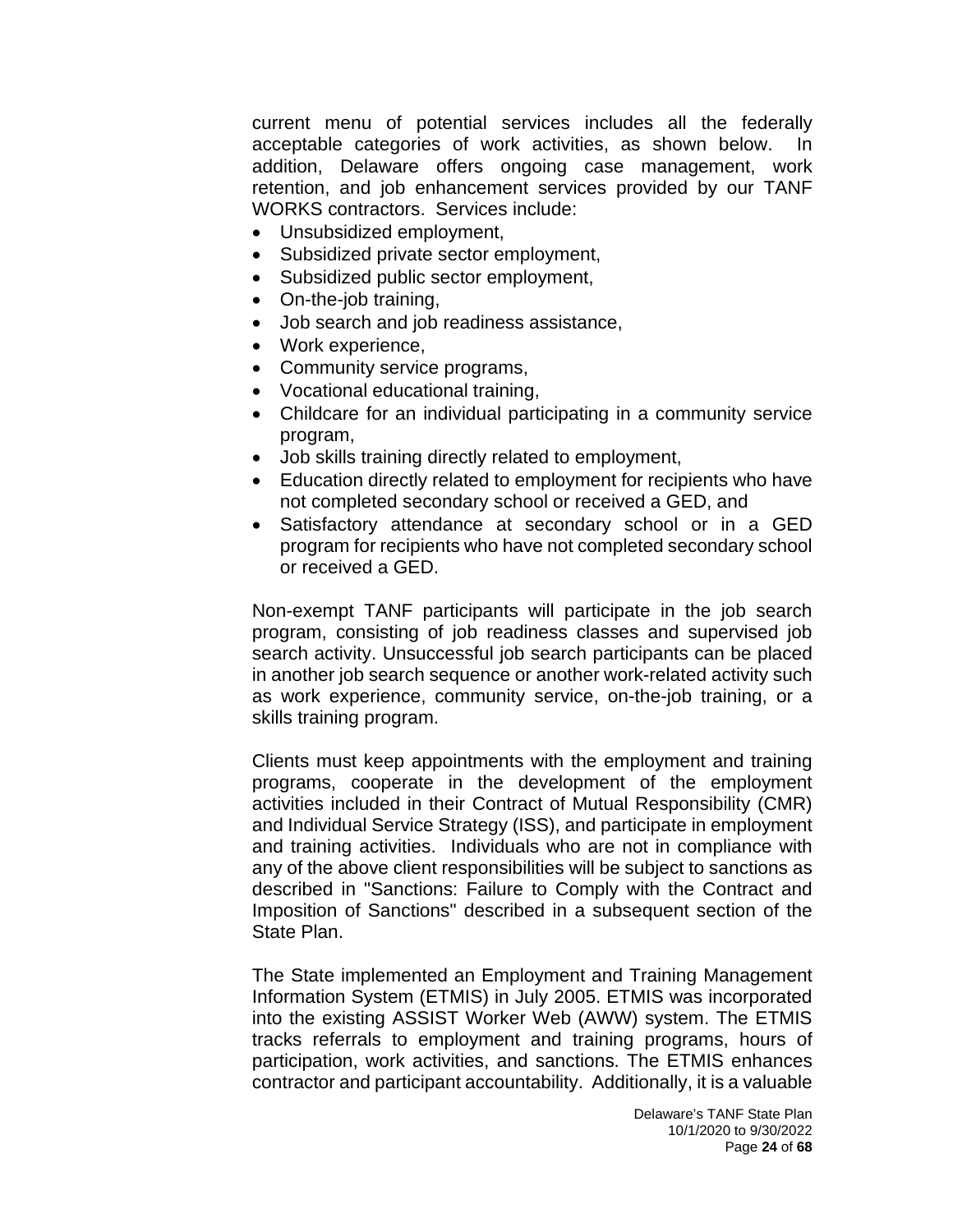current menu of potential services includes all the federally acceptable categories of work activities, as shown below. In addition, Delaware offers ongoing case management, work retention, and job enhancement services provided by our TANF WORKS contractors. Services include:

- Unsubsidized employment,
- Subsidized private sector employment,
- Subsidized public sector employment,
- On-the-job training,
- Job search and job readiness assistance,
- Work experience,
- Community service programs,
- Vocational educational training,
- Childcare for an individual participating in a community service program,
- Job skills training directly related to employment,
- Education directly related to employment for recipients who have not completed secondary school or received a GED, and
- Satisfactory attendance at secondary school or in a GED program for recipients who have not completed secondary school or received a GED.

Non-exempt TANF participants will participate in the job search program, consisting of job readiness classes and supervised job search activity. Unsuccessful job search participants can be placed in another job search sequence or another work-related activity such as work experience, community service, on-the-job training, or a skills training program.

Clients must keep appointments with the employment and training programs, cooperate in the development of the employment activities included in their Contract of Mutual Responsibility (CMR) and Individual Service Strategy (ISS), and participate in employment and training activities. Individuals who are not in compliance with any of the above client responsibilities will be subject to sanctions as described in "Sanctions: Failure to Comply with the Contract and Imposition of Sanctions" described in a subsequent section of the State Plan.

The State implemented an Employment and Training Management Information System (ETMIS) in July 2005. ETMIS was incorporated into the existing ASSIST Worker Web (AWW) system. The ETMIS tracks referrals to employment and training programs, hours of participation, work activities, and sanctions. The ETMIS enhances contractor and participant accountability. Additionally, it is a valuable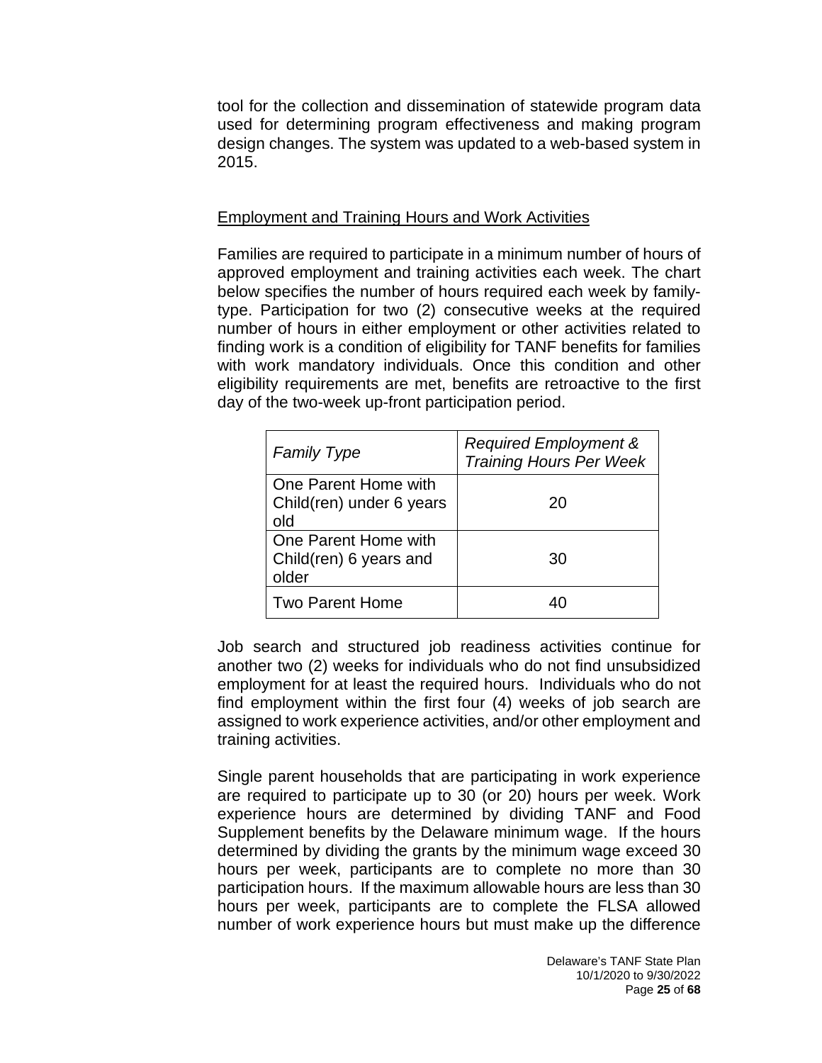tool for the collection and dissemination of statewide program data used for determining program effectiveness and making program design changes. The system was updated to a web-based system in 2015.

<u>Employment and Training Hours and Work Activities</u>

Families are required to participate in a minimum number of hours of approved employment and training activities each week. The chart below specifies the number of hours required each week by family-type. Participation for two (2) consecutive weeks at the required number of hours in either employment or other activities related to finding work is a condition of eligibility for TANF benefits for families with work mandatory individuals. Once this condition and other eligibility requirements are met, benefits are retroactive to the first day of the two-week up-front participation period.

| *Family Type* | *Required Employment & Training Hours Per Week* |
|---|---|
| One Parent Home with Child(ren) under 6 years old | 20 |
| One Parent Home with Child(ren) 6 years and older | 30 |
| Two Parent Home | 40 |

Job search and structured job readiness activities continue for another two (2) weeks for individuals who do not find unsubsidized employment for at least the required hours. Individuals who do not find employment within the first four (4) weeks of job search are assigned to work experience activities, and/or other employment and training activities.

Single parent households that are participating in work experience are required to participate up to 30 (or 20) hours per week. Work experience hours are determined by dividing TANF and Food Supplement benefits by the Delaware minimum wage. If the hours determined by dividing the grants by the minimum wage exceed 30 hours per week, participants are to complete no more than 30 participation hours. If the maximum allowable hours are less than 30 hours per week, participants are to complete the FLSA allowed number of work experience hours but must make up the difference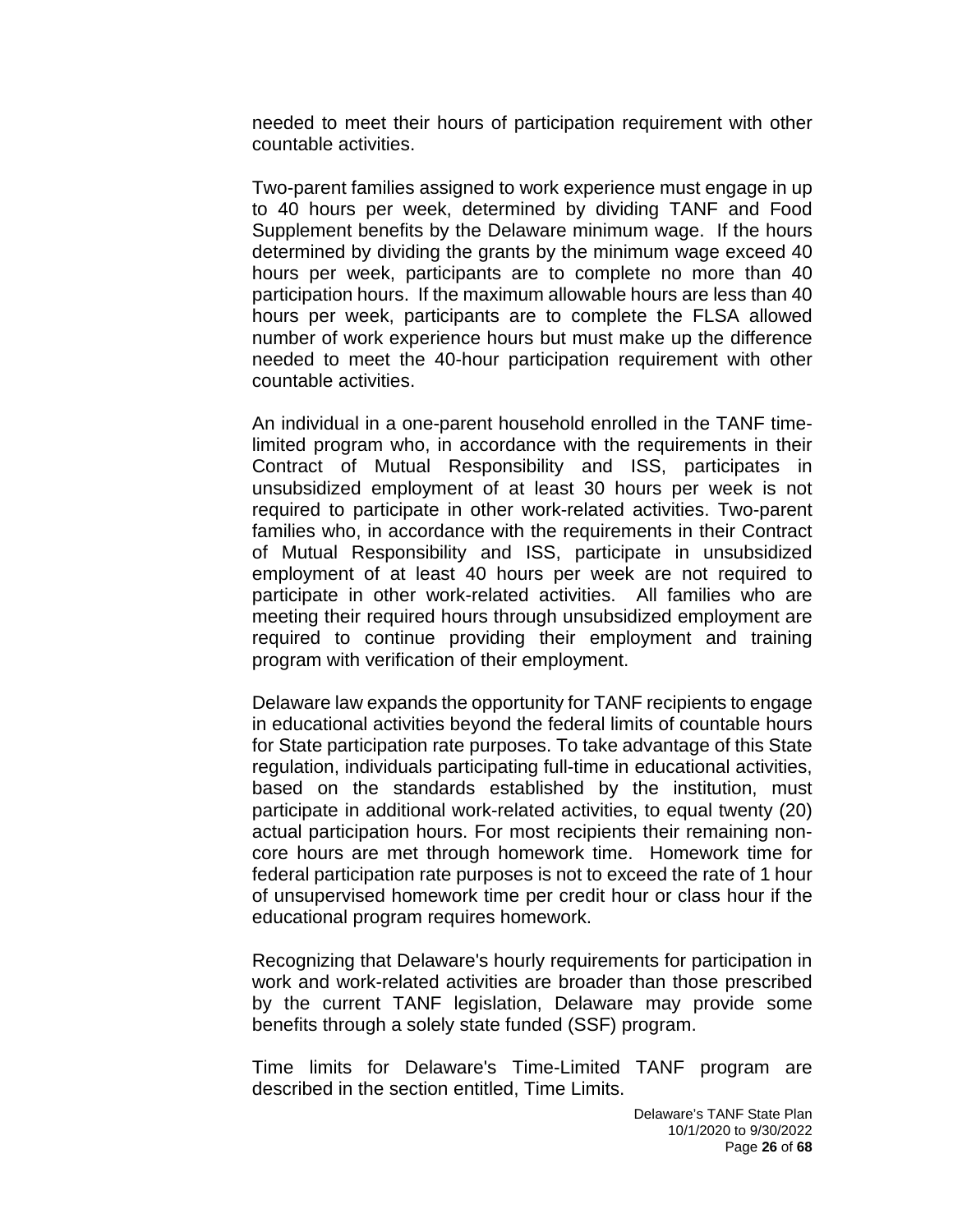needed to meet their hours of participation requirement with other countable activities.

Two-parent families assigned to work experience must engage in up to 40 hours per week, determined by dividing TANF and Food Supplement benefits by the Delaware minimum wage. If the hours determined by dividing the grants by the minimum wage exceed 40 hours per week, participants are to complete no more than 40 participation hours. If the maximum allowable hours are less than 40 hours per week, participants are to complete the FLSA allowed number of work experience hours but must make up the difference needed to meet the 40-hour participation requirement with other countable activities.

An individual in a one-parent household enrolled in the TANF time-limited program who, in accordance with the requirements in their Contract of Mutual Responsibility and ISS, participates in unsubsidized employment of at least 30 hours per week is not required to participate in other work-related activities. Two-parent families who, in accordance with the requirements in their Contract of Mutual Responsibility and ISS, participate in unsubsidized employment of at least 40 hours per week are not required to participate in other work-related activities. All families who are meeting their required hours through unsubsidized employment are required to continue providing their employment and training program with verification of their employment.

Delaware law expands the opportunity for TANF recipients to engage in educational activities beyond the federal limits of countable hours for State participation rate purposes. To take advantage of this State regulation, individuals participating full-time in educational activities, based on the standards established by the institution, must participate in additional work-related activities, to equal twenty (20) actual participation hours. For most recipients their remaining non-core hours are met through homework time. Homework time for federal participation rate purposes is not to exceed the rate of 1 hour of unsupervised homework time per credit hour or class hour if the educational program requires homework.

Recognizing that Delaware's hourly requirements for participation in work and work-related activities are broader than those prescribed by the current TANF legislation, Delaware may provide some benefits through a solely state funded (SSF) program.

Time limits for Delaware's Time-Limited TANF program are described in the section entitled, Time Limits.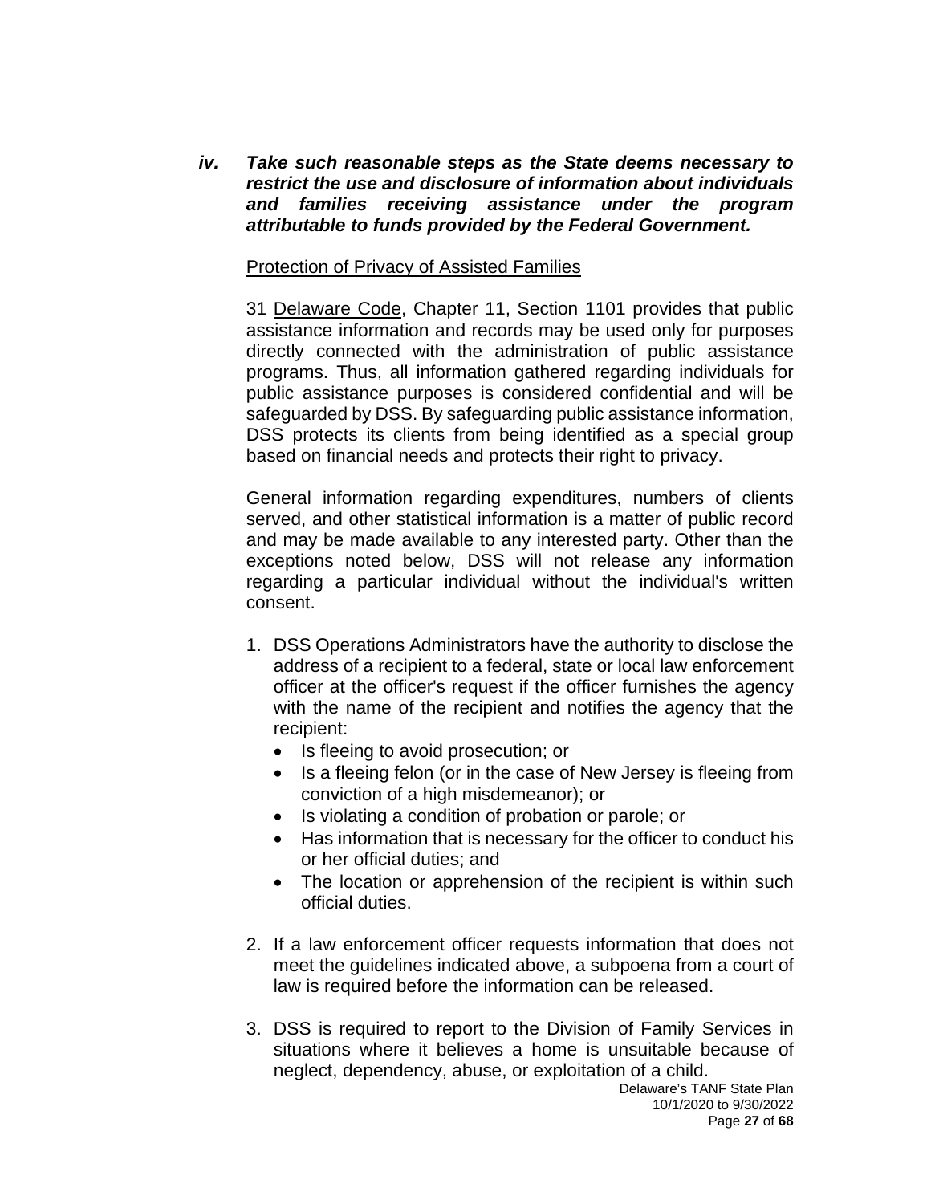***iv. Take such reasonable steps as the State deems necessary to restrict the use and disclosure of information about individuals and families receiving assistance under the program attributable to funds provided by the Federal Government.***

Protection of Privacy of Assisted Families

31 Delaware Code, Chapter 11, Section 1101 provides that public assistance information and records may be used only for purposes directly connected with the administration of public assistance programs. Thus, all information gathered regarding individuals for public assistance purposes is considered confidential and will be safeguarded by DSS. By safeguarding public assistance information, DSS protects its clients from being identified as a special group based on financial needs and protects their right to privacy.

General information regarding expenditures, numbers of clients served, and other statistical information is a matter of public record and may be made available to any interested party. Other than the exceptions noted below, DSS will not release any information regarding a particular individual without the individual's written consent.

1. DSS Operations Administrators have the authority to disclose the address of a recipient to a federal, state or local law enforcement officer at the officer's request if the officer furnishes the agency with the name of the recipient and notifies the agency that the recipient:
   - Is fleeing to avoid prosecution; or
   - Is a fleeing felon (or in the case of New Jersey is fleeing from conviction of a high misdemeanor); or
   - Is violating a condition of probation or parole; or
   - Has information that is necessary for the officer to conduct his or her official duties; and
   - The location or apprehension of the recipient is within such official duties.

2. If a law enforcement officer requests information that does not meet the guidelines indicated above, a subpoena from a court of law is required before the information can be released.

3. DSS is required to report to the Division of Family Services in situations where it believes a home is unsuitable because of neglect, dependency, abuse, or exploitation of a child.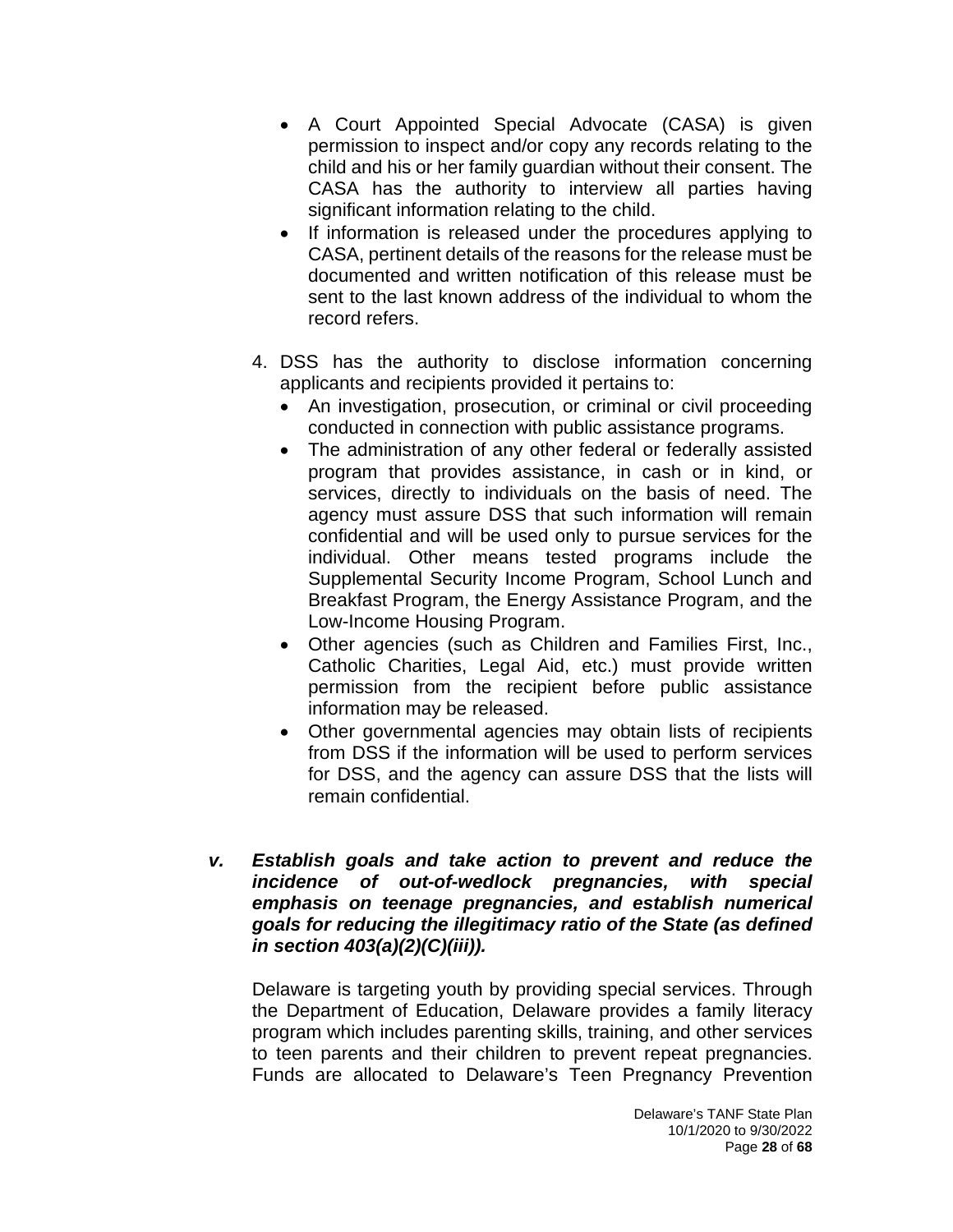- A Court Appointed Special Advocate (CASA) is given permission to inspect and/or copy any records relating to the child and his or her family guardian without their consent. The CASA has the authority to interview all parties having significant information relating to the child.
- If information is released under the procedures applying to CASA, pertinent details of the reasons for the release must be documented and written notification of this release must be sent to the last known address of the individual to whom the record refers.

4. DSS has the authority to disclose information concerning applicants and recipients provided it pertains to:
   - An investigation, prosecution, or criminal or civil proceeding conducted in connection with public assistance programs.
   - The administration of any other federal or federally assisted program that provides assistance, in cash or in kind, or services, directly to individuals on the basis of need. The agency must assure DSS that such information will remain confidential and will be used only to pursue services for the individual. Other means tested programs include the Supplemental Security Income Program, School Lunch and Breakfast Program, the Energy Assistance Program, and the Low-Income Housing Program.
   - Other agencies (such as Children and Families First, Inc., Catholic Charities, Legal Aid, etc.) must provide written permission from the recipient before public assistance information may be released.
   - Other governmental agencies may obtain lists of recipients from DSS if the information will be used to perform services for DSS, and the agency can assure DSS that the lists will remain confidential.

***v. Establish goals and take action to prevent and reduce the incidence of out-of-wedlock pregnancies, with special emphasis on teenage pregnancies, and establish numerical goals for reducing the illegitimacy ratio of the State (as defined in section 403(a)(2)(C)(iii)).***

Delaware is targeting youth by providing special services. Through the Department of Education, Delaware provides a family literacy program which includes parenting skills, training, and other services to teen parents and their children to prevent repeat pregnancies. Funds are allocated to Delaware's Teen Pregnancy Prevention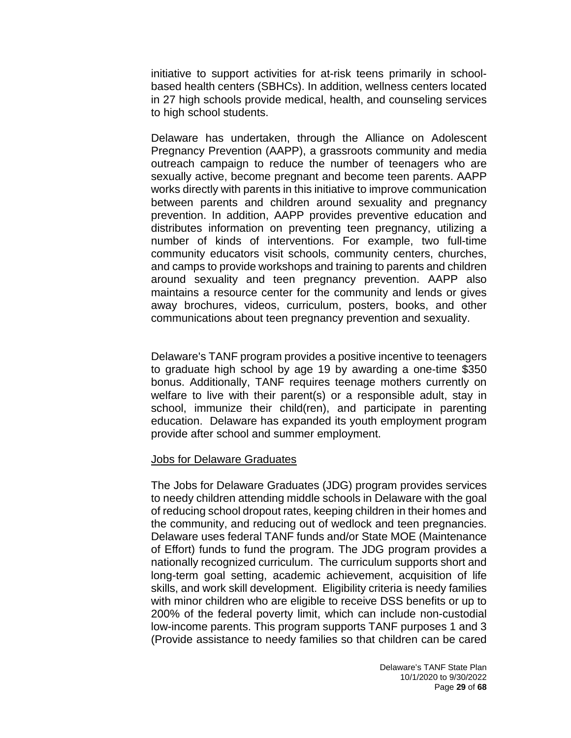initiative to support activities for at-risk teens primarily in school-based health centers (SBHCs). In addition, wellness centers located in 27 high schools provide medical, health, and counseling services to high school students.

Delaware has undertaken, through the Alliance on Adolescent Pregnancy Prevention (AAPP), a grassroots community and media outreach campaign to reduce the number of teenagers who are sexually active, become pregnant and become teen parents. AAPP works directly with parents in this initiative to improve communication between parents and children around sexuality and pregnancy prevention. In addition, AAPP provides preventive education and distributes information on preventing teen pregnancy, utilizing a number of kinds of interventions. For example, two full-time community educators visit schools, community centers, churches, and camps to provide workshops and training to parents and children around sexuality and teen pregnancy prevention. AAPP also maintains a resource center for the community and lends or gives away brochures, videos, curriculum, posters, books, and other communications about teen pregnancy prevention and sexuality.

Delaware's TANF program provides a positive incentive to teenagers to graduate high school by age 19 by awarding a one-time $350 bonus. Additionally, TANF requires teenage mothers currently on welfare to live with their parent(s) or a responsible adult, stay in school, immunize their child(ren), and participate in parenting education. Delaware has expanded its youth employment program provide after school and summer employment.

Jobs for Delaware Graduates

The Jobs for Delaware Graduates (JDG) program provides services to needy children attending middle schools in Delaware with the goal of reducing school dropout rates, keeping children in their homes and the community, and reducing out of wedlock and teen pregnancies. Delaware uses federal TANF funds and/or State MOE (Maintenance of Effort) funds to fund the program. The JDG program provides a nationally recognized curriculum. The curriculum supports short and long-term goal setting, academic achievement, acquisition of life skills, and work skill development. Eligibility criteria is needy families with minor children who are eligible to receive DSS benefits or up to 200% of the federal poverty limit, which can include non-custodial low-income parents. This program supports TANF purposes 1 and 3 (Provide assistance to needy families so that children can be cared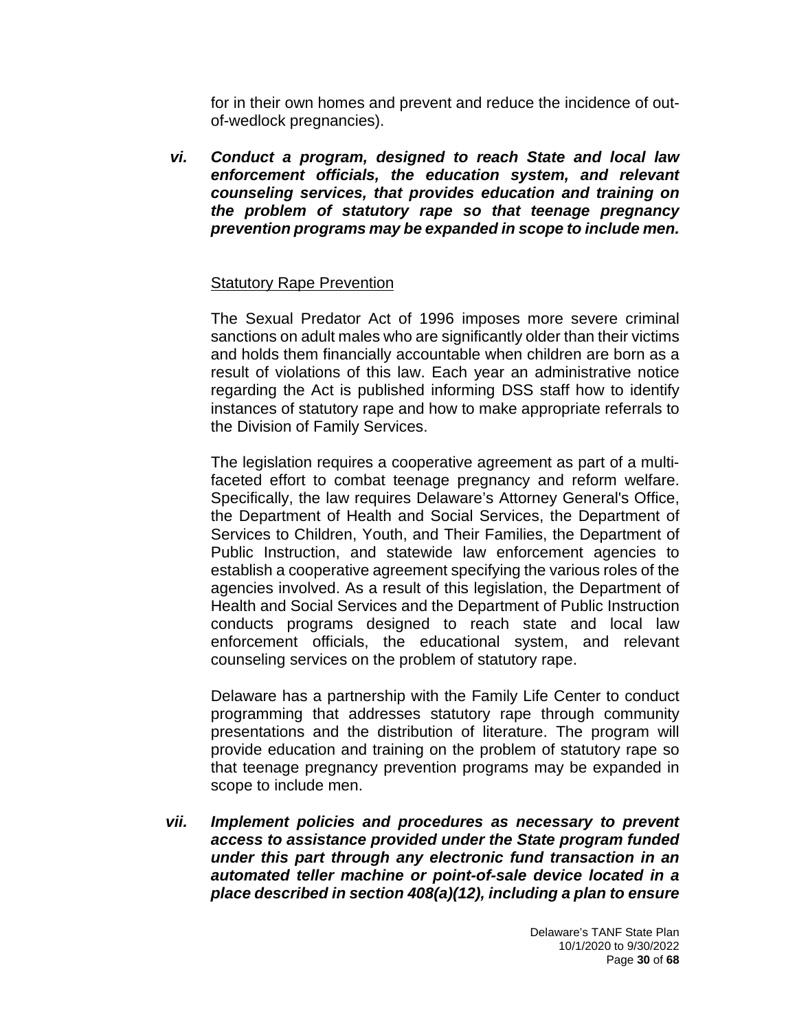for in their own homes and prevent and reduce the incidence of out-of-wedlock pregnancies).

***vi. Conduct a program, designed to reach State and local law enforcement officials, the education system, and relevant counseling services, that provides education and training on the problem of statutory rape so that teenage pregnancy prevention programs may be expanded in scope to include men.***

<u>Statutory Rape Prevention</u>

The Sexual Predator Act of 1996 imposes more severe criminal sanctions on adult males who are significantly older than their victims and holds them financially accountable when children are born as a result of violations of this law. Each year an administrative notice regarding the Act is published informing DSS staff how to identify instances of statutory rape and how to make appropriate referrals to the Division of Family Services.

The legislation requires a cooperative agreement as part of a multi-faceted effort to combat teenage pregnancy and reform welfare. Specifically, the law requires Delaware's Attorney General's Office, the Department of Health and Social Services, the Department of Services to Children, Youth, and Their Families, the Department of Public Instruction, and statewide law enforcement agencies to establish a cooperative agreement specifying the various roles of the agencies involved. As a result of this legislation, the Department of Health and Social Services and the Department of Public Instruction conducts programs designed to reach state and local law enforcement officials, the educational system, and relevant counseling services on the problem of statutory rape.

Delaware has a partnership with the Family Life Center to conduct programming that addresses statutory rape through community presentations and the distribution of literature. The program will provide education and training on the problem of statutory rape so that teenage pregnancy prevention programs may be expanded in scope to include men.

***vii. Implement policies and procedures as necessary to prevent access to assistance provided under the State program funded under this part through any electronic fund transaction in an automated teller machine or point-of-sale device located in a place described in section 408(a)(12), including a plan to ensure***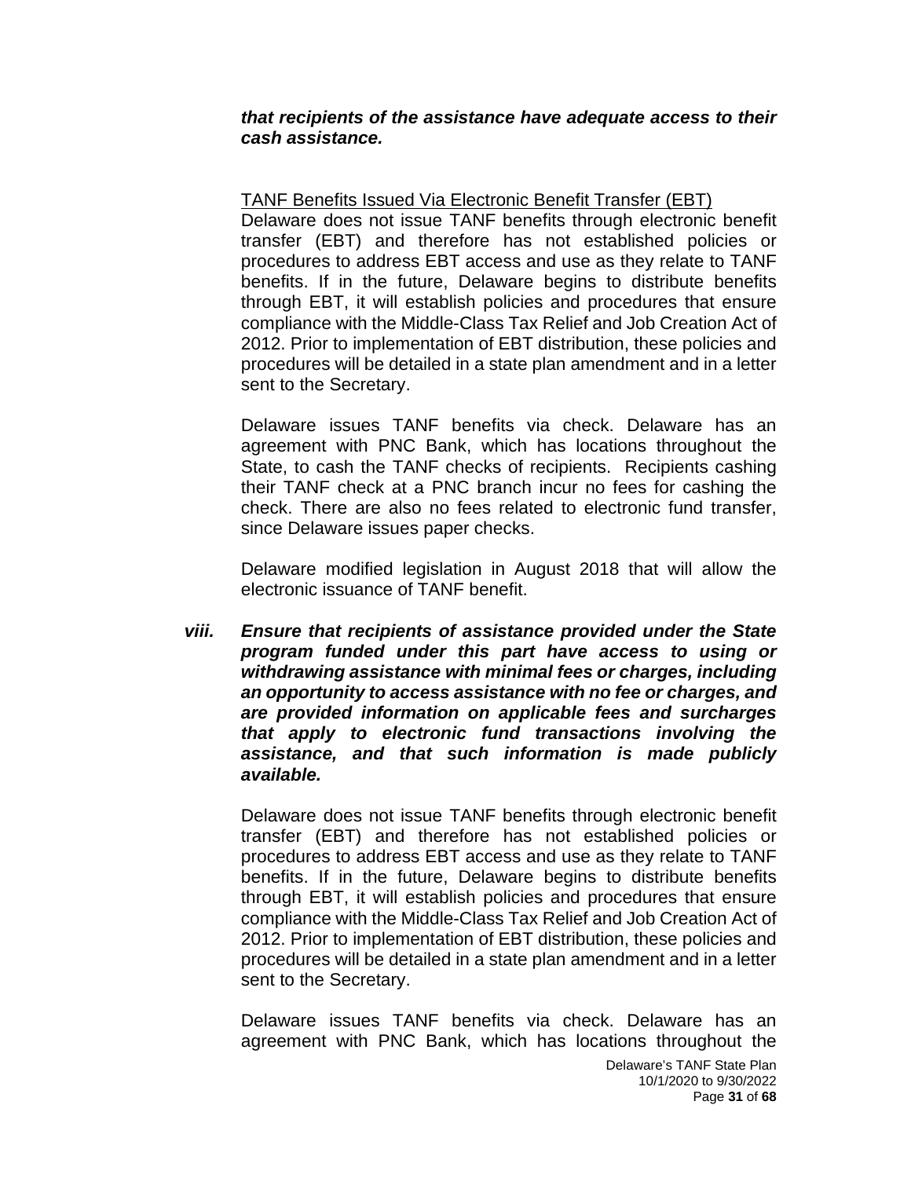***that recipients of the assistance have adequate access to their cash assistance.***

TANF Benefits Issued Via Electronic Benefit Transfer (EBT)

Delaware does not issue TANF benefits through electronic benefit transfer (EBT) and therefore has not established policies or procedures to address EBT access and use as they relate to TANF benefits. If in the future, Delaware begins to distribute benefits through EBT, it will establish policies and procedures that ensure compliance with the Middle-Class Tax Relief and Job Creation Act of 2012. Prior to implementation of EBT distribution, these policies and procedures will be detailed in a state plan amendment and in a letter sent to the Secretary.

Delaware issues TANF benefits via check. Delaware has an agreement with PNC Bank, which has locations throughout the State, to cash the TANF checks of recipients. Recipients cashing their TANF check at a PNC branch incur no fees for cashing the check. There are also no fees related to electronic fund transfer, since Delaware issues paper checks.

Delaware modified legislation in August 2018 that will allow the electronic issuance of TANF benefit.

***viii. Ensure that recipients of assistance provided under the State program funded under this part have access to using or withdrawing assistance with minimal fees or charges, including an opportunity to access assistance with no fee or charges, and are provided information on applicable fees and surcharges that apply to electronic fund transactions involving the assistance, and that such information is made publicly available.***

Delaware does not issue TANF benefits through electronic benefit transfer (EBT) and therefore has not established policies or procedures to address EBT access and use as they relate to TANF benefits. If in the future, Delaware begins to distribute benefits through EBT, it will establish policies and procedures that ensure compliance with the Middle-Class Tax Relief and Job Creation Act of 2012. Prior to implementation of EBT distribution, these policies and procedures will be detailed in a state plan amendment and in a letter sent to the Secretary.

Delaware issues TANF benefits via check. Delaware has an agreement with PNC Bank, which has locations throughout the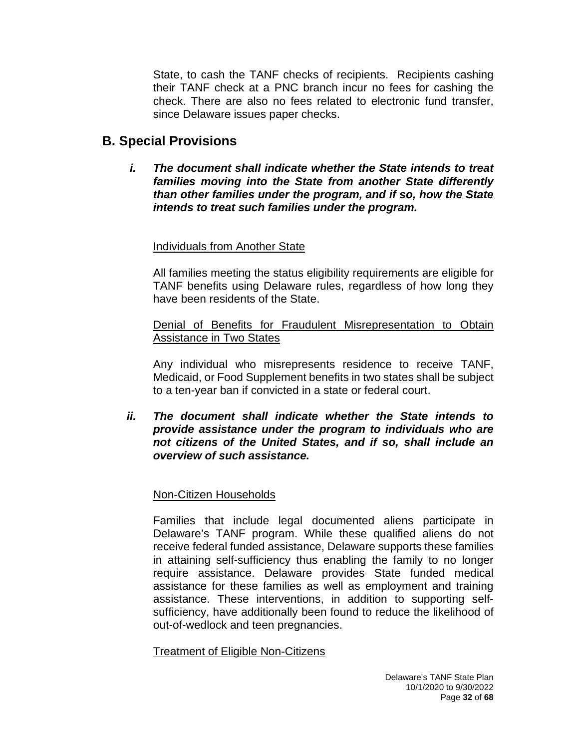State, to cash the TANF checks of recipients. Recipients cashing their TANF check at a PNC branch incur no fees for cashing the check. There are also no fees related to electronic fund transfer, since Delaware issues paper checks.

## B. Special Provisions

***i. The document shall indicate whether the State intends to treat families moving into the State from another State differently than other families under the program, and if so, how the State intends to treat such families under the program.***

<u>Individuals from Another State</u>

All families meeting the status eligibility requirements are eligible for TANF benefits using Delaware rules, regardless of how long they have been residents of the State.

<u>Denial of Benefits for Fraudulent Misrepresentation to Obtain Assistance in Two States</u>

Any individual who misrepresents residence to receive TANF, Medicaid, or Food Supplement benefits in two states shall be subject to a ten-year ban if convicted in a state or federal court.

***ii. The document shall indicate whether the State intends to provide assistance under the program to individuals who are not citizens of the United States, and if so, shall include an overview of such assistance.***

<u>Non-Citizen Households</u>

Families that include legal documented aliens participate in Delaware's TANF program. While these qualified aliens do not receive federal funded assistance, Delaware supports these families in attaining self-sufficiency thus enabling the family to no longer require assistance. Delaware provides State funded medical assistance for these families as well as employment and training assistance. These interventions, in addition to supporting self-sufficiency, have additionally been found to reduce the likelihood of out-of-wedlock and teen pregnancies.

<u>Treatment of Eligible Non-Citizens</u>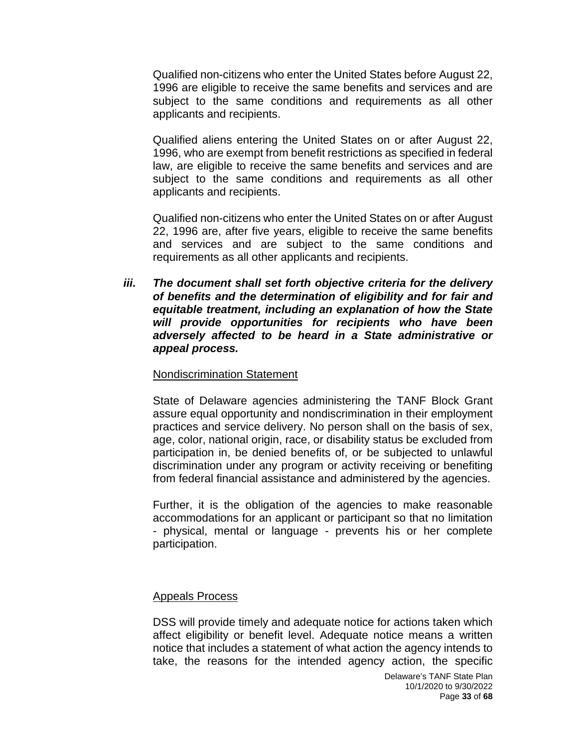Qualified non-citizens who enter the United States before August 22, 1996 are eligible to receive the same benefits and services and are subject to the same conditions and requirements as all other applicants and recipients.

Qualified aliens entering the United States on or after August 22, 1996, who are exempt from benefit restrictions as specified in federal law, are eligible to receive the same benefits and services and are subject to the same conditions and requirements as all other applicants and recipients.

Qualified non-citizens who enter the United States on or after August 22, 1996 are, after five years, eligible to receive the same benefits and services and are subject to the same conditions and requirements as all other applicants and recipients.

***iii. The document shall set forth objective criteria for the delivery of benefits and the determination of eligibility and for fair and equitable treatment, including an explanation of how the State will provide opportunities for recipients who have been adversely affected to be heard in a State administrative or appeal process.***

<u>Nondiscrimination Statement</u>

State of Delaware agencies administering the TANF Block Grant assure equal opportunity and nondiscrimination in their employment practices and service delivery. No person shall on the basis of sex, age, color, national origin, race, or disability status be excluded from participation in, be denied benefits of, or be subjected to unlawful discrimination under any program or activity receiving or benefiting from federal financial assistance and administered by the agencies.

Further, it is the obligation of the agencies to make reasonable accommodations for an applicant or participant so that no limitation - physical, mental or language - prevents his or her complete participation.

<u>Appeals Process</u>

DSS will provide timely and adequate notice for actions taken which affect eligibility or benefit level. Adequate notice means a written notice that includes a statement of what action the agency intends to take, the reasons for the intended agency action, the specific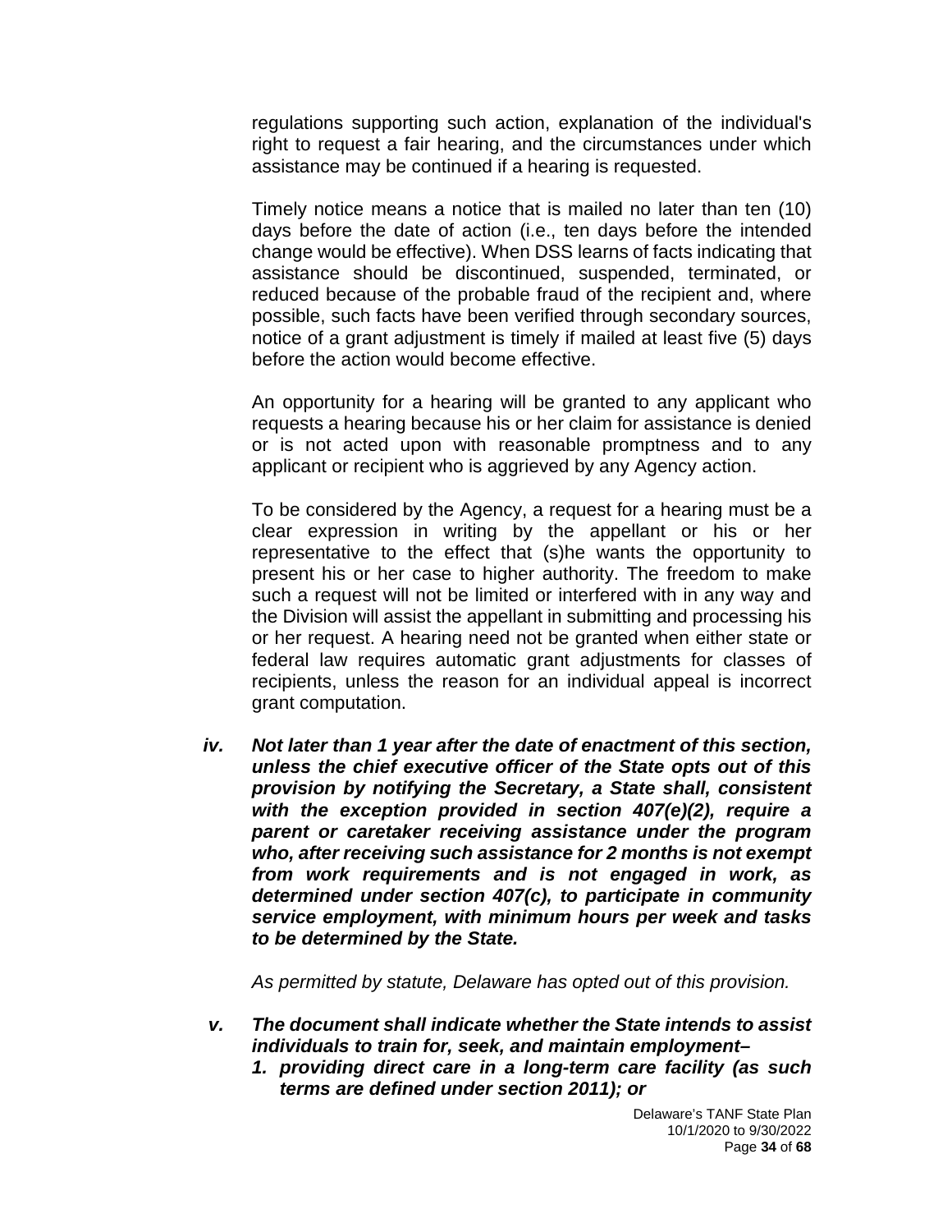regulations supporting such action, explanation of the individual's right to request a fair hearing, and the circumstances under which assistance may be continued if a hearing is requested.

Timely notice means a notice that is mailed no later than ten (10) days before the date of action (i.e., ten days before the intended change would be effective). When DSS learns of facts indicating that assistance should be discontinued, suspended, terminated, or reduced because of the probable fraud of the recipient and, where possible, such facts have been verified through secondary sources, notice of a grant adjustment is timely if mailed at least five (5) days before the action would become effective.

An opportunity for a hearing will be granted to any applicant who requests a hearing because his or her claim for assistance is denied or is not acted upon with reasonable promptness and to any applicant or recipient who is aggrieved by any Agency action.

To be considered by the Agency, a request for a hearing must be a clear expression in writing by the appellant or his or her representative to the effect that (s)he wants the opportunity to present his or her case to higher authority. The freedom to make such a request will not be limited or interfered with in any way and the Division will assist the appellant in submitting and processing his or her request. A hearing need not be granted when either state or federal law requires automatic grant adjustments for classes of recipients, unless the reason for an individual appeal is incorrect grant computation.

***iv. Not later than 1 year after the date of enactment of this section, unless the chief executive officer of the State opts out of this provision by notifying the Secretary, a State shall, consistent with the exception provided in section 407(e)(2), require a parent or caretaker receiving assistance under the program who, after receiving such assistance for 2 months is not exempt from work requirements and is not engaged in work, as determined under section 407(c), to participate in community service employment, with minimum hours per week and tasks to be determined by the State.***

*As permitted by statute, Delaware has opted out of this provision.*

***v. The document shall indicate whether the State intends to assist individuals to train for, seek, and maintain employment–***

***1. providing direct care in a long-term care facility (as such terms are defined under section 2011); or***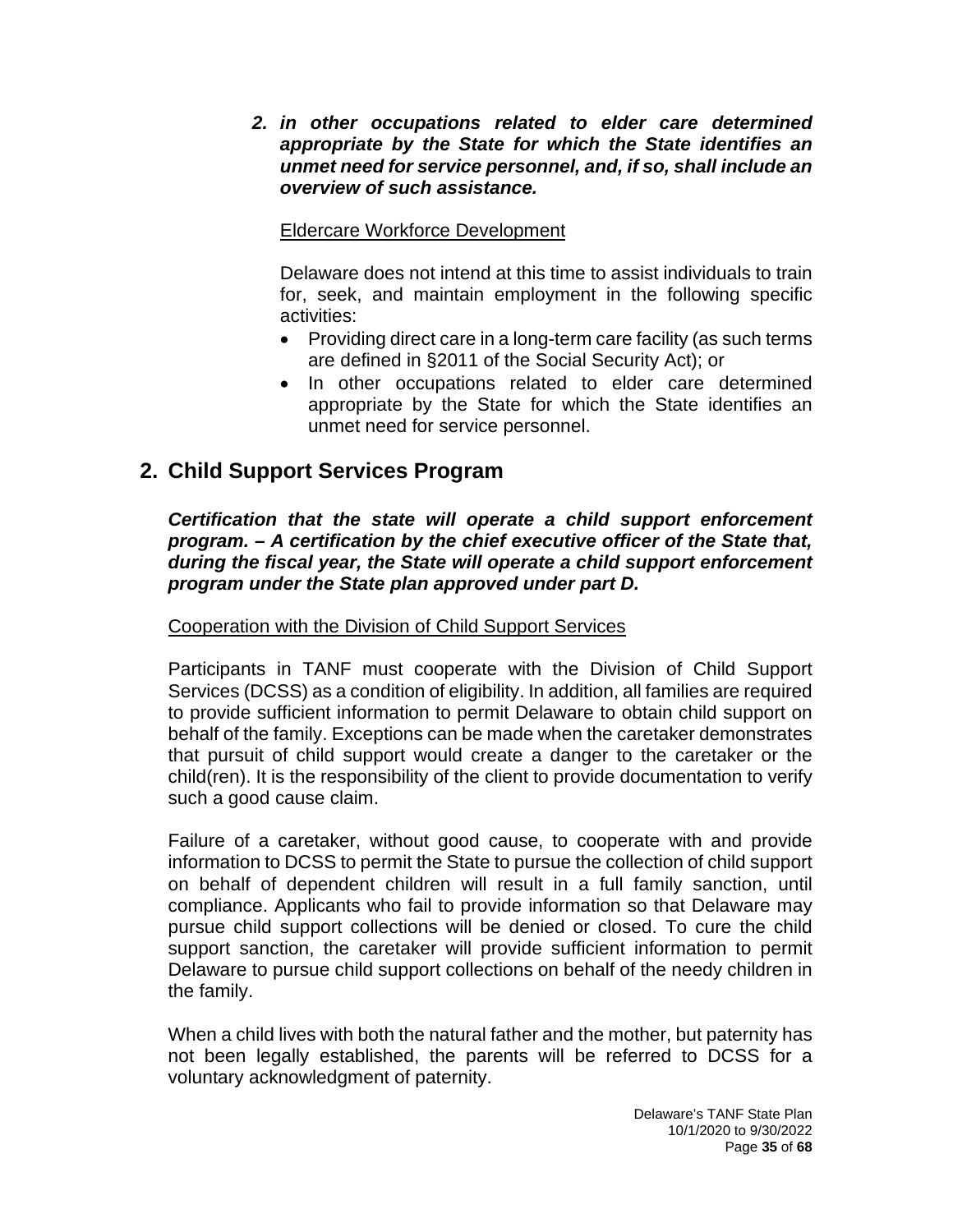2. ***in other occupations related to elder care determined appropriate by the State for which the State identifies an unmet need for service personnel, and, if so, shall include an overview of such assistance.***

   Eldercare Workforce Development

   Delaware does not intend at this time to assist individuals to train for, seek, and maintain employment in the following specific activities:

   - Providing direct care in a long-term care facility (as such terms are defined in §2011 of the Social Security Act); or
   - In other occupations related to elder care determined appropriate by the State for which the State identifies an unmet need for service personnel.

## 2. Child Support Services Program

***Certification that the state will operate a child support enforcement program. – A certification by the chief executive officer of the State that, during the fiscal year, the State will operate a child support enforcement program under the State plan approved under part D.***

Cooperation with the Division of Child Support Services

Participants in TANF must cooperate with the Division of Child Support Services (DCSS) as a condition of eligibility. In addition, all families are required to provide sufficient information to permit Delaware to obtain child support on behalf of the family. Exceptions can be made when the caretaker demonstrates that pursuit of child support would create a danger to the caretaker or the child(ren). It is the responsibility of the client to provide documentation to verify such a good cause claim.

Failure of a caretaker, without good cause, to cooperate with and provide information to DCSS to permit the State to pursue the collection of child support on behalf of dependent children will result in a full family sanction, until compliance. Applicants who fail to provide information so that Delaware may pursue child support collections will be denied or closed. To cure the child support sanction, the caretaker will provide sufficient information to permit Delaware to pursue child support collections on behalf of the needy children in the family.

When a child lives with both the natural father and the mother, but paternity has not been legally established, the parents will be referred to DCSS for a voluntary acknowledgment of paternity.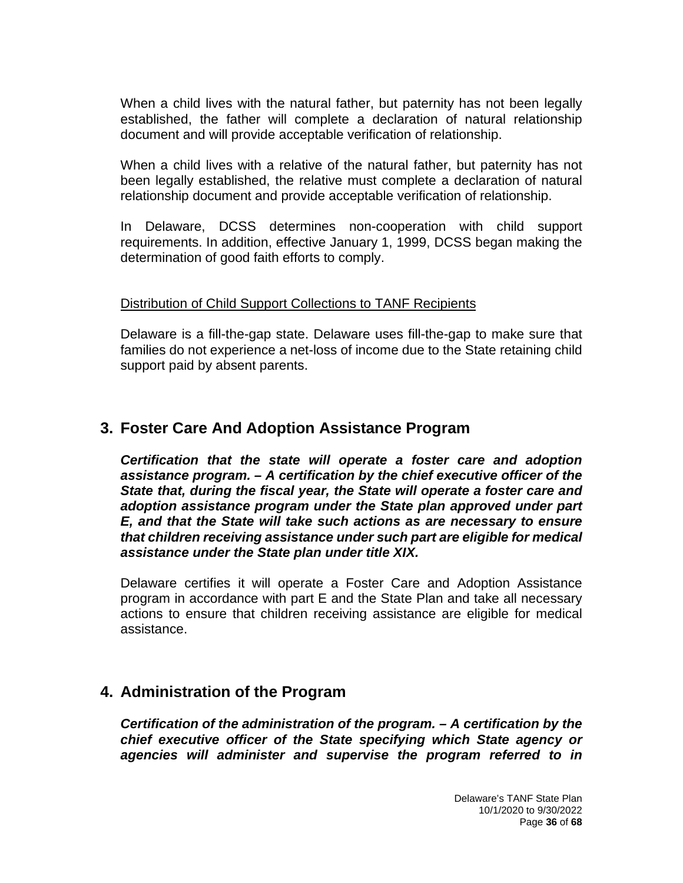When a child lives with the natural father, but paternity has not been legally established, the father will complete a declaration of natural relationship document and will provide acceptable verification of relationship.

When a child lives with a relative of the natural father, but paternity has not been legally established, the relative must complete a declaration of natural relationship document and provide acceptable verification of relationship.

In Delaware, DCSS determines non-cooperation with child support requirements. In addition, effective January 1, 1999, DCSS began making the determination of good faith efforts to comply.

<u>Distribution of Child Support Collections to TANF Recipients</u>

Delaware is a fill-the-gap state. Delaware uses fill-the-gap to make sure that families do not experience a net-loss of income due to the State retaining child support paid by absent parents.

## 3. Foster Care And Adoption Assistance Program

***Certification that the state will operate a foster care and adoption assistance program. – A certification by the chief executive officer of the State that, during the fiscal year, the State will operate a foster care and adoption assistance program under the State plan approved under part E, and that the State will take such actions as are necessary to ensure that children receiving assistance under such part are eligible for medical assistance under the State plan under title XIX.***

Delaware certifies it will operate a Foster Care and Adoption Assistance program in accordance with part E and the State Plan and take all necessary actions to ensure that children receiving assistance are eligible for medical assistance.

## 4. Administration of the Program

***Certification of the administration of the program. – A certification by the chief executive officer of the State specifying which State agency or agencies will administer and supervise the program referred to in***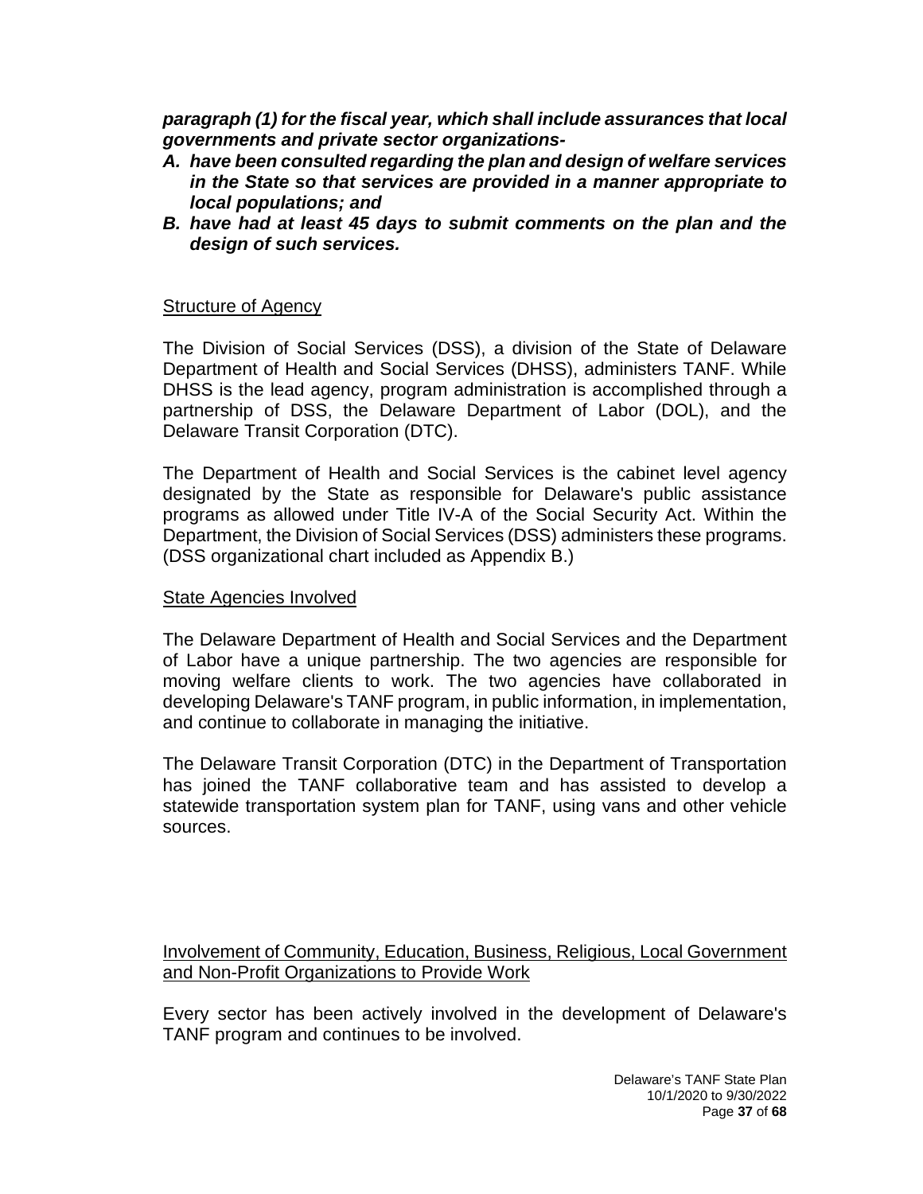***paragraph (1) for the fiscal year, which shall include assurances that local governments and private sector organizations-***

A. ***have been consulted regarding the plan and design of welfare services in the State so that services are provided in a manner appropriate to local populations; and***
B. ***have had at least 45 days to submit comments on the plan and the design of such services.***

Structure of Agency

The Division of Social Services (DSS), a division of the State of Delaware Department of Health and Social Services (DHSS), administers TANF. While DHSS is the lead agency, program administration is accomplished through a partnership of DSS, the Delaware Department of Labor (DOL), and the Delaware Transit Corporation (DTC).

The Department of Health and Social Services is the cabinet level agency designated by the State as responsible for Delaware's public assistance programs as allowed under Title IV-A of the Social Security Act. Within the Department, the Division of Social Services (DSS) administers these programs. (DSS organizational chart included as Appendix B.)

State Agencies Involved

The Delaware Department of Health and Social Services and the Department of Labor have a unique partnership. The two agencies are responsible for moving welfare clients to work. The two agencies have collaborated in developing Delaware's TANF program, in public information, in implementation, and continue to collaborate in managing the initiative.

The Delaware Transit Corporation (DTC) in the Department of Transportation has joined the TANF collaborative team and has assisted to develop a statewide transportation system plan for TANF, using vans and other vehicle sources.

Involvement of Community, Education, Business, Religious, Local Government and Non-Profit Organizations to Provide Work

Every sector has been actively involved in the development of Delaware's TANF program and continues to be involved.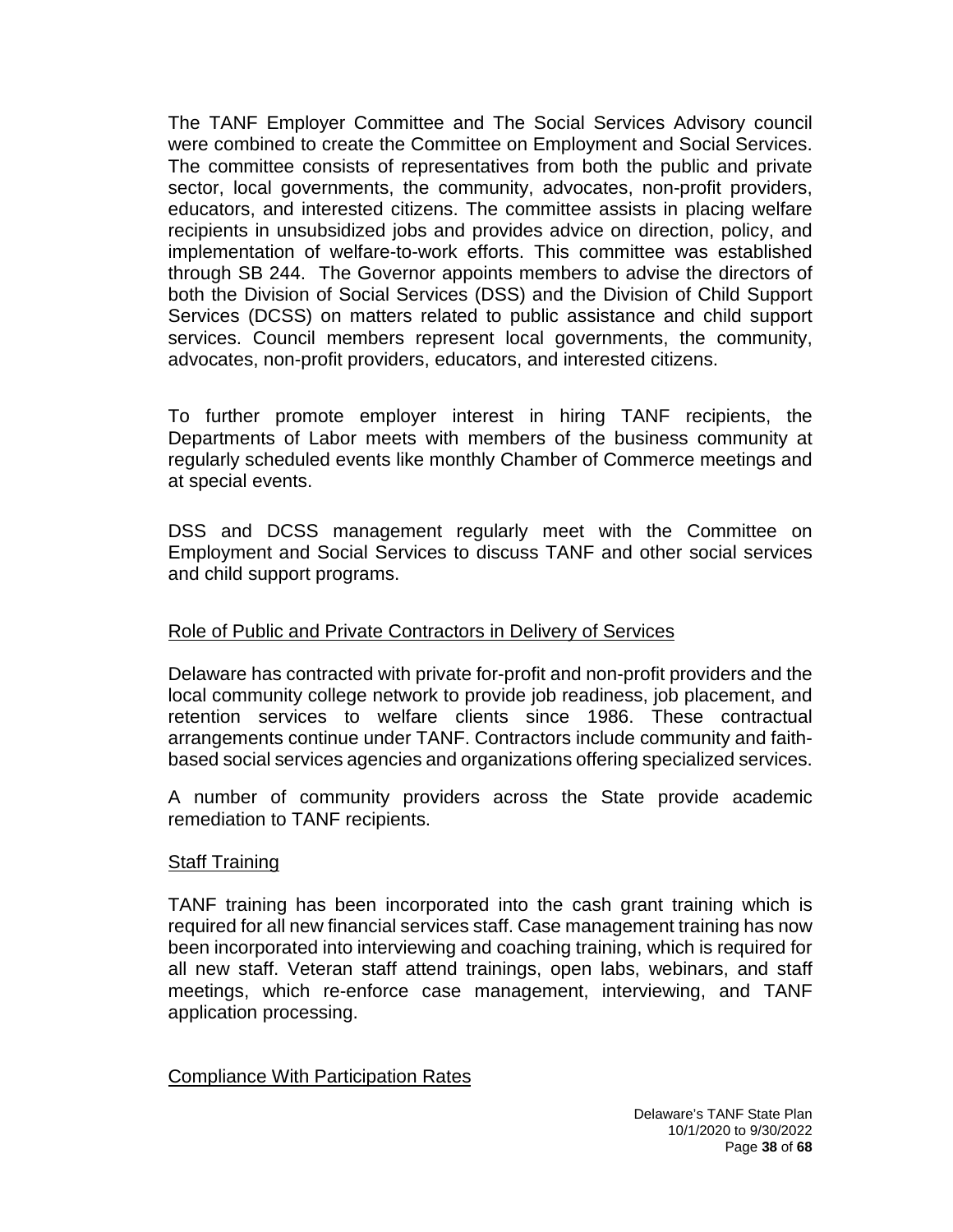The TANF Employer Committee and The Social Services Advisory council were combined to create the Committee on Employment and Social Services. The committee consists of representatives from both the public and private sector, local governments, the community, advocates, non-profit providers, educators, and interested citizens. The committee assists in placing welfare recipients in unsubsidized jobs and provides advice on direction, policy, and implementation of welfare-to-work efforts. This committee was established through SB 244. The Governor appoints members to advise the directors of both the Division of Social Services (DSS) and the Division of Child Support Services (DCSS) on matters related to public assistance and child support services. Council members represent local governments, the community, advocates, non-profit providers, educators, and interested citizens.

To further promote employer interest in hiring TANF recipients, the Departments of Labor meets with members of the business community at regularly scheduled events like monthly Chamber of Commerce meetings and at special events.

DSS and DCSS management regularly meet with the Committee on Employment and Social Services to discuss TANF and other social services and child support programs.

## Role of Public and Private Contractors in Delivery of Services

Delaware has contracted with private for-profit and non-profit providers and the local community college network to provide job readiness, job placement, and retention services to welfare clients since 1986. These contractual arrangements continue under TANF. Contractors include community and faith-based social services agencies and organizations offering specialized services.

A number of community providers across the State provide academic remediation to TANF recipients.

## Staff Training

TANF training has been incorporated into the cash grant training which is required for all new financial services staff. Case management training has now been incorporated into interviewing and coaching training, which is required for all new staff. Veteran staff attend trainings, open labs, webinars, and staff meetings, which re-enforce case management, interviewing, and TANF application processing.

## Compliance With Participation Rates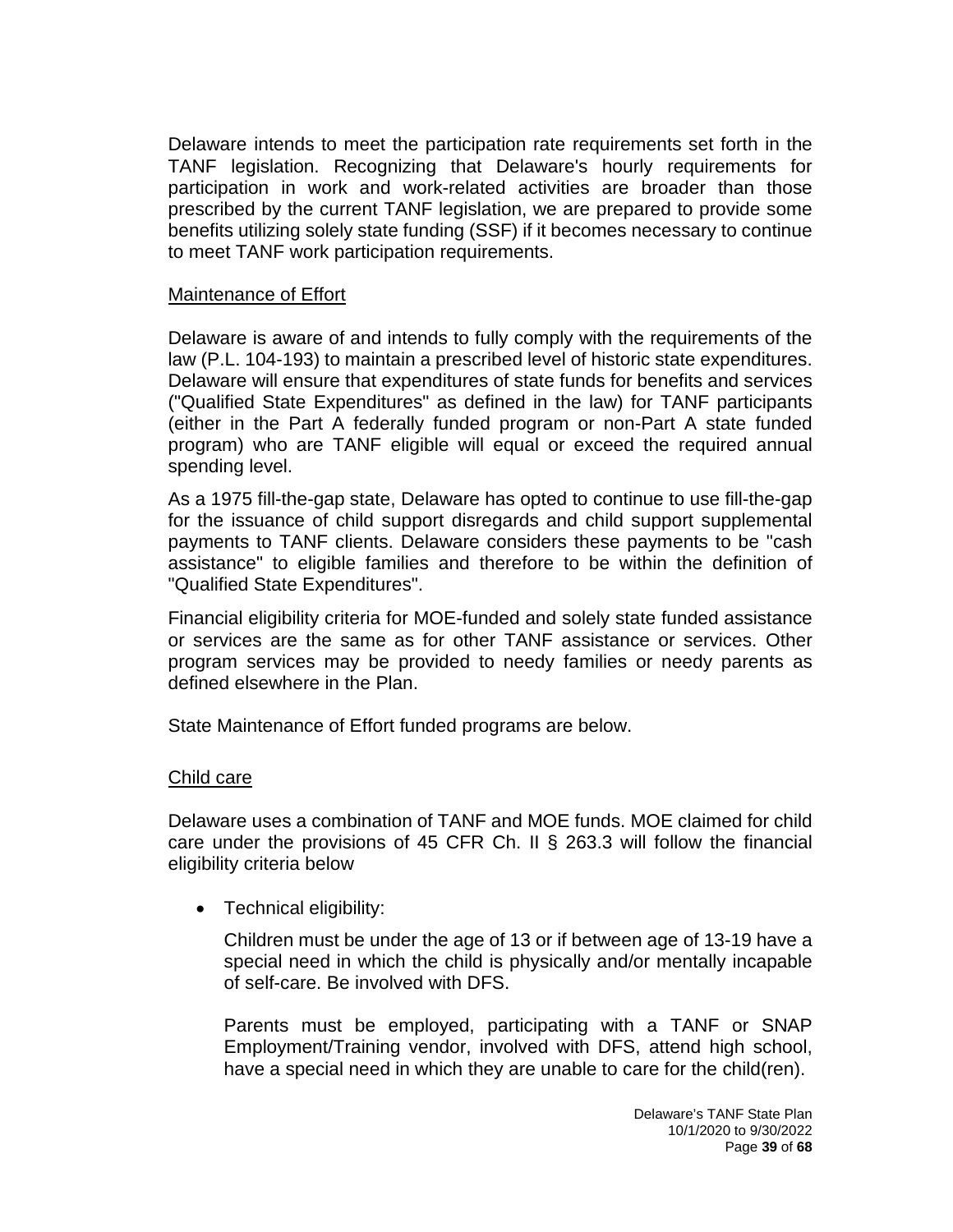Delaware intends to meet the participation rate requirements set forth in the TANF legislation. Recognizing that Delaware's hourly requirements for participation in work and work-related activities are broader than those prescribed by the current TANF legislation, we are prepared to provide some benefits utilizing solely state funding (SSF) if it becomes necessary to continue to meet TANF work participation requirements.

## Maintenance of Effort

Delaware is aware of and intends to fully comply with the requirements of the law (P.L. 104-193) to maintain a prescribed level of historic state expenditures. Delaware will ensure that expenditures of state funds for benefits and services ("Qualified State Expenditures" as defined in the law) for TANF participants (either in the Part A federally funded program or non-Part A state funded program) who are TANF eligible will equal or exceed the required annual spending level.

As a 1975 fill-the-gap state, Delaware has opted to continue to use fill-the-gap for the issuance of child support disregards and child support supplemental payments to TANF clients. Delaware considers these payments to be "cash assistance" to eligible families and therefore to be within the definition of "Qualified State Expenditures".

Financial eligibility criteria for MOE-funded and solely state funded assistance or services are the same as for other TANF assistance or services. Other program services may be provided to needy families or needy parents as defined elsewhere in the Plan.

State Maintenance of Effort funded programs are below.

## Child care

Delaware uses a combination of TANF and MOE funds. MOE claimed for child care under the provisions of 45 CFR Ch. II § 263.3 will follow the financial eligibility criteria below

- Technical eligibility:

  Children must be under the age of 13 or if between age of 13-19 have a special need in which the child is physically and/or mentally incapable of self-care. Be involved with DFS.

  Parents must be employed, participating with a TANF or SNAP Employment/Training vendor, involved with DFS, attend high school, have a special need in which they are unable to care for the child(ren).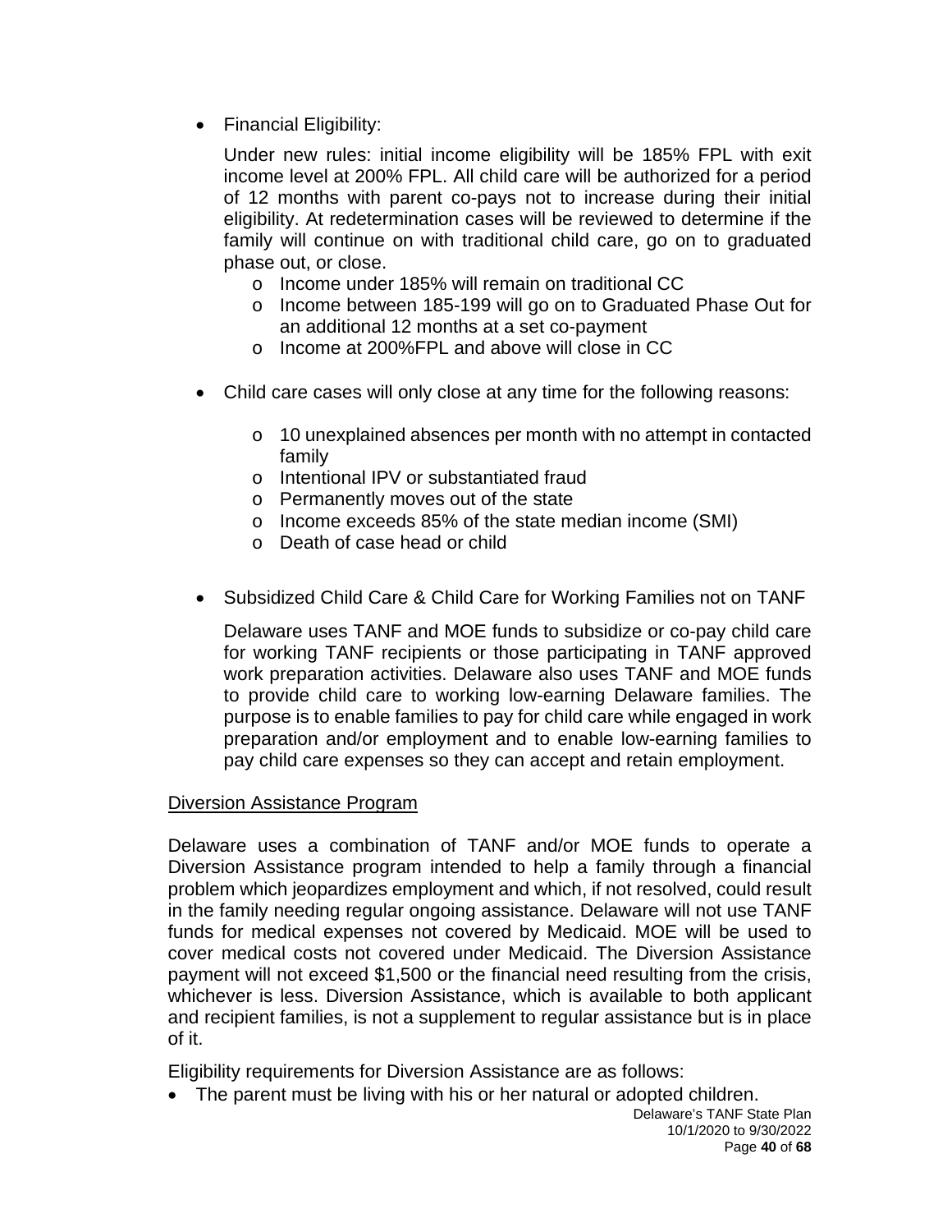- Financial Eligibility:

  Under new rules: initial income eligibility will be 185% FPL with exit income level at 200% FPL. All child care will be authorized for a period of 12 months with parent co-pays not to increase during their initial eligibility. At redetermination cases will be reviewed to determine if the family will continue on with traditional child care, go on to graduated phase out, or close.

  - Income under 185% will remain on traditional CC
  - Income between 185-199 will go on to Graduated Phase Out for an additional 12 months at a set co-payment
  - Income at 200%FPL and above will close in CC

- Child care cases will only close at any time for the following reasons:

  - 10 unexplained absences per month with no attempt in contacted family
  - Intentional IPV or substantiated fraud
  - Permanently moves out of the state
  - Income exceeds 85% of the state median income (SMI)
  - Death of case head or child

- Subsidized Child Care & Child Care for Working Families not on TANF

  Delaware uses TANF and MOE funds to subsidize or co-pay child care for working TANF recipients or those participating in TANF approved work preparation activities. Delaware also uses TANF and MOE funds to provide child care to working low-earning Delaware families. The purpose is to enable families to pay for child care while engaged in work preparation and/or employment and to enable low-earning families to pay child care expenses so they can accept and retain employment.

<u>Diversion Assistance Program</u>

Delaware uses a combination of TANF and/or MOE funds to operate a Diversion Assistance program intended to help a family through a financial problem which jeopardizes employment and which, if not resolved, could result in the family needing regular ongoing assistance. Delaware will not use TANF funds for medical expenses not covered by Medicaid. MOE will be used to cover medical costs not covered under Medicaid. The Diversion Assistance payment will not exceed $1,500 or the financial need resulting from the crisis, whichever is less. Diversion Assistance, which is available to both applicant and recipient families, is not a supplement to regular assistance but is in place of it.

Eligibility requirements for Diversion Assistance are as follows:

- The parent must be living with his or her natural or adopted children.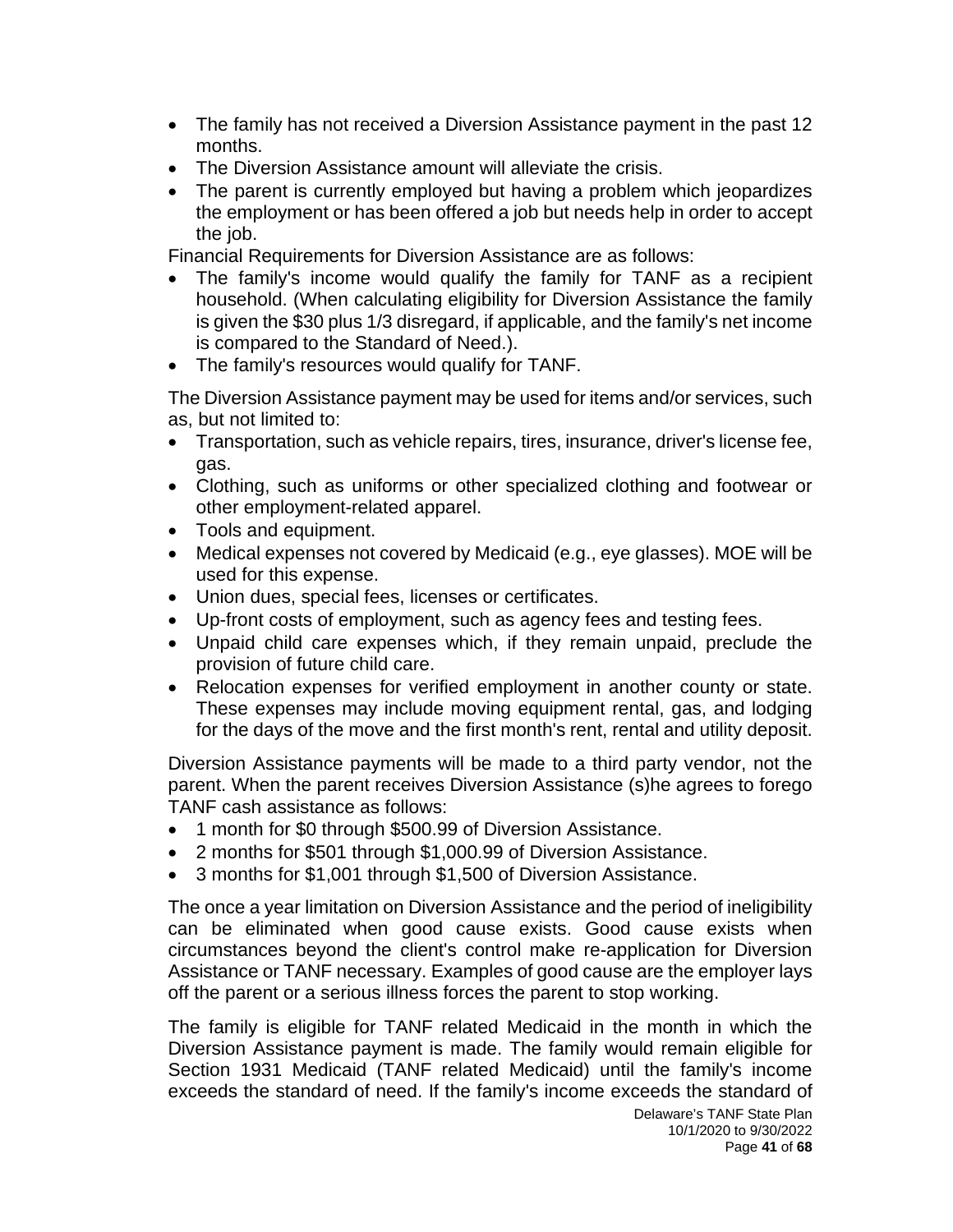- The family has not received a Diversion Assistance payment in the past 12 months.
- The Diversion Assistance amount will alleviate the crisis.
- The parent is currently employed but having a problem which jeopardizes the employment or has been offered a job but needs help in order to accept the job.

Financial Requirements for Diversion Assistance are as follows:

- The family's income would qualify the family for TANF as a recipient household. (When calculating eligibility for Diversion Assistance the family is given the $30 plus 1/3 disregard, if applicable, and the family's net income is compared to the Standard of Need.).
- The family's resources would qualify for TANF.

The Diversion Assistance payment may be used for items and/or services, such as, but not limited to:

- Transportation, such as vehicle repairs, tires, insurance, driver's license fee, gas.
- Clothing, such as uniforms or other specialized clothing and footwear or other employment-related apparel.
- Tools and equipment.
- Medical expenses not covered by Medicaid (e.g., eye glasses). MOE will be used for this expense.
- Union dues, special fees, licenses or certificates.
- Up-front costs of employment, such as agency fees and testing fees.
- Unpaid child care expenses which, if they remain unpaid, preclude the provision of future child care.
- Relocation expenses for verified employment in another county or state. These expenses may include moving equipment rental, gas, and lodging for the days of the move and the first month's rent, rental and utility deposit.

Diversion Assistance payments will be made to a third party vendor, not the parent. When the parent receives Diversion Assistance (s)he agrees to forego TANF cash assistance as follows:

- 1 month for $0 through $500.99 of Diversion Assistance.
- 2 months for $501 through $1,000.99 of Diversion Assistance.
- 3 months for $1,001 through $1,500 of Diversion Assistance.

The once a year limitation on Diversion Assistance and the period of ineligibility can be eliminated when good cause exists. Good cause exists when circumstances beyond the client's control make re-application for Diversion Assistance or TANF necessary. Examples of good cause are the employer lays off the parent or a serious illness forces the parent to stop working.

The family is eligible for TANF related Medicaid in the month in which the Diversion Assistance payment is made. The family would remain eligible for Section 1931 Medicaid (TANF related Medicaid) until the family's income exceeds the standard of need. If the family's income exceeds the standard of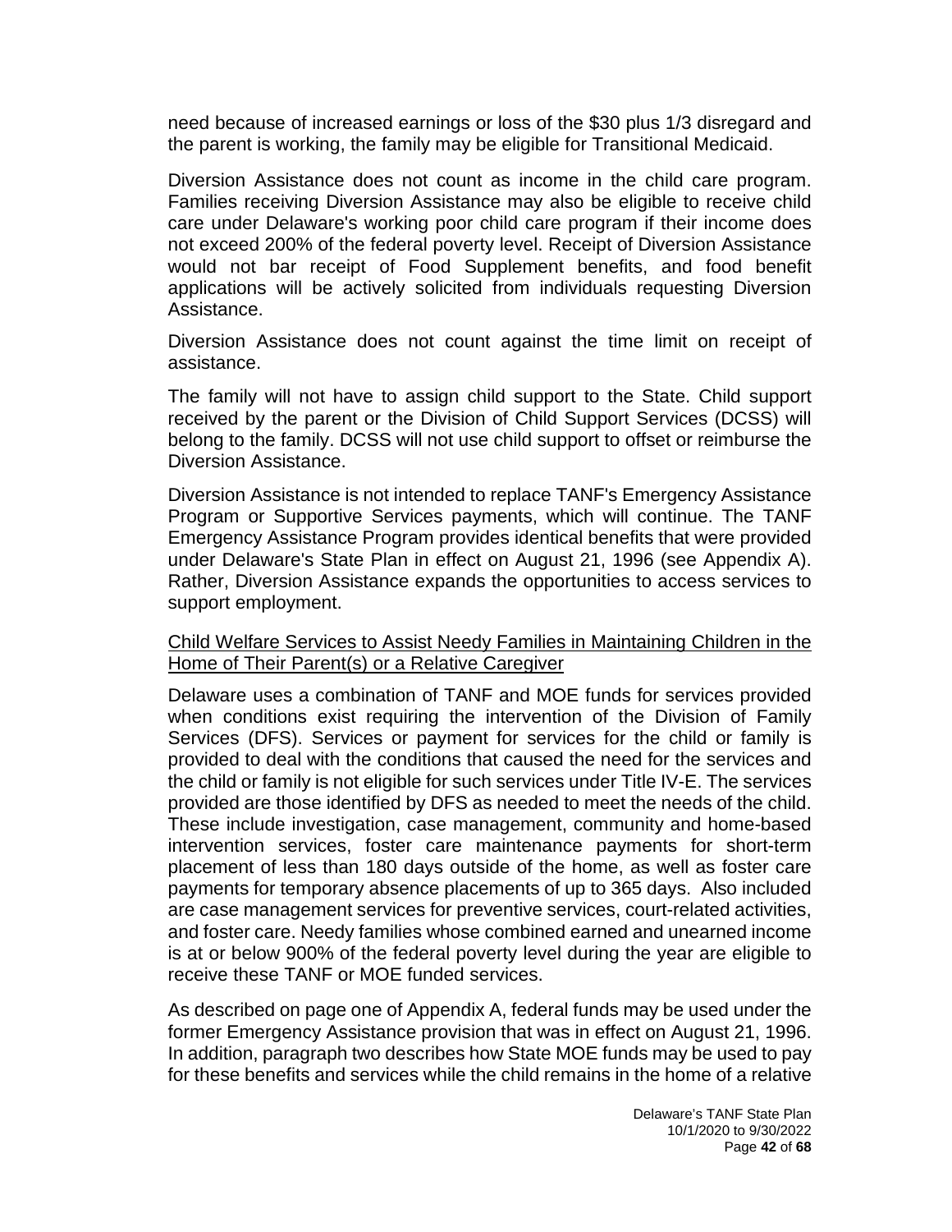need because of increased earnings or loss of the $30 plus 1/3 disregard and the parent is working, the family may be eligible for Transitional Medicaid.

Diversion Assistance does not count as income in the child care program. Families receiving Diversion Assistance may also be eligible to receive child care under Delaware's working poor child care program if their income does not exceed 200% of the federal poverty level. Receipt of Diversion Assistance would not bar receipt of Food Supplement benefits, and food benefit applications will be actively solicited from individuals requesting Diversion Assistance.

Diversion Assistance does not count against the time limit on receipt of assistance.

The family will not have to assign child support to the State. Child support received by the parent or the Division of Child Support Services (DCSS) will belong to the family. DCSS will not use child support to offset or reimburse the Diversion Assistance.

Diversion Assistance is not intended to replace TANF's Emergency Assistance Program or Supportive Services payments, which will continue. The TANF Emergency Assistance Program provides identical benefits that were provided under Delaware's State Plan in effect on August 21, 1996 (see Appendix A). Rather, Diversion Assistance expands the opportunities to access services to support employment.

<u>Child Welfare Services to Assist Needy Families in Maintaining Children in the Home of Their Parent(s) or a Relative Caregiver</u>

Delaware uses a combination of TANF and MOE funds for services provided when conditions exist requiring the intervention of the Division of Family Services (DFS). Services or payment for services for the child or family is provided to deal with the conditions that caused the need for the services and the child or family is not eligible for such services under Title IV-E. The services provided are those identified by DFS as needed to meet the needs of the child. These include investigation, case management, community and home-based intervention services, foster care maintenance payments for short-term placement of less than 180 days outside of the home, as well as foster care payments for temporary absence placements of up to 365 days. Also included are case management services for preventive services, court-related activities, and foster care. Needy families whose combined earned and unearned income is at or below 900% of the federal poverty level during the year are eligible to receive these TANF or MOE funded services.

As described on page one of Appendix A, federal funds may be used under the former Emergency Assistance provision that was in effect on August 21, 1996. In addition, paragraph two describes how State MOE funds may be used to pay for these benefits and services while the child remains in the home of a relative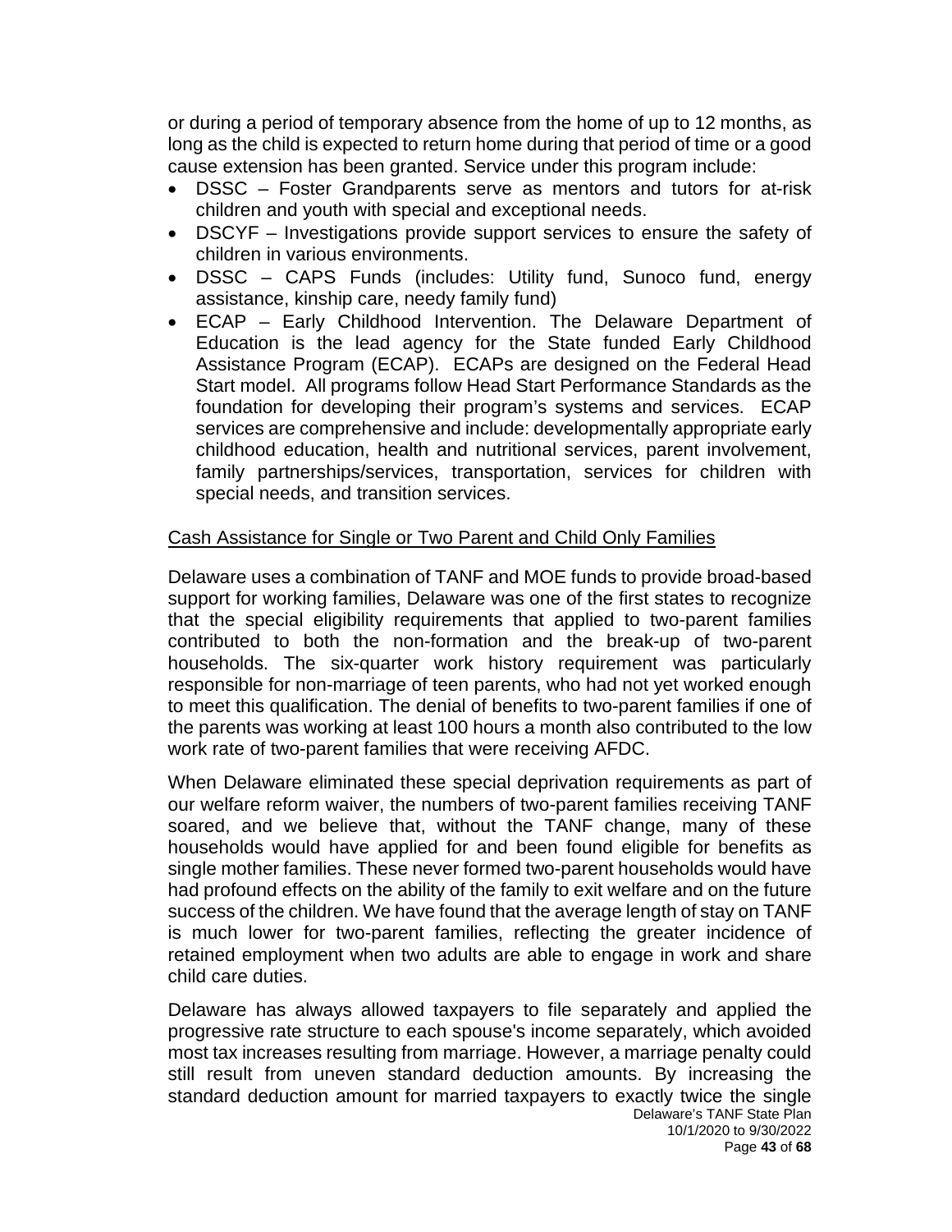or during a period of temporary absence from the home of up to 12 months, as long as the child is expected to return home during that period of time or a good cause extension has been granted. Service under this program include:

- DSSC – Foster Grandparents serve as mentors and tutors for at-risk children and youth with special and exceptional needs.
- DSCYF – Investigations provide support services to ensure the safety of children in various environments.
- DSSC – CAPS Funds (includes: Utility fund, Sunoco fund, energy assistance, kinship care, needy family fund)
- ECAP – Early Childhood Intervention. The Delaware Department of Education is the lead agency for the State funded Early Childhood Assistance Program (ECAP). ECAPs are designed on the Federal Head Start model. All programs follow Head Start Performance Standards as the foundation for developing their program's systems and services. ECAP services are comprehensive and include: developmentally appropriate early childhood education, health and nutritional services, parent involvement, family partnerships/services, transportation, services for children with special needs, and transition services.

Cash Assistance for Single or Two Parent and Child Only Families

Delaware uses a combination of TANF and MOE funds to provide broad-based support for working families, Delaware was one of the first states to recognize that the special eligibility requirements that applied to two-parent families contributed to both the non-formation and the break-up of two-parent households. The six-quarter work history requirement was particularly responsible for non-marriage of teen parents, who had not yet worked enough to meet this qualification. The denial of benefits to two-parent families if one of the parents was working at least 100 hours a month also contributed to the low work rate of two-parent families that were receiving AFDC.

When Delaware eliminated these special deprivation requirements as part of our welfare reform waiver, the numbers of two-parent families receiving TANF soared, and we believe that, without the TANF change, many of these households would have applied for and been found eligible for benefits as single mother families. These never formed two-parent households would have had profound effects on the ability of the family to exit welfare and on the future success of the children. We have found that the average length of stay on TANF is much lower for two-parent families, reflecting the greater incidence of retained employment when two adults are able to engage in work and share child care duties.

Delaware has always allowed taxpayers to file separately and applied the progressive rate structure to each spouse's income separately, which avoided most tax increases resulting from marriage. However, a marriage penalty could still result from uneven standard deduction amounts. By increasing the standard deduction amount for married taxpayers to exactly twice the single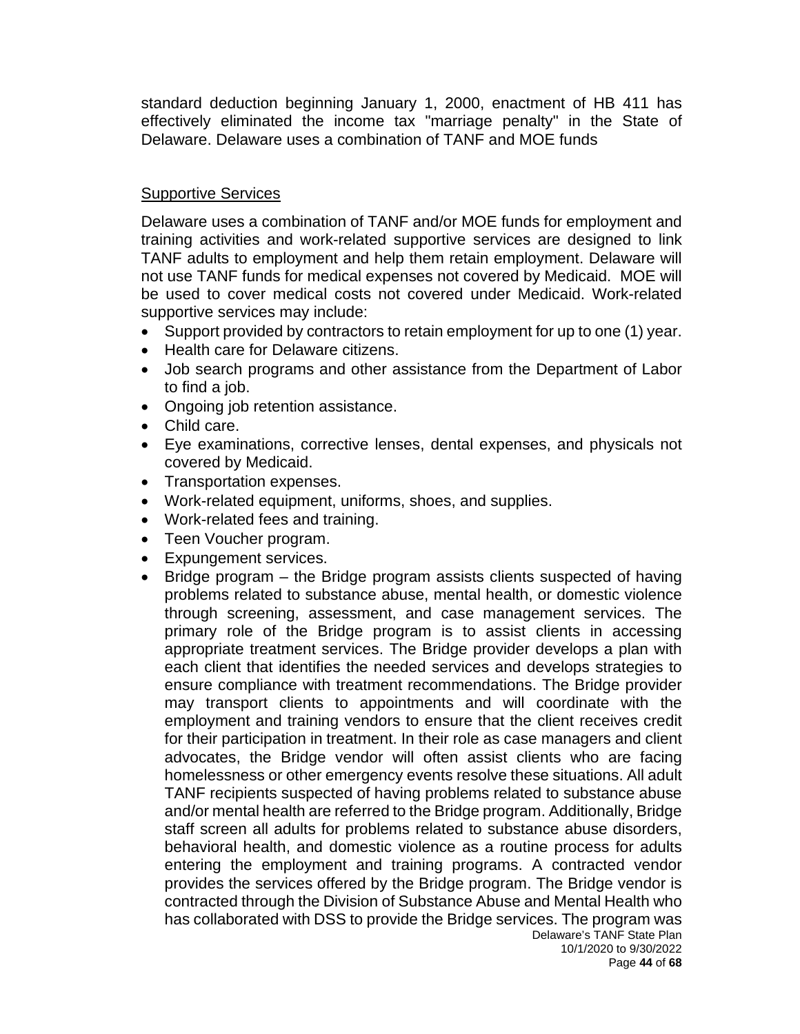standard deduction beginning January 1, 2000, enactment of HB 411 has effectively eliminated the income tax "marriage penalty" in the State of Delaware. Delaware uses a combination of TANF and MOE funds

Supportive Services

Delaware uses a combination of TANF and/or MOE funds for employment and training activities and work-related supportive services are designed to link TANF adults to employment and help them retain employment. Delaware will not use TANF funds for medical expenses not covered by Medicaid. MOE will be used to cover medical costs not covered under Medicaid. Work-related supportive services may include:

- Support provided by contractors to retain employment for up to one (1) year.
- Health care for Delaware citizens.
- Job search programs and other assistance from the Department of Labor to find a job.
- Ongoing job retention assistance.
- Child care.
- Eye examinations, corrective lenses, dental expenses, and physicals not covered by Medicaid.
- Transportation expenses.
- Work-related equipment, uniforms, shoes, and supplies.
- Work-related fees and training.
- Teen Voucher program.
- Expungement services.
- Bridge program – the Bridge program assists clients suspected of having problems related to substance abuse, mental health, or domestic violence through screening, assessment, and case management services. The primary role of the Bridge program is to assist clients in accessing appropriate treatment services. The Bridge provider develops a plan with each client that identifies the needed services and develops strategies to ensure compliance with treatment recommendations. The Bridge provider may transport clients to appointments and will coordinate with the employment and training vendors to ensure that the client receives credit for their participation in treatment. In their role as case managers and client advocates, the Bridge vendor will often assist clients who are facing homelessness or other emergency events resolve these situations. All adult TANF recipients suspected of having problems related to substance abuse and/or mental health are referred to the Bridge program. Additionally, Bridge staff screen all adults for problems related to substance abuse disorders, behavioral health, and domestic violence as a routine process for adults entering the employment and training programs. A contracted vendor provides the services offered by the Bridge program. The Bridge vendor is contracted through the Division of Substance Abuse and Mental Health who has collaborated with DSS to provide the Bridge services. The program was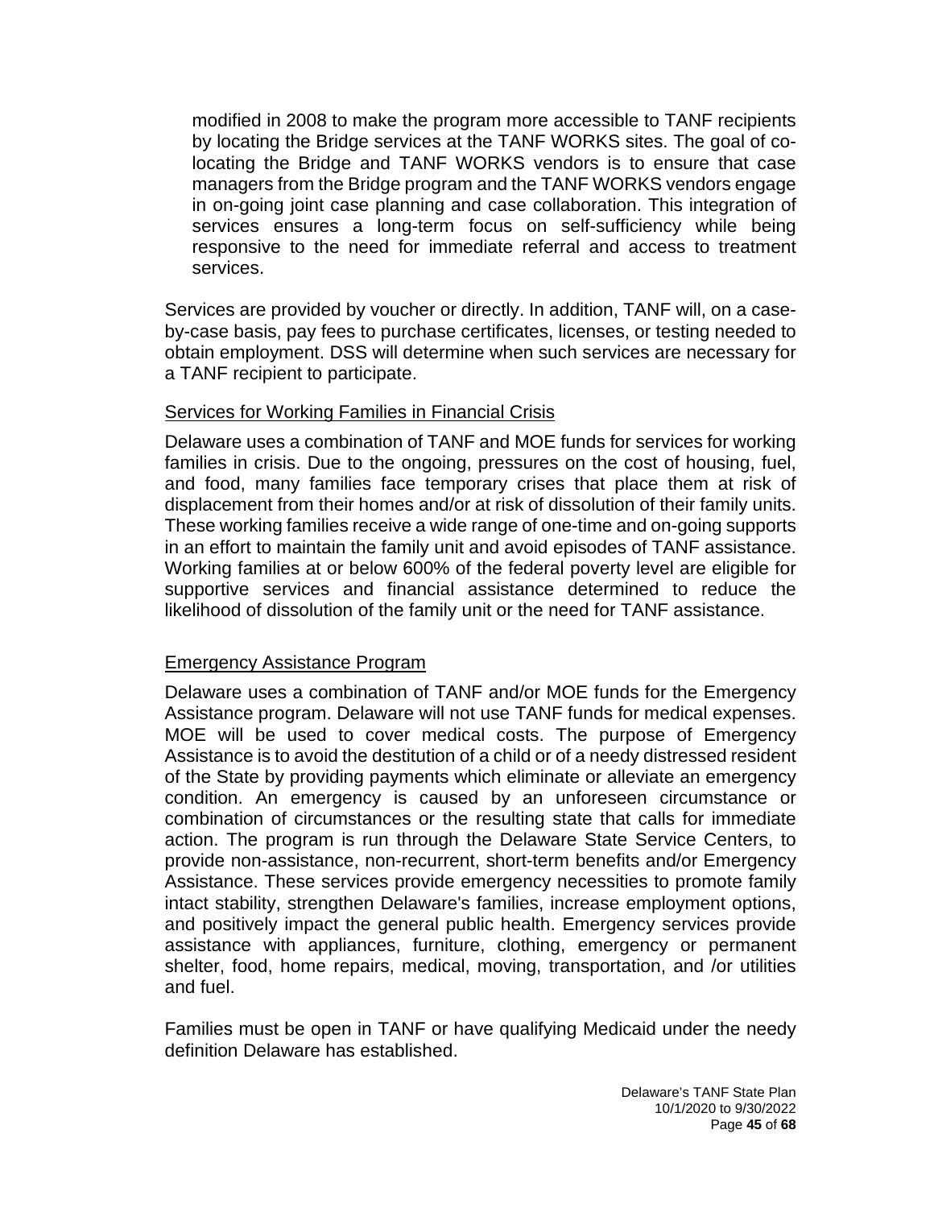modified in 2008 to make the program more accessible to TANF recipients by locating the Bridge services at the TANF WORKS sites. The goal of co-locating the Bridge and TANF WORKS vendors is to ensure that case managers from the Bridge program and the TANF WORKS vendors engage in on-going joint case planning and case collaboration. This integration of services ensures a long-term focus on self-sufficiency while being responsive to the need for immediate referral and access to treatment services.

Services are provided by voucher or directly. In addition, TANF will, on a case-by-case basis, pay fees to purchase certificates, licenses, or testing needed to obtain employment. DSS will determine when such services are necessary for a TANF recipient to participate.

<u>Services for Working Families in Financial Crisis</u>

Delaware uses a combination of TANF and MOE funds for services for working families in crisis. Due to the ongoing, pressures on the cost of housing, fuel, and food, many families face temporary crises that place them at risk of displacement from their homes and/or at risk of dissolution of their family units. These working families receive a wide range of one-time and on-going supports in an effort to maintain the family unit and avoid episodes of TANF assistance. Working families at or below 600% of the federal poverty level are eligible for supportive services and financial assistance determined to reduce the likelihood of dissolution of the family unit or the need for TANF assistance.

<u>Emergency Assistance Program</u>

Delaware uses a combination of TANF and/or MOE funds for the Emergency Assistance program. Delaware will not use TANF funds for medical expenses. MOE will be used to cover medical costs. The purpose of Emergency Assistance is to avoid the destitution of a child or of a needy distressed resident of the State by providing payments which eliminate or alleviate an emergency condition. An emergency is caused by an unforeseen circumstance or combination of circumstances or the resulting state that calls for immediate action. The program is run through the Delaware State Service Centers, to provide non-assistance, non-recurrent, short-term benefits and/or Emergency Assistance. These services provide emergency necessities to promote family intact stability, strengthen Delaware's families, increase employment options, and positively impact the general public health. Emergency services provide assistance with appliances, furniture, clothing, emergency or permanent shelter, food, home repairs, medical, moving, transportation, and /or utilities and fuel.

Families must be open in TANF or have qualifying Medicaid under the needy definition Delaware has established.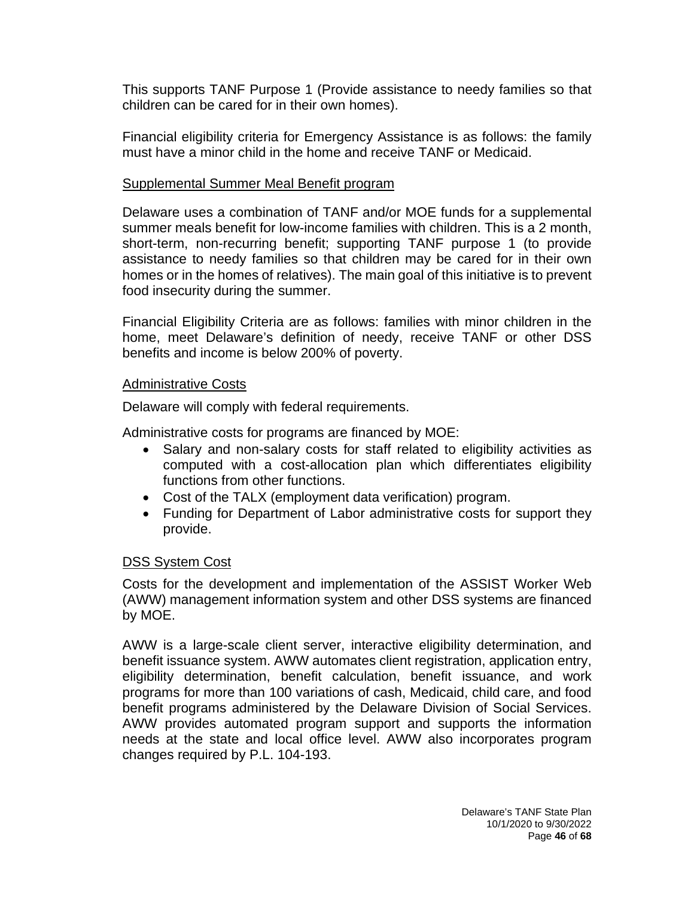This supports TANF Purpose 1 (Provide assistance to needy families so that children can be cared for in their own homes).

Financial eligibility criteria for Emergency Assistance is as follows: the family must have a minor child in the home and receive TANF or Medicaid.

### Supplemental Summer Meal Benefit program

Delaware uses a combination of TANF and/or MOE funds for a supplemental summer meals benefit for low-income families with children. This is a 2 month, short-term, non-recurring benefit; supporting TANF purpose 1 (to provide assistance to needy families so that children may be cared for in their own homes or in the homes of relatives). The main goal of this initiative is to prevent food insecurity during the summer.

Financial Eligibility Criteria are as follows: families with minor children in the home, meet Delaware's definition of needy, receive TANF or other DSS benefits and income is below 200% of poverty.

### Administrative Costs

Delaware will comply with federal requirements.

Administrative costs for programs are financed by MOE:

- Salary and non-salary costs for staff related to eligibility activities as computed with a cost-allocation plan which differentiates eligibility functions from other functions.
- Cost of the TALX (employment data verification) program.
- Funding for Department of Labor administrative costs for support they provide.

### DSS System Cost

Costs for the development and implementation of the ASSIST Worker Web (AWW) management information system and other DSS systems are financed by MOE.

AWW is a large-scale client server, interactive eligibility determination, and benefit issuance system. AWW automates client registration, application entry, eligibility determination, benefit calculation, benefit issuance, and work programs for more than 100 variations of cash, Medicaid, child care, and food benefit programs administered by the Delaware Division of Social Services. AWW provides automated program support and supports the information needs at the state and local office level. AWW also incorporates program changes required by P.L. 104-193.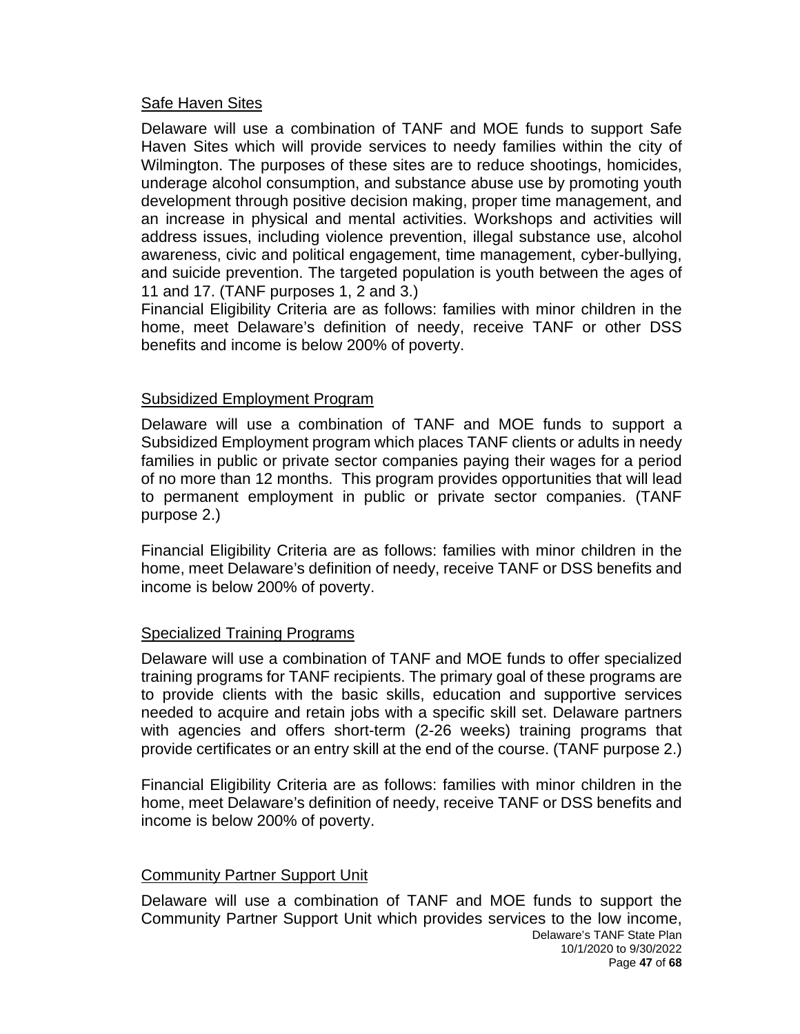<u>Safe Haven Sites</u>

Delaware will use a combination of TANF and MOE funds to support Safe Haven Sites which will provide services to needy families within the city of Wilmington. The purposes of these sites are to reduce shootings, homicides, underage alcohol consumption, and substance abuse use by promoting youth development through positive decision making, proper time management, and an increase in physical and mental activities. Workshops and activities will address issues, including violence prevention, illegal substance use, alcohol awareness, civic and political engagement, time management, cyber-bullying, and suicide prevention. The targeted population is youth between the ages of 11 and 17. (TANF purposes 1, 2 and 3.)
Financial Eligibility Criteria are as follows: families with minor children in the home, meet Delaware's definition of needy, receive TANF or other DSS benefits and income is below 200% of poverty.

<u>Subsidized Employment Program</u>

Delaware will use a combination of TANF and MOE funds to support a Subsidized Employment program which places TANF clients or adults in needy families in public or private sector companies paying their wages for a period of no more than 12 months. This program provides opportunities that will lead to permanent employment in public or private sector companies. (TANF purpose 2.)

Financial Eligibility Criteria are as follows: families with minor children in the home, meet Delaware's definition of needy, receive TANF or DSS benefits and income is below 200% of poverty.

<u>Specialized Training Programs</u>

Delaware will use a combination of TANF and MOE funds to offer specialized training programs for TANF recipients. The primary goal of these programs are to provide clients with the basic skills, education and supportive services needed to acquire and retain jobs with a specific skill set. Delaware partners with agencies and offers short-term (2-26 weeks) training programs that provide certificates or an entry skill at the end of the course. (TANF purpose 2.)

Financial Eligibility Criteria are as follows: families with minor children in the home, meet Delaware's definition of needy, receive TANF or DSS benefits and income is below 200% of poverty.

<u>Community Partner Support Unit</u>

Delaware will use a combination of TANF and MOE funds to support the Community Partner Support Unit which provides services to the low income,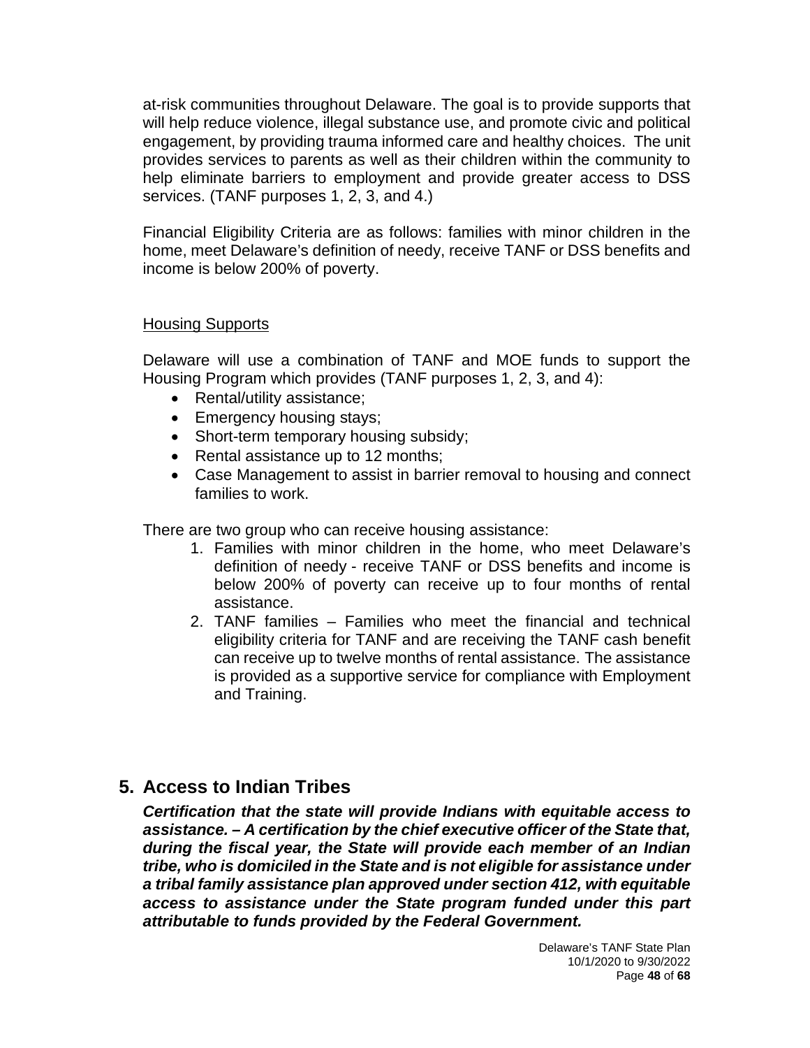at-risk communities throughout Delaware. The goal is to provide supports that will help reduce violence, illegal substance use, and promote civic and political engagement, by providing trauma informed care and healthy choices. The unit provides services to parents as well as their children within the community to help eliminate barriers to employment and provide greater access to DSS services. (TANF purposes 1, 2, 3, and 4.)

Financial Eligibility Criteria are as follows: families with minor children in the home, meet Delaware's definition of needy, receive TANF or DSS benefits and income is below 200% of poverty.

<u>Housing Supports</u>

Delaware will use a combination of TANF and MOE funds to support the Housing Program which provides (TANF purposes 1, 2, 3, and 4):

- Rental/utility assistance;
- Emergency housing stays;
- Short-term temporary housing subsidy;
- Rental assistance up to 12 months;
- Case Management to assist in barrier removal to housing and connect families to work.

There are two group who can receive housing assistance:

1. Families with minor children in the home, who meet Delaware's definition of needy - receive TANF or DSS benefits and income is below 200% of poverty can receive up to four months of rental assistance.
2. TANF families – Families who meet the financial and technical eligibility criteria for TANF and are receiving the TANF cash benefit can receive up to twelve months of rental assistance. The assistance is provided as a supportive service for compliance with Employment and Training.

## 5. Access to Indian Tribes

***Certification that the state will provide Indians with equitable access to assistance. – A certification by the chief executive officer of the State that, during the fiscal year, the State will provide each member of an Indian tribe, who is domiciled in the State and is not eligible for assistance under a tribal family assistance plan approved under section 412, with equitable access to assistance under the State program funded under this part attributable to funds provided by the Federal Government.***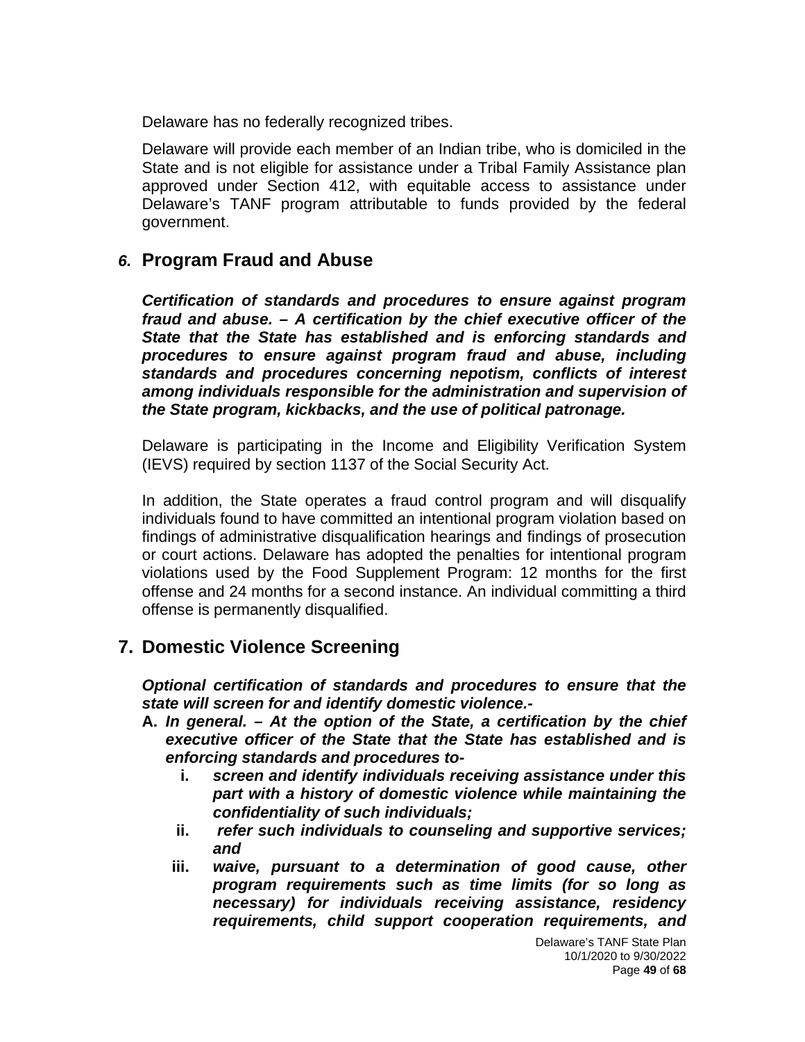Delaware has no federally recognized tribes.

Delaware will provide each member of an Indian tribe, who is domiciled in the State and is not eligible for assistance under a Tribal Family Assistance plan approved under Section 412, with equitable access to assistance under Delaware's TANF program attributable to funds provided by the federal government.

## *6.* Program Fraud and Abuse

***Certification of standards and procedures to ensure against program fraud and abuse. – A certification by the chief executive officer of the State that the State has established and is enforcing standards and procedures to ensure against program fraud and abuse, including standards and procedures concerning nepotism, conflicts of interest among individuals responsible for the administration and supervision of the State program, kickbacks, and the use of political patronage.***

Delaware is participating in the Income and Eligibility Verification System (IEVS) required by section 1137 of the Social Security Act.

In addition, the State operates a fraud control program and will disqualify individuals found to have committed an intentional program violation based on findings of administrative disqualification hearings and findings of prosecution or court actions. Delaware has adopted the penalties for intentional program violations used by the Food Supplement Program: 12 months for the first offense and 24 months for a second instance. An individual committing a third offense is permanently disqualified.

## 7. Domestic Violence Screening

***Optional certification of standards and procedures to ensure that the state will screen for and identify domestic violence.-***

**A.** ***In general. – At the option of the State, a certification by the chief executive officer of the State that the State has established and is enforcing standards and procedures to-***

- **i.** ***screen and identify individuals receiving assistance under this part with a history of domestic violence while maintaining the confidentiality of such individuals;***
- **ii.** ***refer such individuals to counseling and supportive services; and***
- **iii.** ***waive, pursuant to a determination of good cause, other program requirements such as time limits (for so long as necessary) for individuals receiving assistance, residency requirements, child support cooperation requirements, and***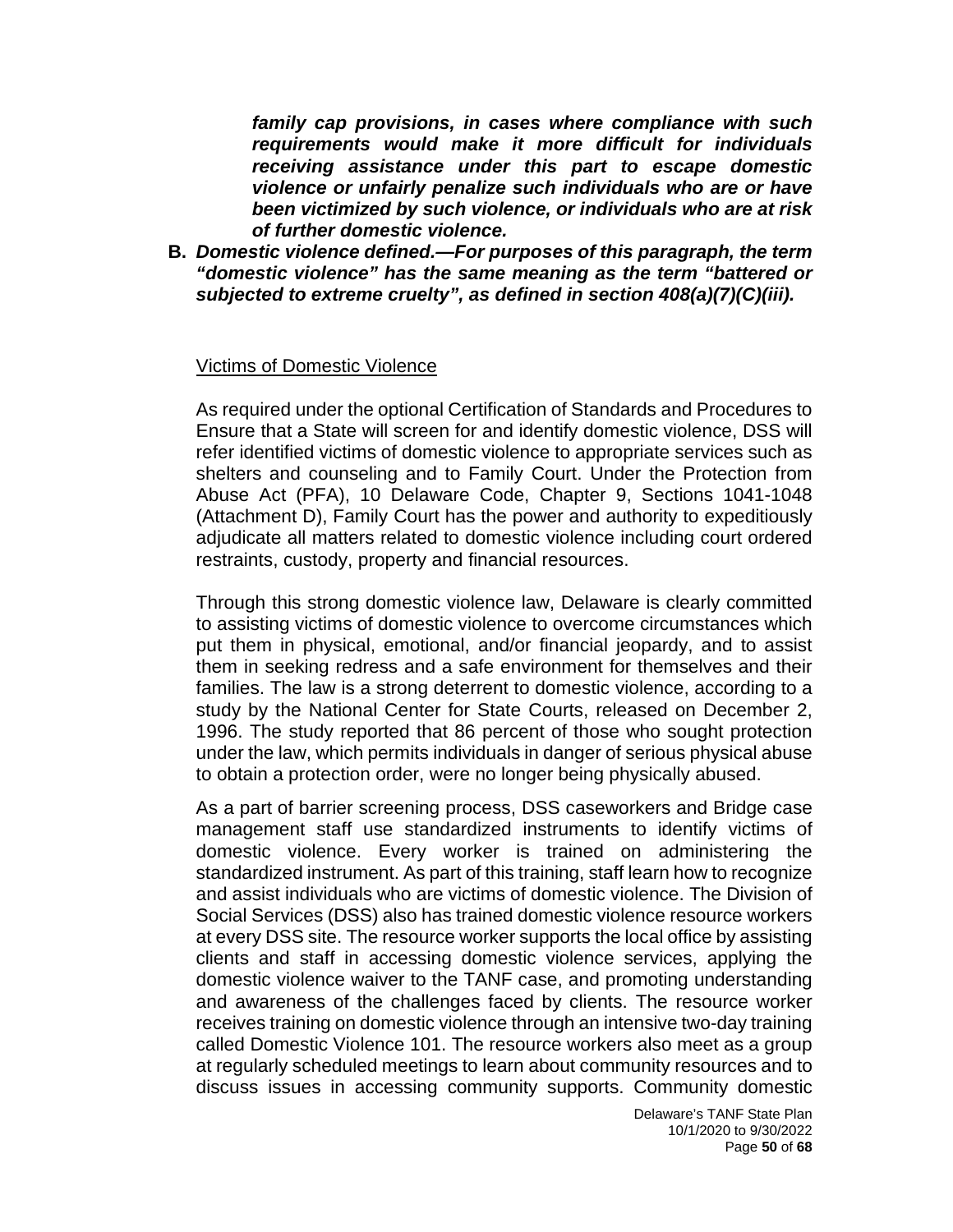***family cap provisions, in cases where compliance with such requirements would make it more difficult for individuals receiving assistance under this part to escape domestic violence or unfairly penalize such individuals who are or have been victimized by such violence, or individuals who are at risk of further domestic violence.***

**B.** ***Domestic violence defined.—For purposes of this paragraph, the term "domestic violence" has the same meaning as the term "battered or subjected to extreme cruelty", as defined in section 408(a)(7)(C)(iii).***

<u>Victims of Domestic Violence</u>

As required under the optional Certification of Standards and Procedures to Ensure that a State will screen for and identify domestic violence, DSS will refer identified victims of domestic violence to appropriate services such as shelters and counseling and to Family Court. Under the Protection from Abuse Act (PFA), 10 Delaware Code, Chapter 9, Sections 1041-1048 (Attachment D), Family Court has the power and authority to expeditiously adjudicate all matters related to domestic violence including court ordered restraints, custody, property and financial resources.

Through this strong domestic violence law, Delaware is clearly committed to assisting victims of domestic violence to overcome circumstances which put them in physical, emotional, and/or financial jeopardy, and to assist them in seeking redress and a safe environment for themselves and their families. The law is a strong deterrent to domestic violence, according to a study by the National Center for State Courts, released on December 2, 1996. The study reported that 86 percent of those who sought protection under the law, which permits individuals in danger of serious physical abuse to obtain a protection order, were no longer being physically abused.

As a part of barrier screening process, DSS caseworkers and Bridge case management staff use standardized instruments to identify victims of domestic violence. Every worker is trained on administering the standardized instrument. As part of this training, staff learn how to recognize and assist individuals who are victims of domestic violence. The Division of Social Services (DSS) also has trained domestic violence resource workers at every DSS site. The resource worker supports the local office by assisting clients and staff in accessing domestic violence services, applying the domestic violence waiver to the TANF case, and promoting understanding and awareness of the challenges faced by clients. The resource worker receives training on domestic violence through an intensive two-day training called Domestic Violence 101. The resource workers also meet as a group at regularly scheduled meetings to learn about community resources and to discuss issues in accessing community supports. Community domestic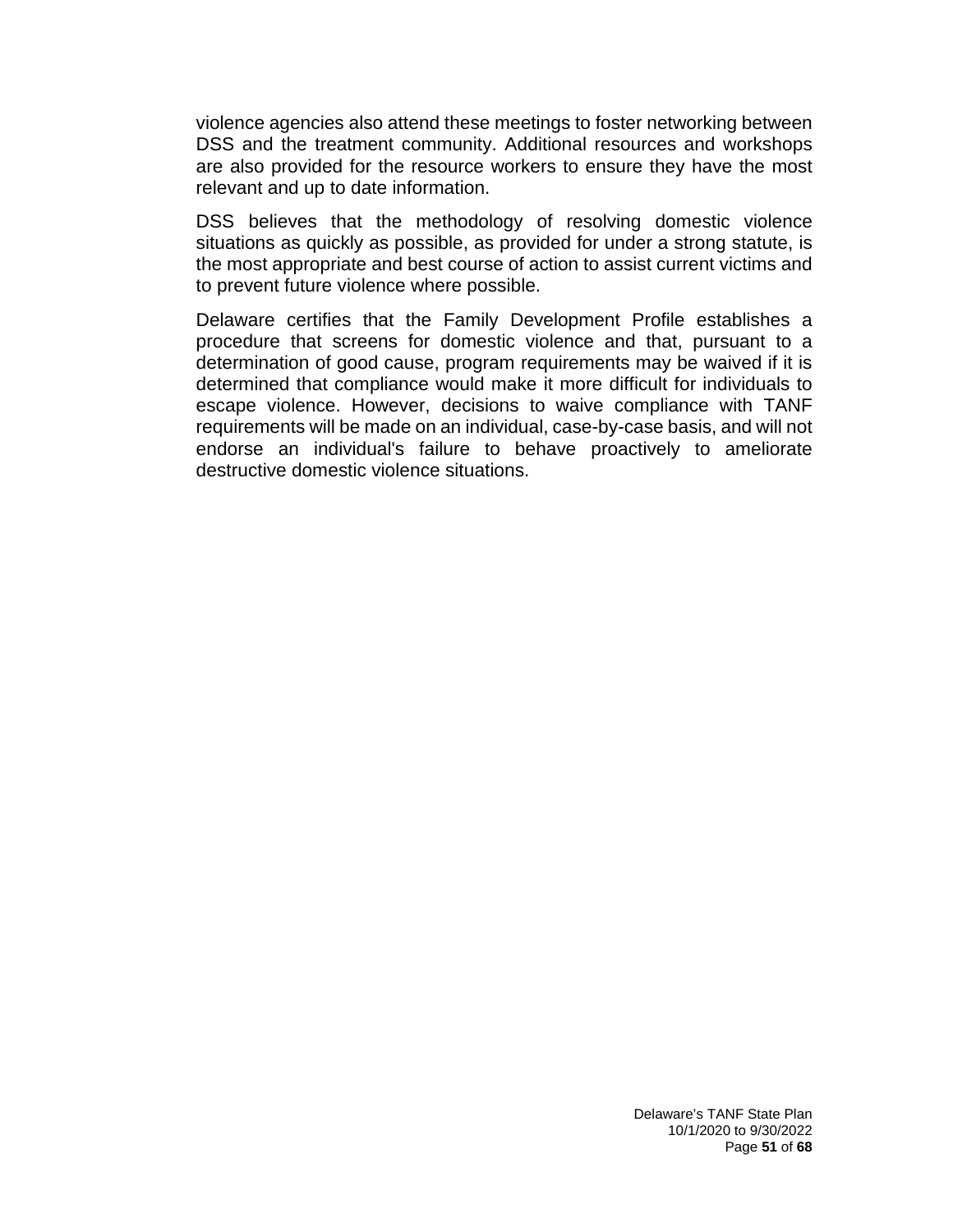violence agencies also attend these meetings to foster networking between DSS and the treatment community. Additional resources and workshops are also provided for the resource workers to ensure they have the most relevant and up to date information.

DSS believes that the methodology of resolving domestic violence situations as quickly as possible, as provided for under a strong statute, is the most appropriate and best course of action to assist current victims and to prevent future violence where possible.

Delaware certifies that the Family Development Profile establishes a procedure that screens for domestic violence and that, pursuant to a determination of good cause, program requirements may be waived if it is determined that compliance would make it more difficult for individuals to escape violence. However, decisions to waive compliance with TANF requirements will be made on an individual, case-by-case basis, and will not endorse an individual's failure to behave proactively to ameliorate destructive domestic violence situations.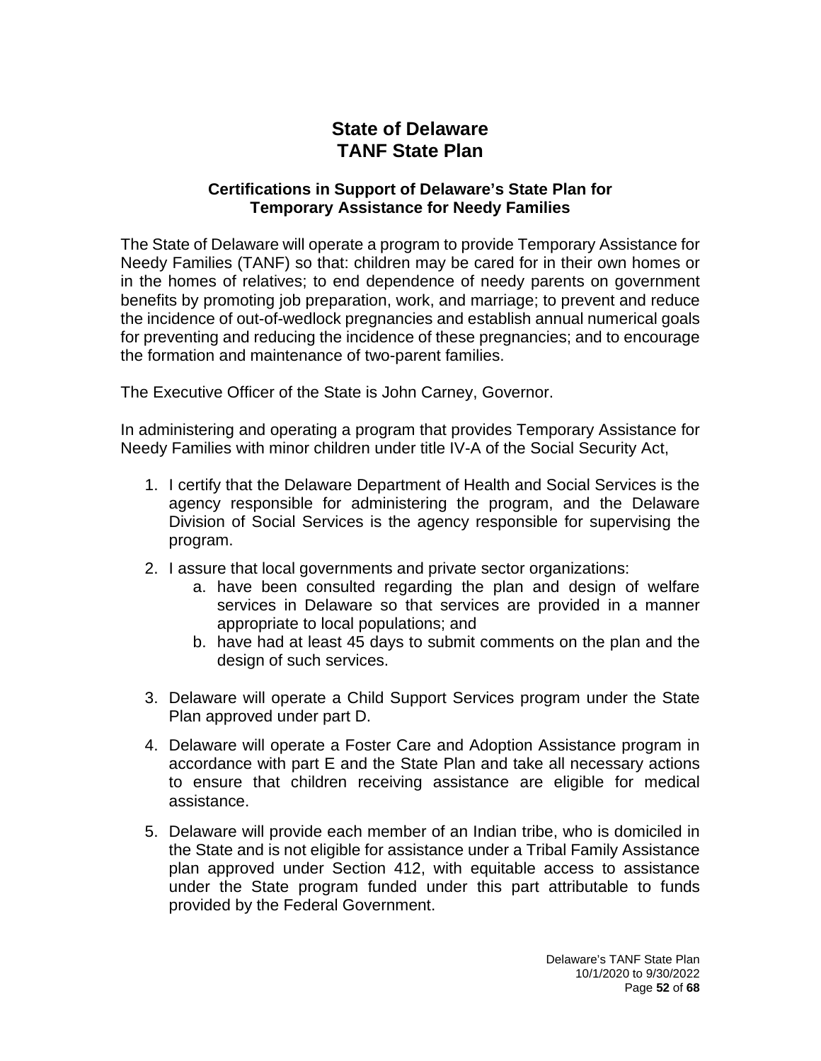# State of Delaware
# TANF State Plan

### Certifications in Support of Delaware's State Plan for Temporary Assistance for Needy Families

The State of Delaware will operate a program to provide Temporary Assistance for Needy Families (TANF) so that: children may be cared for in their own homes or in the homes of relatives; to end dependence of needy parents on government benefits by promoting job preparation, work, and marriage; to prevent and reduce the incidence of out-of-wedlock pregnancies and establish annual numerical goals for preventing and reducing the incidence of these pregnancies; and to encourage the formation and maintenance of two-parent families.

The Executive Officer of the State is John Carney, Governor.

In administering and operating a program that provides Temporary Assistance for Needy Families with minor children under title IV-A of the Social Security Act,

1. I certify that the Delaware Department of Health and Social Services is the agency responsible for administering the program, and the Delaware Division of Social Services is the agency responsible for supervising the program.
2. I assure that local governments and private sector organizations:
   a. have been consulted regarding the plan and design of welfare services in Delaware so that services are provided in a manner appropriate to local populations; and
   b. have had at least 45 days to submit comments on the plan and the design of such services.
3. Delaware will operate a Child Support Services program under the State Plan approved under part D.
4. Delaware will operate a Foster Care and Adoption Assistance program in accordance with part E and the State Plan and take all necessary actions to ensure that children receiving assistance are eligible for medical assistance.
5. Delaware will provide each member of an Indian tribe, who is domiciled in the State and is not eligible for assistance under a Tribal Family Assistance plan approved under Section 412, with equitable access to assistance under the State program funded under this part attributable to funds provided by the Federal Government.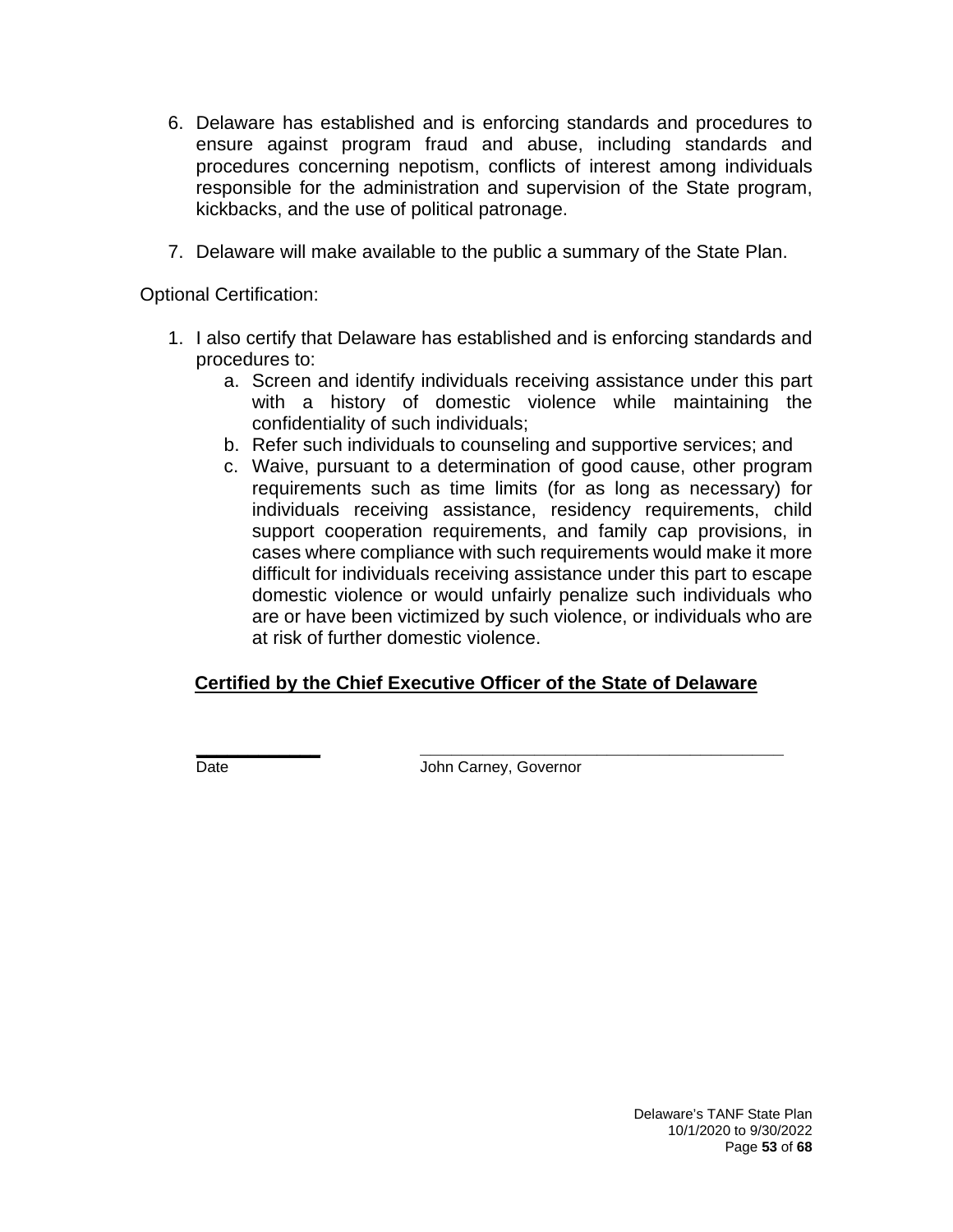6. Delaware has established and is enforcing standards and procedures to ensure against program fraud and abuse, including standards and procedures concerning nepotism, conflicts of interest among individuals responsible for the administration and supervision of the State program, kickbacks, and the use of political patronage.

7. Delaware will make available to the public a summary of the State Plan.

Optional Certification:

1. I also certify that Delaware has established and is enforcing standards and procedures to:
   a. Screen and identify individuals receiving assistance under this part with a history of domestic violence while maintaining the confidentiality of such individuals;
   b. Refer such individuals to counseling and supportive services; and
   c. Waive, pursuant to a determination of good cause, other program requirements such as time limits (for as long as necessary) for individuals receiving assistance, residency requirements, child support cooperation requirements, and family cap provisions, in cases where compliance with such requirements would make it more difficult for individuals receiving assistance under this part to escape domestic violence or would unfairly penalize such individuals who are or have been victimized by such violence, or individuals who are at risk of further domestic violence.

**<u>Certified by the Chief Executive Officer of the State of Delaware</u>**

____________ ________________________________________

Date John Carney, Governor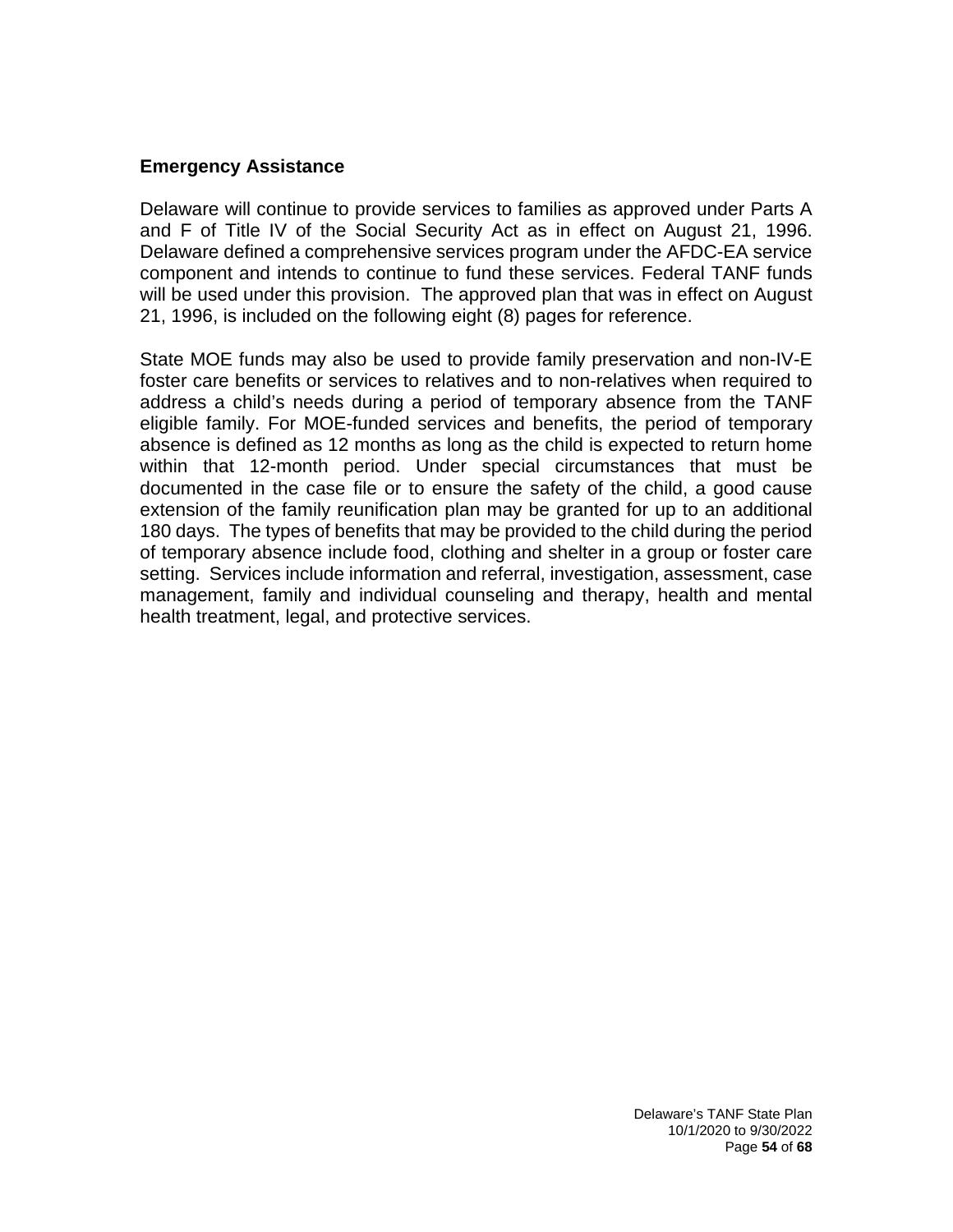## Emergency Assistance

Delaware will continue to provide services to families as approved under Parts A and F of Title IV of the Social Security Act as in effect on August 21, 1996. Delaware defined a comprehensive services program under the AFDC-EA service component and intends to continue to fund these services. Federal TANF funds will be used under this provision. The approved plan that was in effect on August 21, 1996, is included on the following eight (8) pages for reference.

State MOE funds may also be used to provide family preservation and non-IV-E foster care benefits or services to relatives and to non-relatives when required to address a child's needs during a period of temporary absence from the TANF eligible family. For MOE-funded services and benefits, the period of temporary absence is defined as 12 months as long as the child is expected to return home within that 12-month period. Under special circumstances that must be documented in the case file or to ensure the safety of the child, a good cause extension of the family reunification plan may be granted for up to an additional 180 days. The types of benefits that may be provided to the child during the period of temporary absence include food, clothing and shelter in a group or foster care setting. Services include information and referral, investigation, assessment, case management, family and individual counseling and therapy, health and mental health treatment, legal, and protective services.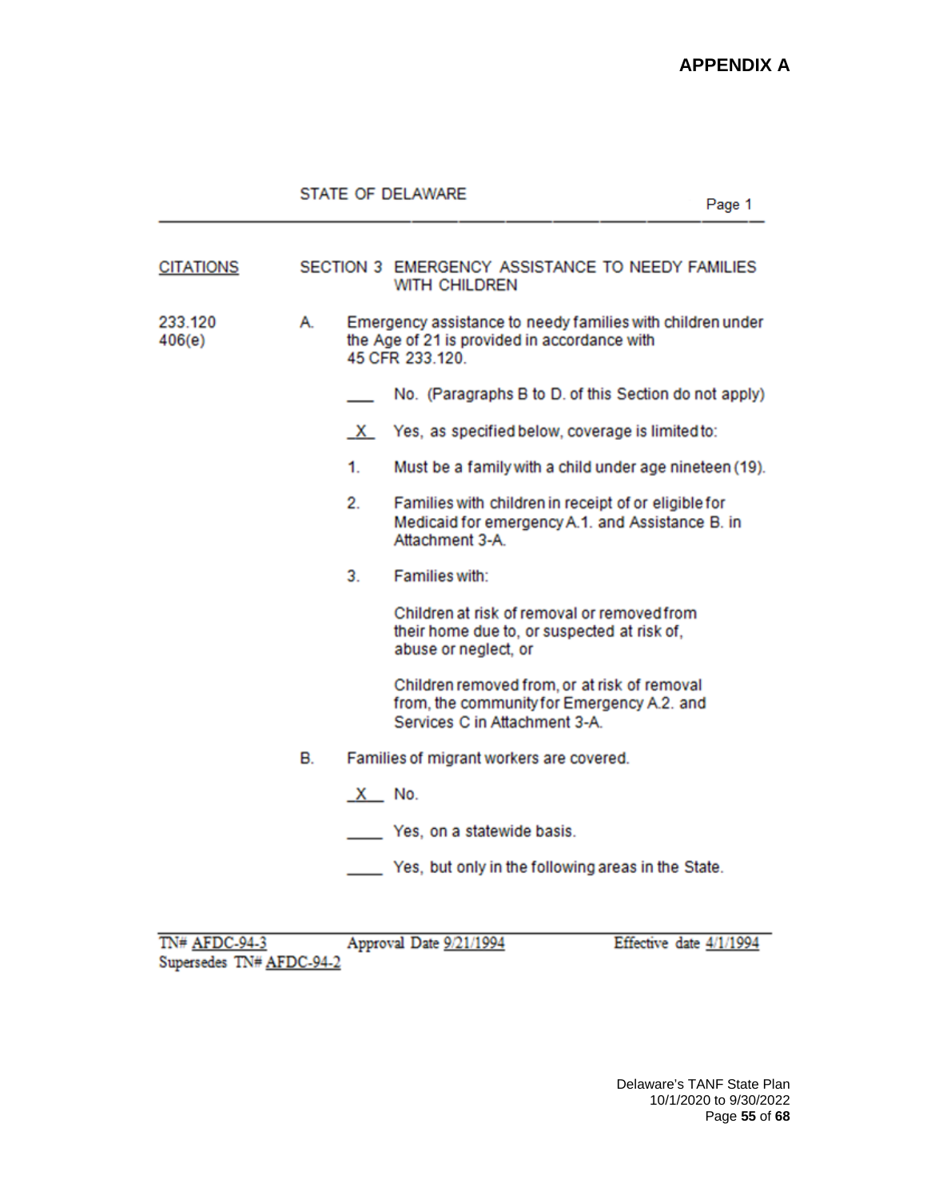## APPENDIX A

STATE OF DELAWARE

Page 1

| CITATIONS | SECTION 3 EMERGENCY ASSISTANCE TO NEEDY FAMILIES WITH CHILDREN |
|---|---|
| 233.120<br>406(e) | A. Emergency assistance to needy families with children under the Age of 21 is provided in accordance with 45 CFR 233.120. |

\_\_\_ No. (Paragraphs B to D. of this Section do not apply)

\_X\_ Yes, as specified below, coverage is limited to:

1. Must be a family with a child under age nineteen (19).
2. Families with children in receipt of or eligible for Medicaid for emergency A.1. and Assistance B. in Attachment 3-A.
3. Families with:

   Children at risk of removal or removed from their home due to, or suspected at risk of, abuse or neglect, or

   Children removed from, or at risk of removal from, the community for Emergency A.2. and Services C in Attachment 3-A.

B. Families of migrant workers are covered.

\_X\_ No.

\_\_\_\_ Yes, on a statewide basis.

\_\_\_\_ Yes, but only in the following areas in the State.

TN# AFDC-94-3 Approval Date 9/21/1994 Effective date 4/1/1994
Supersedes TN# AFDC-94-2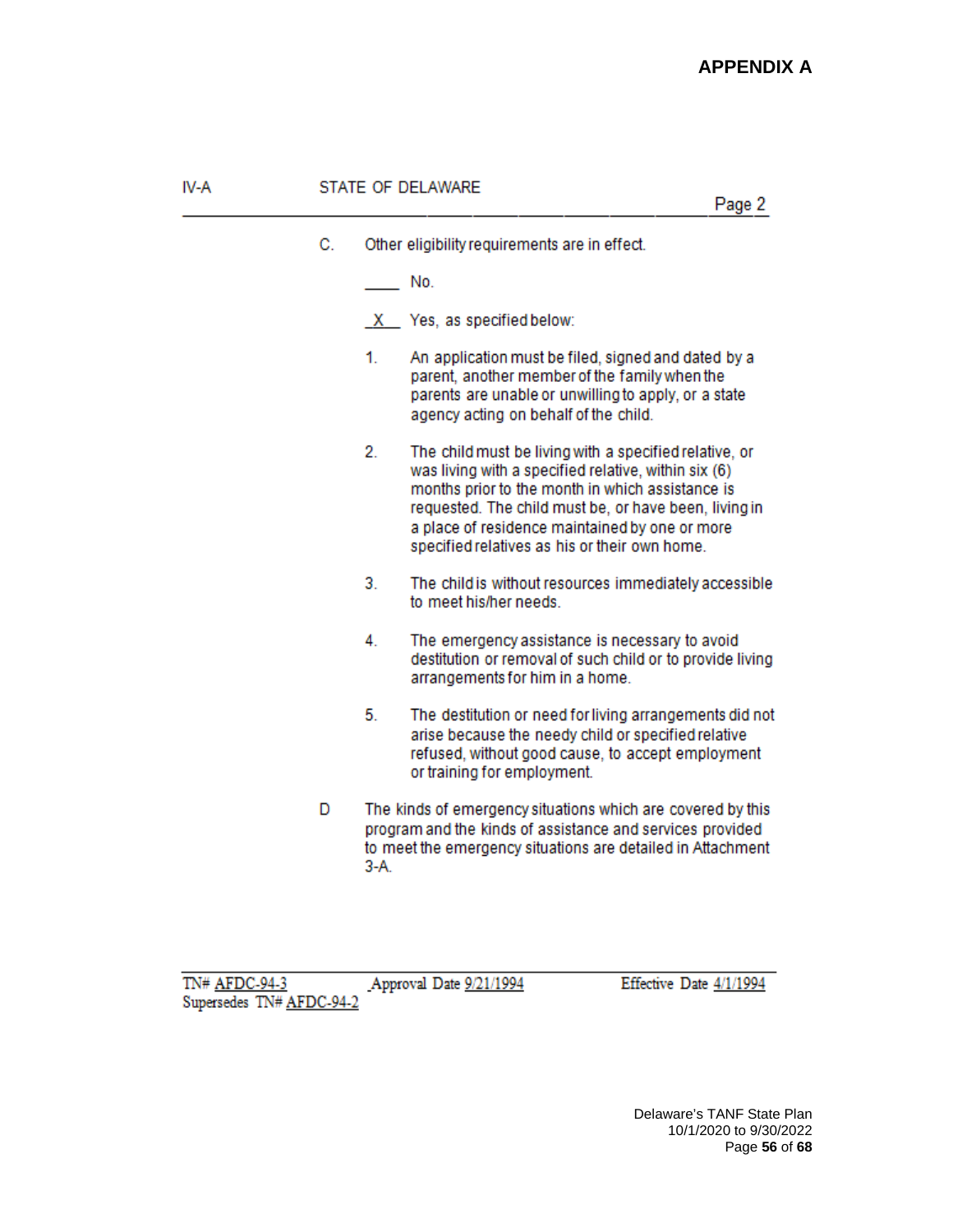## APPENDIX A

IV-A STATE OF DELAWARE Page 2

C. Other eligibility requirements are in effect.

____ No.

_X_ Yes, as specified below:

1. An application must be filed, signed and dated by a parent, another member of the family when the parents are unable or unwilling to apply, or a state agency acting on behalf of the child.

2. The child must be living with a specified relative, or was living with a specified relative, within six (6) months prior to the month in which assistance is requested. The child must be, or have been, living in a place of residence maintained by one or more specified relatives as his or their own home.

3. The child is without resources immediately accessible to meet his/her needs.

4. The emergency assistance is necessary to avoid destitution or removal of such child or to provide living arrangements for him in a home.

5. The destitution or need for living arrangements did not arise because the needy child or specified relative refused, without good cause, to accept employment or training for employment.

D The kinds of emergency situations which are covered by this program and the kinds of assistance and services provided to meet the emergency situations are detailed in Attachment 3-A.

TN# AFDC-94-3 Approval Date 9/21/1994 Effective Date 4/1/1994
Supersedes TN# AFDC-94-2

Delaware's TANF State Plan
10/1/2020 to 9/30/2022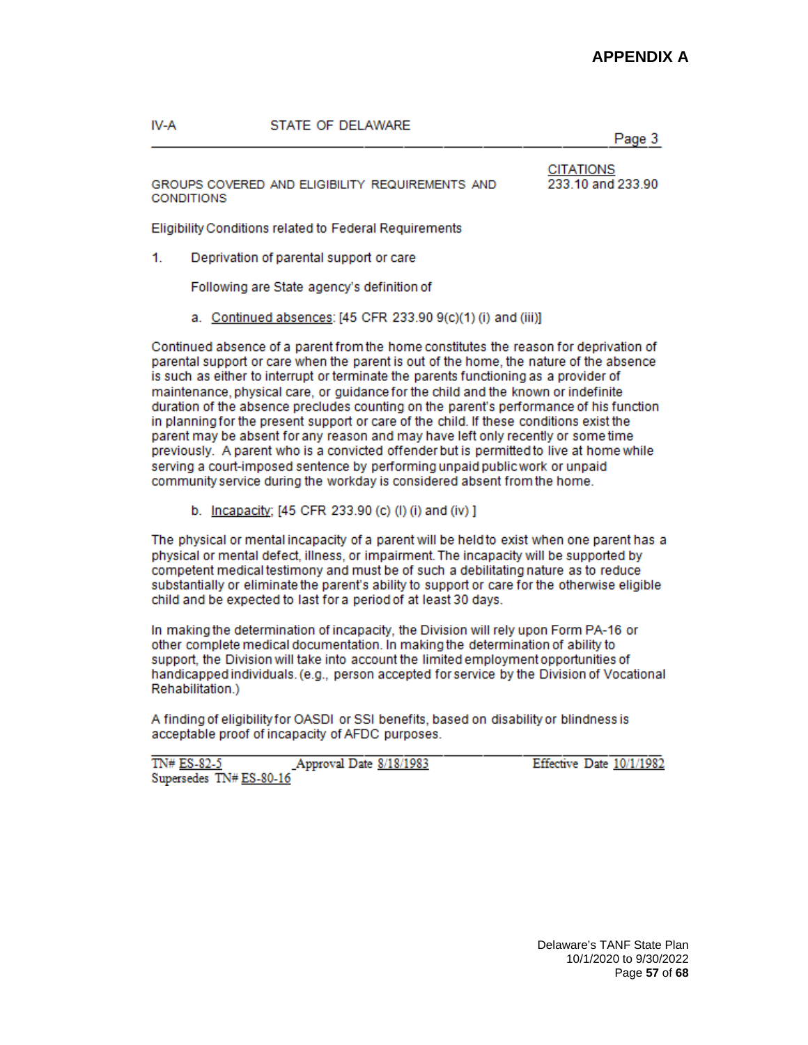# APPENDIX A

IV-A STATE OF DELAWARE

Page 3

GROUPS COVERED AND ELIGIBILITY REQUIREMENTS AND CONDITIONS

CITATIONS
233.10 and 233.90

Eligibility Conditions related to Federal Requirements

1. Deprivation of parental support or care

   Following are State agency's definition of

   a. Continued absences: [45 CFR 233.90 9(c)(1) (i) and (iii)]

Continued absence of a parent from the home constitutes the reason for deprivation of parental support or care when the parent is out of the home, the nature of the absence is such as either to interrupt or terminate the parents functioning as a provider of maintenance, physical care, or guidance for the child and the known or indefinite duration of the absence precludes counting on the parent's performance of his function in planning for the present support or care of the child. If these conditions exist the parent may be absent for any reason and may have left only recently or some time previously. A parent who is a convicted offender but is permitted to live at home while serving a court-imposed sentence by performing unpaid public work or unpaid community service during the workday is considered absent from the home.

   b. Incapacity; [45 CFR 233.90 (c) (l) (i) and (iv) ]

The physical or mental incapacity of a parent will be held to exist when one parent has a physical or mental defect, illness, or impairment. The incapacity will be supported by competent medical testimony and must be of such a debilitating nature as to reduce substantially or eliminate the parent's ability to support or care for the otherwise eligible child and be expected to last for a period of at least 30 days.

In making the determination of incapacity, the Division will rely upon Form PA-16 or other complete medical documentation. In making the determination of ability to support, the Division will take into account the limited employment opportunities of handicapped individuals. (e.g., person accepted for service by the Division of Vocational Rehabilitation.)

A finding of eligibility for OASDI or SSI benefits, based on disability or blindness is acceptable proof of incapacity of AFDC purposes.

TN# ES-82-5 Approval Date 8/18/1983 Effective Date 10/1/1982
Supersedes TN# ES-80-16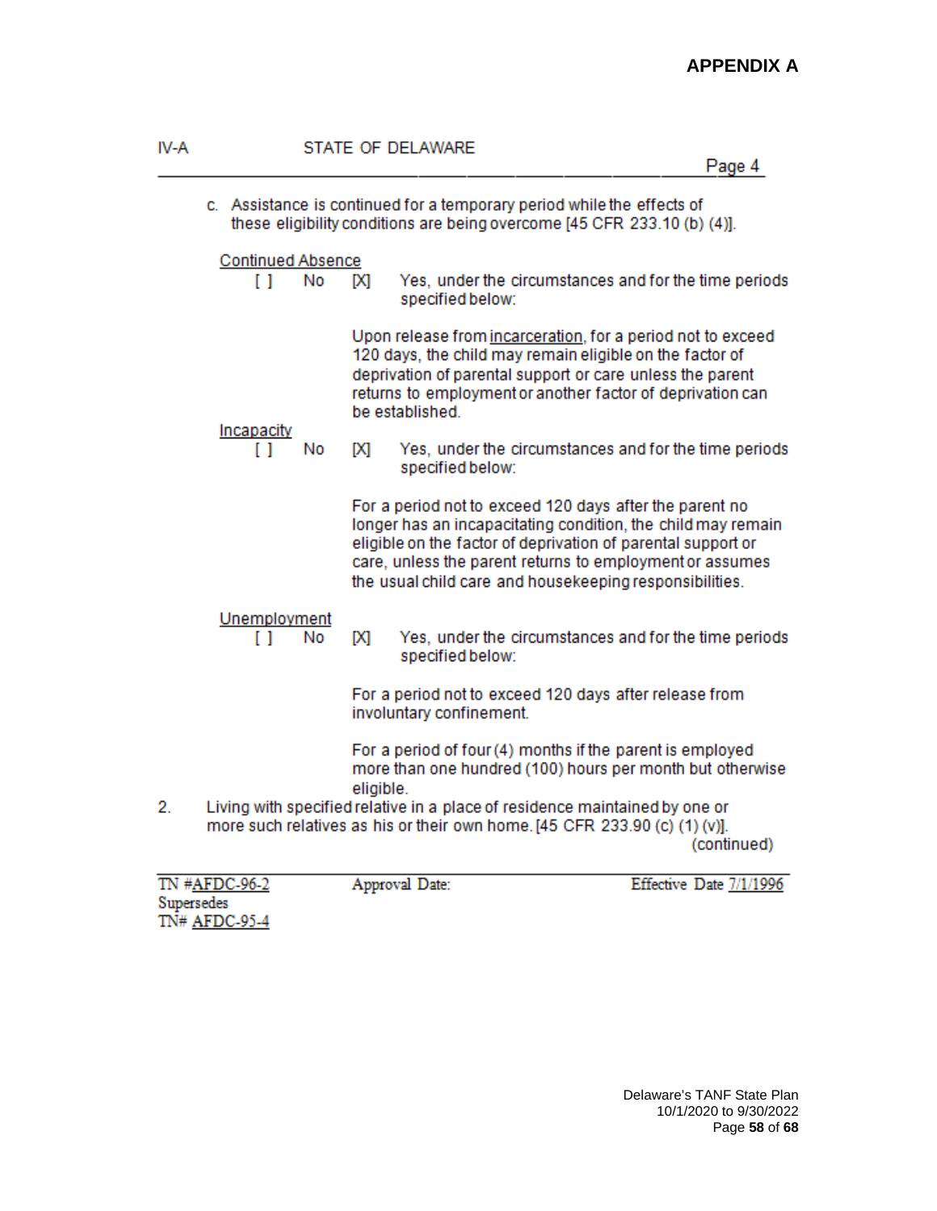**APPENDIX A**

IV-A STATE OF DELAWARE

c. Assistance is continued for a temporary period while the effects of these eligibility conditions are being overcome [45 CFR 233.10 (b) (4)].

Continued Absence

[ ] No [X] Yes, under the circumstances and for the time periods specified below:

Upon release from incarceration, for a period not to exceed 120 days, the child may remain eligible on the factor of deprivation of parental support or care unless the parent returns to employment or another factor of deprivation can be established.

Incapacity

[ ] No [X] Yes, under the circumstances and for the time periods specified below:

For a period not to exceed 120 days after the parent no longer has an incapacitating condition, the child may remain eligible on the factor of deprivation of parental support or care, unless the parent returns to employment or assumes the usual child care and housekeeping responsibilities.

Unemployment

[ ] No [X] Yes, under the circumstances and for the time periods specified below:

For a period not to exceed 120 days after release from involuntary confinement.

For a period of four (4) months if the parent is employed more than one hundred (100) hours per month but otherwise eligible.

2. Living with specified relative in a place of residence maintained by one or more such relatives as his or their own home. [45 CFR 233.90 (c) (1) (v)].

(continued)

TN #AFDC-96-2 Approval Date: Effective Date 7/1/1996

Supersedes

TN# AFDC-95-4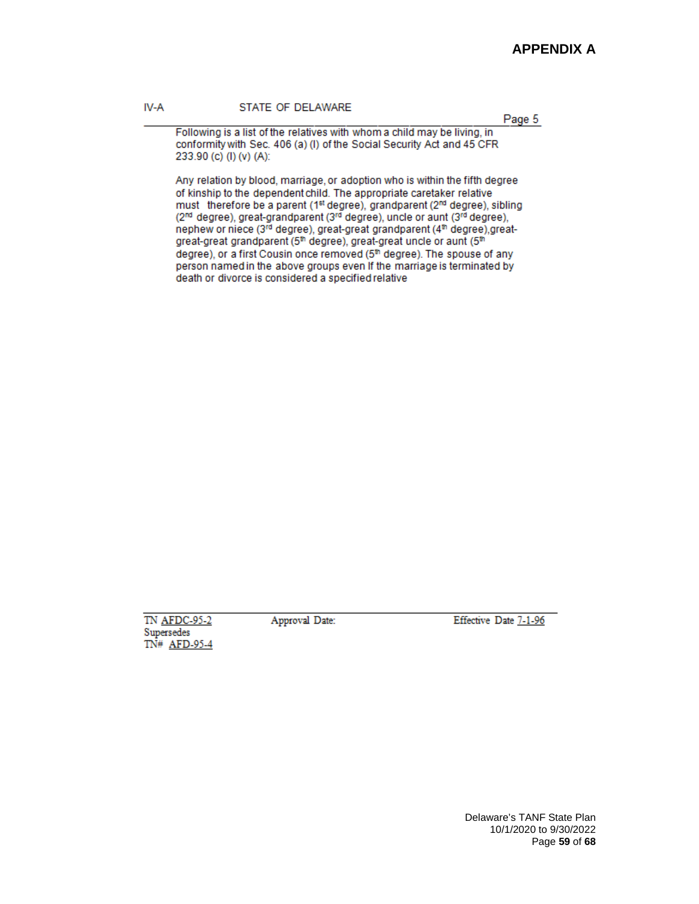# APPENDIX A

IV-A STATE OF DELAWARE

Page 5

Following is a list of the relatives with whom a child may be living, in conformity with Sec. 406 (a) (l) of the Social Security Act and 45 CFR 233.90 (c) (l) (v) (A):

Any relation by blood, marriage, or adoption who is within the fifth degree of kinship to the dependent child. The appropriate caretaker relative must therefore be a parent (1st degree), grandparent (2nd degree), sibling (2nd degree), great-grandparent (3rd degree), uncle or aunt (3rd degree), nephew or niece (3rd degree), great-great grandparent (4th degree), great-great-great grandparent (5th degree), great-great uncle or aunt (5th degree), or a first Cousin once removed (5th degree). The spouse of any person named in the above groups even If the marriage is terminated by death or divorce is considered a specified relative

TN AFDC-95-2 Approval Date: Effective Date 7-1-96
Supersedes
TN# AFD-95-4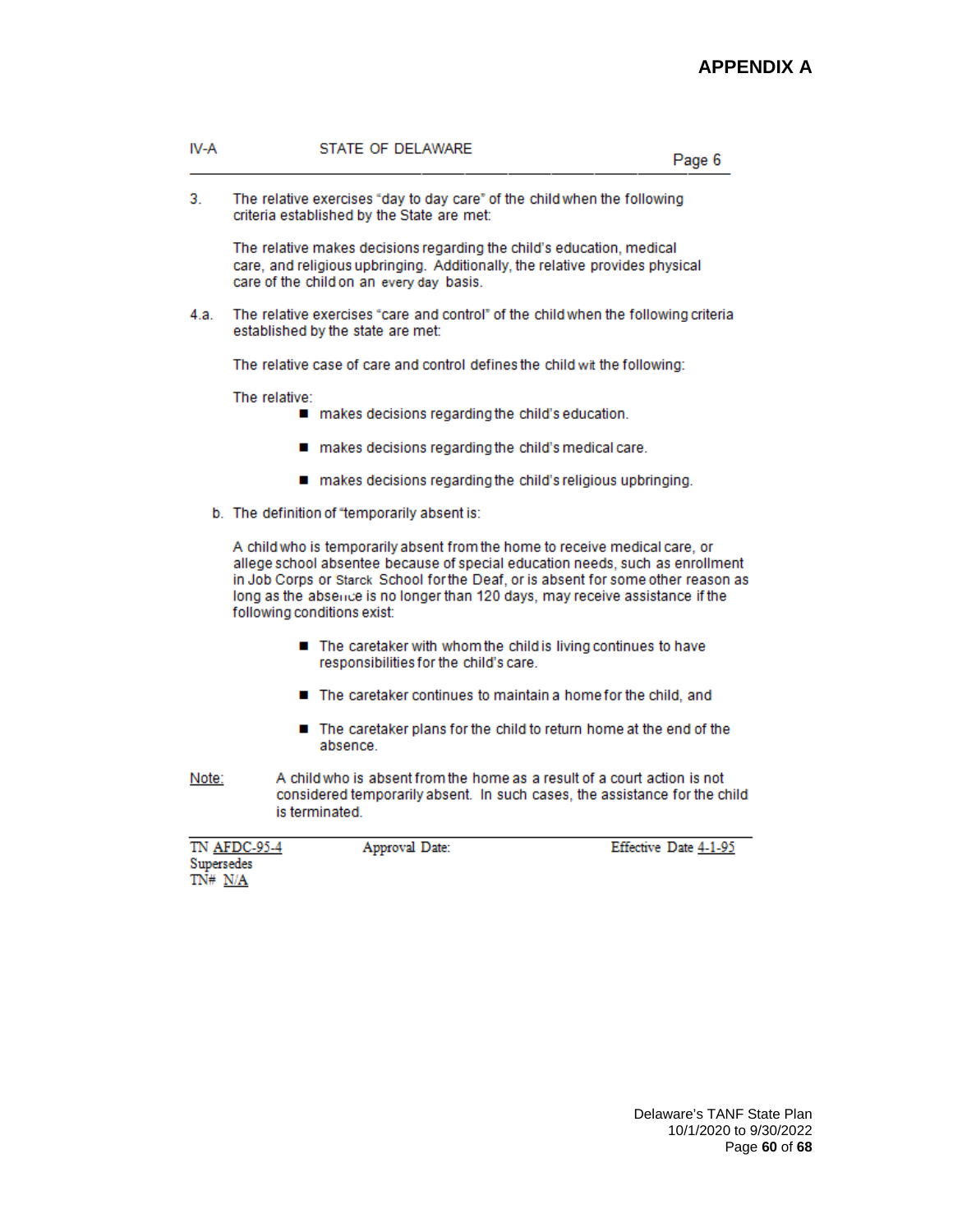IV-A STATE OF DELAWARE Page 6

3. The relative exercises "day to day care" of the child when the following criteria established by the State are met:

   The relative makes decisions regarding the child's education, medical care, and religious upbringing. Additionally, the relative provides physical care of the child on an every day basis.

4.a. The relative exercises "care and control" of the child when the following criteria established by the state are met:

   The relative case of care and control defines the child wit the following:

   The relative:

   - makes decisions regarding the child's education.
   - makes decisions regarding the child's medical care.
   - makes decisions regarding the child's religious upbringing.

b. The definition of "temporarily absent is:

   A child who is temporarily absent from the home to receive medical care, or allege school absentee because of special education needs, such as enrollment in Job Corps or Starck School for the Deaf, or is absent for some other reason as long as the absence is no longer than 120 days, may receive assistance if the following conditions exist:

   - The caretaker with whom the child is living continues to have responsibilities for the child's care.
   - The caretaker continues to maintain a home for the child, and
   - The caretaker plans for the child to return home at the end of the absence.

Note: A child who is absent from the home as a result of a court action is not considered temporarily absent. In such cases, the assistance for the child is terminated.

TN AFDC-95-4 Approval Date: Effective Date 4-1-95
Supersedes
TN# N/A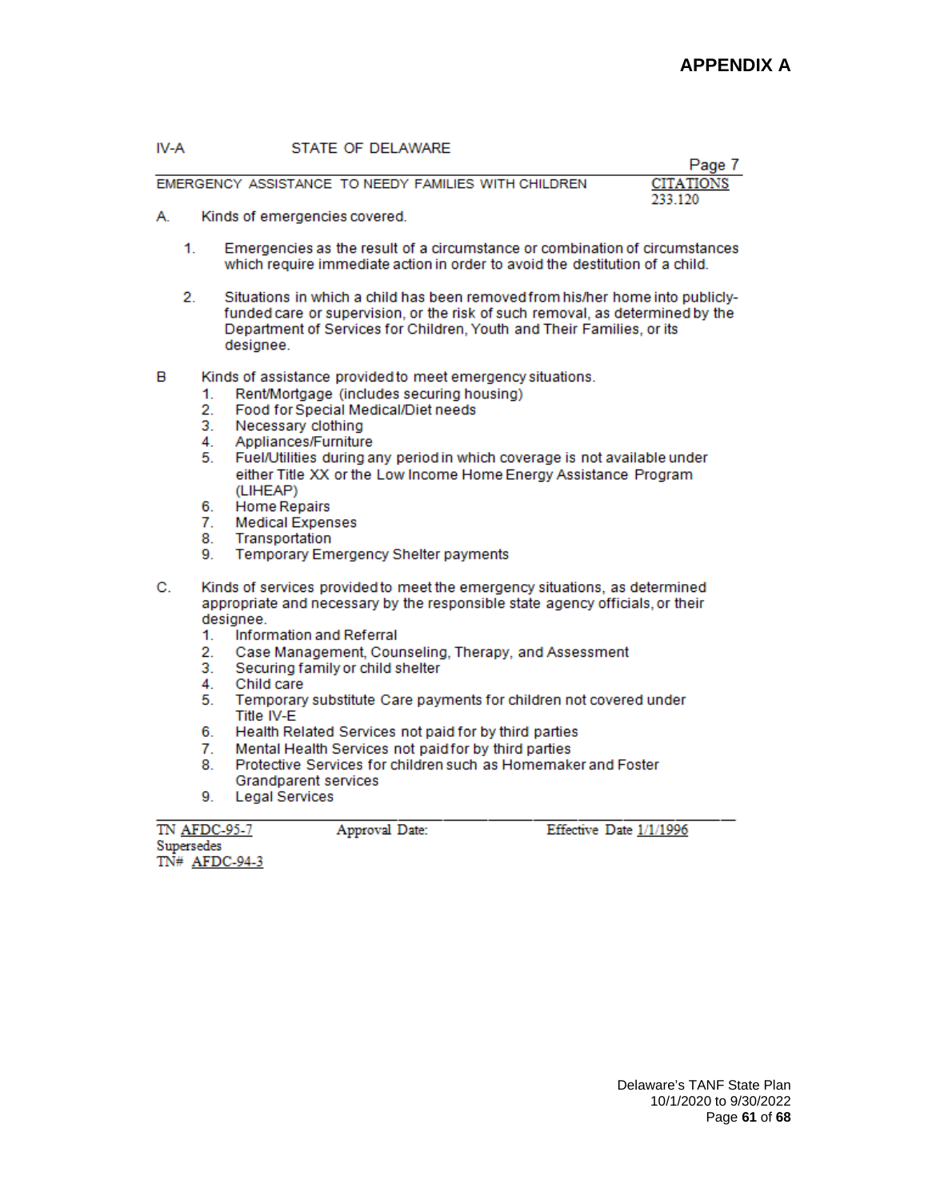# APPENDIX A

IV-A STATE OF DELAWARE

Page 7

EMERGENCY ASSISTANCE TO NEEDY FAMILIES WITH CHILDREN

CITATIONS
233.120

A. Kinds of emergencies covered.

1. Emergencies as the result of a circumstance or combination of circumstances which require immediate action in order to avoid the destitution of a child.

2. Situations in which a child has been removed from his/her home into publicly-funded care or supervision, or the risk of such removal, as determined by the Department of Services for Children, Youth and Their Families, or its designee.

B Kinds of assistance provided to meet emergency situations.

1. Rent/Mortgage (includes securing housing)
2. Food for Special Medical/Diet needs
3. Necessary clothing
4. Appliances/Furniture
5. Fuel/Utilities during any period in which coverage is not available under either Title XX or the Low Income Home Energy Assistance Program (LIHEAP)
6. Home Repairs
7. Medical Expenses
8. Transportation
9. Temporary Emergency Shelter payments

C. Kinds of services provided to meet the emergency situations, as determined appropriate and necessary by the responsible state agency officials, or their designee.

1. Information and Referral
2. Case Management, Counseling, Therapy, and Assessment
3. Securing family or child shelter
4. Child care
5. Temporary substitute Care payments for children not covered under Title IV-E
6. Health Related Services not paid for by third parties
7. Mental Health Services not paid for by third parties
8. Protective Services for children such as Homemaker and Foster Grandparent services
9. Legal Services

TN AFDC-95-7 Approval Date: Effective Date 1/1/1996
Supersedes
TN# AFDC-94-3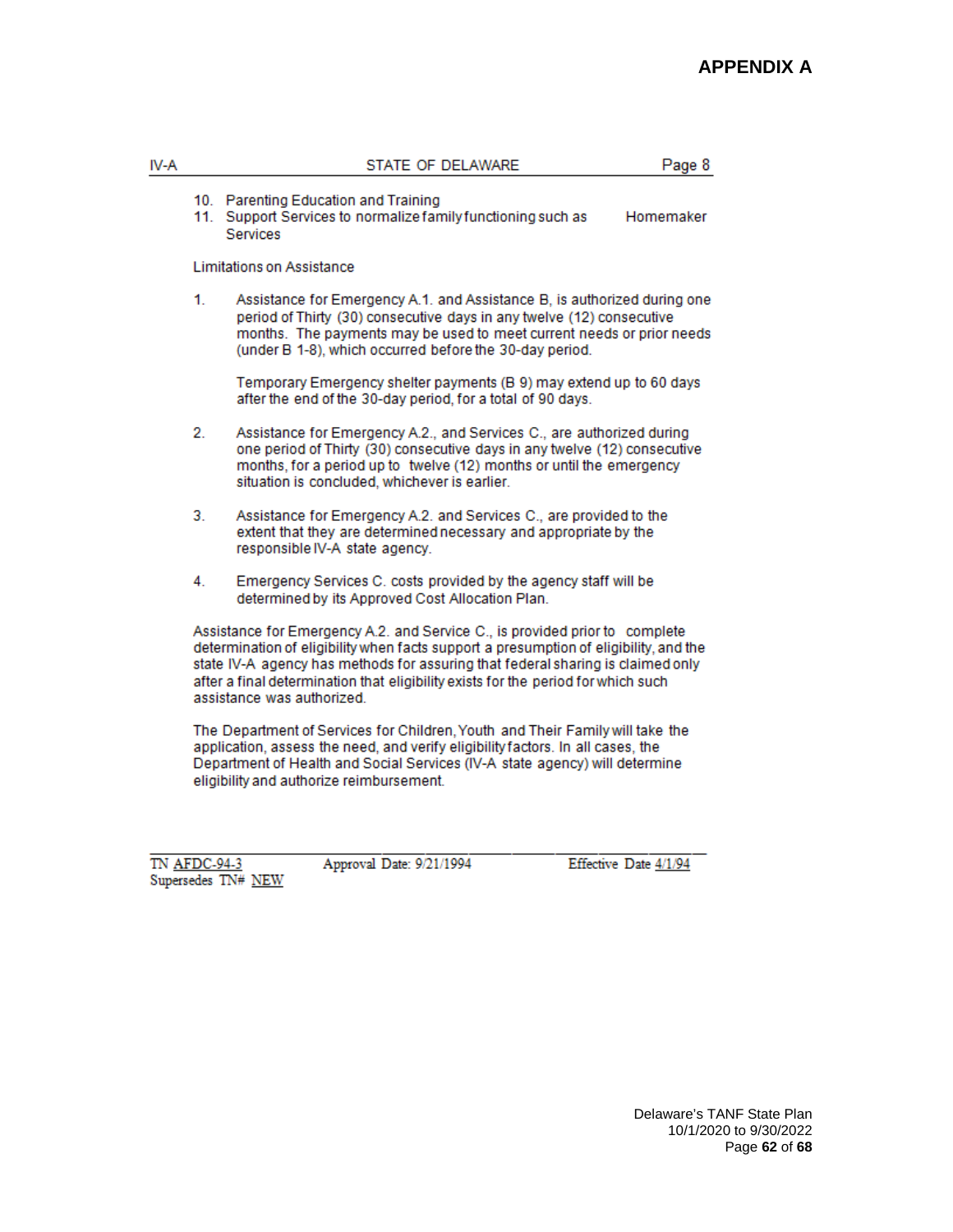## APPENDIX A

IV-A STATE OF DELAWARE Page 8

10. Parenting Education and Training
11. Support Services to normalize family functioning such as Homemaker Services

Limitations on Assistance

1. Assistance for Emergency A.1. and Assistance B, is authorized during one period of Thirty (30) consecutive days in any twelve (12) consecutive months. The payments may be used to meet current needs or prior needs (under B 1-8), which occurred before the 30-day period.

   Temporary Emergency shelter payments (B 9) may extend up to 60 days after the end of the 30-day period, for a total of 90 days.

2. Assistance for Emergency A.2., and Services C., are authorized during one period of Thirty (30) consecutive days in any twelve (12) consecutive months, for a period up to twelve (12) months or until the emergency situation is concluded, whichever is earlier.

3. Assistance for Emergency A.2. and Services C., are provided to the extent that they are determined necessary and appropriate by the responsible IV-A state agency.

4. Emergency Services C. costs provided by the agency staff will be determined by its Approved Cost Allocation Plan.

Assistance for Emergency A.2. and Service C., is provided prior to complete determination of eligibility when facts support a presumption of eligibility, and the state IV-A agency has methods for assuring that federal sharing is claimed only after a final determination that eligibility exists for the period for which such assistance was authorized.

The Department of Services for Children, Youth and Their Family will take the application, assess the need, and verify eligibility factors. In all cases, the Department of Health and Social Services (IV-A state agency) will determine eligibility and authorize reimbursement.

TN AFDC-94-3 Approval Date: 9/21/1994 Effective Date 4/1/94
Supersedes TN# NEW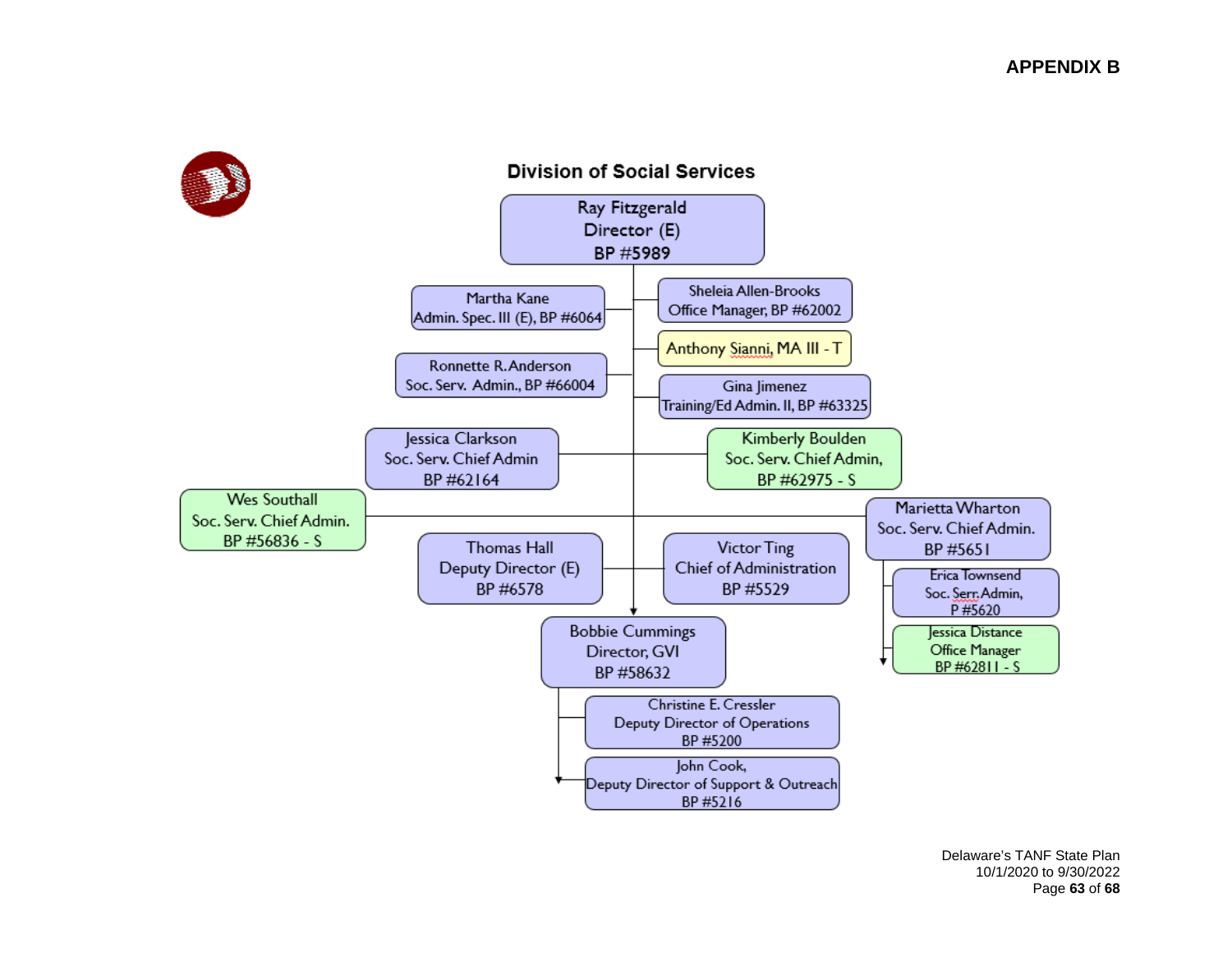**APPENDIX B**

## Division of Social Services

Ray Fitzgerald
Director (E)
BP #5989

Martha Kane
Admin. Spec. III (E), BP #6064

Sheleia Allen-Brooks
Office Manager, BP #62002

Anthony Sianni, MA III - T

Ronnette R. Anderson
Soc. Serv. Admin., BP #66004

Gina Jimenez
Training/Ed Admin. II, BP #63325

Jessica Clarkson
Soc. Serv. Chief Admin
BP #62164

Kimberly Boulden
Soc. Serv. Chief Admin,
BP #62975 - S

Wes Southall
Soc. Serv. Chief Admin.
BP #56836 - S

Marietta Wharton
Soc. Serv. Chief Admin.
BP #5651

Erica Townsend
Soc. Serr. Admin,
P #5620

Jessica Distance
Office Manager
BP #62811 - S

Thomas Hall
Deputy Director (E)
BP #6578

Victor Ting
Chief of Administration
BP #5529

Bobbie Cummings
Director, GVI
BP #58632

Christine E. Cressler
Deputy Director of Operations
BP #5200

John Cook,
Deputy Director of Support & Outreach
BP #5216

Delaware's TANF State Plan
10/1/2020 to 9/30/2022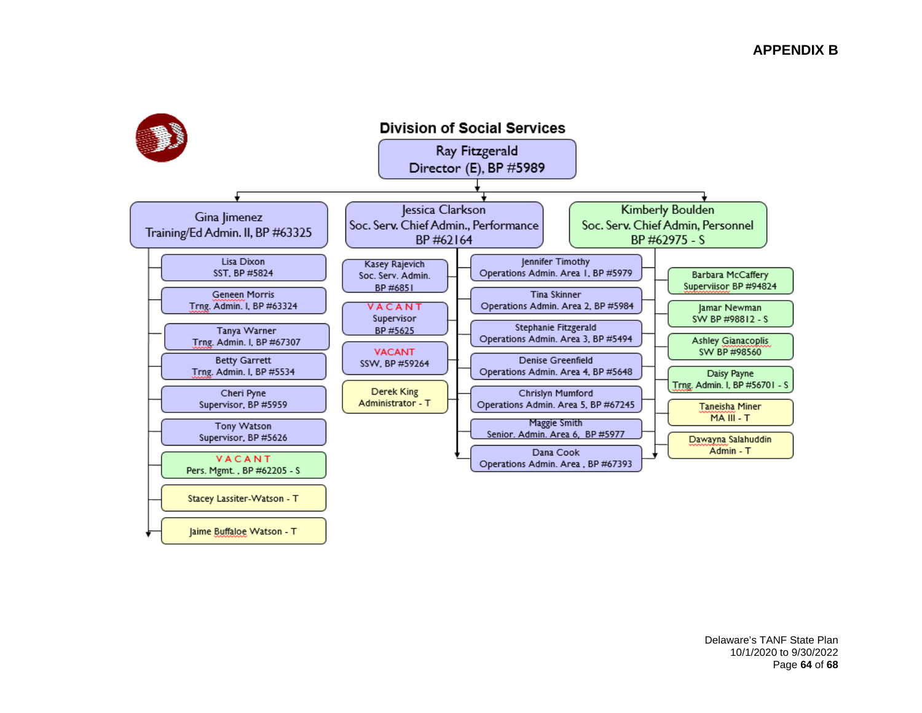**APPENDIX B**

## Division of Social Services

Ray Fitzgerald
Director (E), BP #5989

Gina Jimenez
Training/Ed Admin. II, BP #63325

- Lisa Dixon
  SST, BP #5824
- Geneen Morris
  Trng. Admin. I, BP #63324
- Tanya Warner
  Trng. Admin. I, BP #67307
- Betty Garrett
  Trng. Admin. I, BP #5534
- Cheri Pyne
  Supervisor, BP #5959
- Tony Watson
  Supervisor, BP #5626
- VACANT
  Pers. Mgmt. , BP #62205 - S
- Stacey Lassiter-Watson - T
- Jaime Buffaloe Watson - T

Jessica Clarkson
Soc. Serv. Chief Admin., Performance
BP #62164

- Kasey Rajevich
  Soc. Serv. Admin.
  BP #6851
- VACANT
  Supervisor
  BP #5625
- VACANT
  SSW, BP #59264
- Derek King
  Administrator - T
- Jennifer Timothy
  Operations Admin. Area 1, BP #5979
- Tina Skinner
  Operations Admin. Area 2, BP #5984
- Stephanie Fitzgerald
  Operations Admin. Area 3, BP #5494
- Denise Greenfield
  Operations Admin. Area 4, BP #5648
- Chrislyn Mumford
  Operations Admin. Area 5, BP #67245
- Maggie Smith
  Senior. Admin. Area 6, BP #5977
- Dana Cook
  Operations Admin. Area , BP #67393

Kimberly Boulden
Soc. Serv. Chief Admin, Personnel
BP #62975 - S

- Barbara McCaffery
  Superviisor BP #94824
- Jamar Newman
  SW BP #98812 - S
- Ashley Gianacoplis
  SW BP #98560
- Daisy Payne
  Trng. Admin. I, BP #56701 - S
- Taneisha Miner
  MA III - T
- Dawayna Salahuddin
  Admin - T

Delaware's TANF State Plan
10/1/2020 to 9/30/2022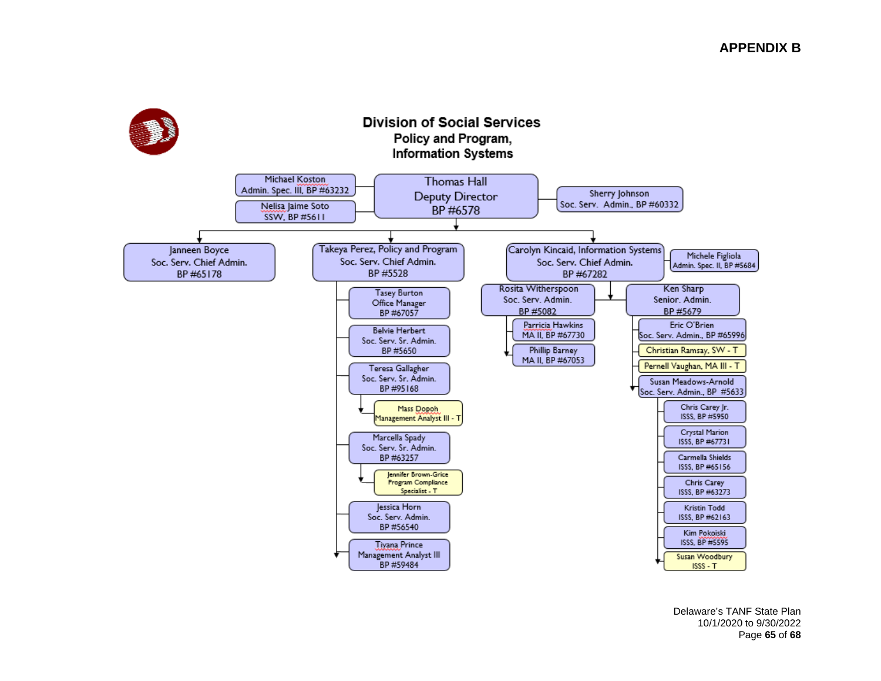# APPENDIX B

## Division of Social Services
### Policy and Program, Information Systems

Michael Koston
Admin. Spec. III, BP #63232

Nelisa Jaime Soto
SSW, BP #5611

Thomas Hall
Deputy Director
BP #6578

Sherry Johnson
Soc. Serv. Admin., BP #60332

Janneen Boyce
Soc. Serv. Chief Admin.
BP #65178

Takeya Perez, Policy and Program
Soc. Serv. Chief Admin.
BP #5528

Tasey Burton
Office Manager
BP #67057

Belvie Herbert
Soc. Serv. Sr. Admin.
BP #5650

Teresa Gallagher
Soc. Serv. Sr. Admin.
BP #95168

Mass Dopoh
Management Analyst III - T

Marcella Spady
Soc. Serv. Sr. Admin.
BP #63257

Jennifer Brown-Grice
Program Compliance
Specialist - T

Jessica Horn
Soc. Serv. Admin.
BP #56540

Tiyana Prince
Management Analyst III
BP #59484

Carolyn Kincaid, Information Systems
Soc. Serv. Chief Admin.
BP #67282

Michele Figliola
Admin. Spec. II, BP #5684

Rosita Witherspoon
Soc. Serv. Admin.
BP #5082

Parricia Hawkins
MA II, BP #67730

Phillip Barney
MA II, BP #67053

Ken Sharp
Senior. Admin.
BP #5679

Eric O'Brien
Soc. Serv. Admin., BP #65996

Christian Ramsay, SW - T

Pernell Vaughan, MA III - T

Susan Meadows-Arnold
Soc. Serv. Admin., BP #5633

Chris Carey Jr.
ISSS, BP #5950

Crystal Marion
ISSS, BP #67731

Carmella Shields
ISSS, BP #65156

Chris Carey
ISSS, BP #63273

Kristin Todd
ISSS, BP #62163

Kim Pokoiski
ISSS, BP #5595

Susan Woodbury
ISSS - T

Delaware's TANF State Plan
10/1/2020 to 9/30/2022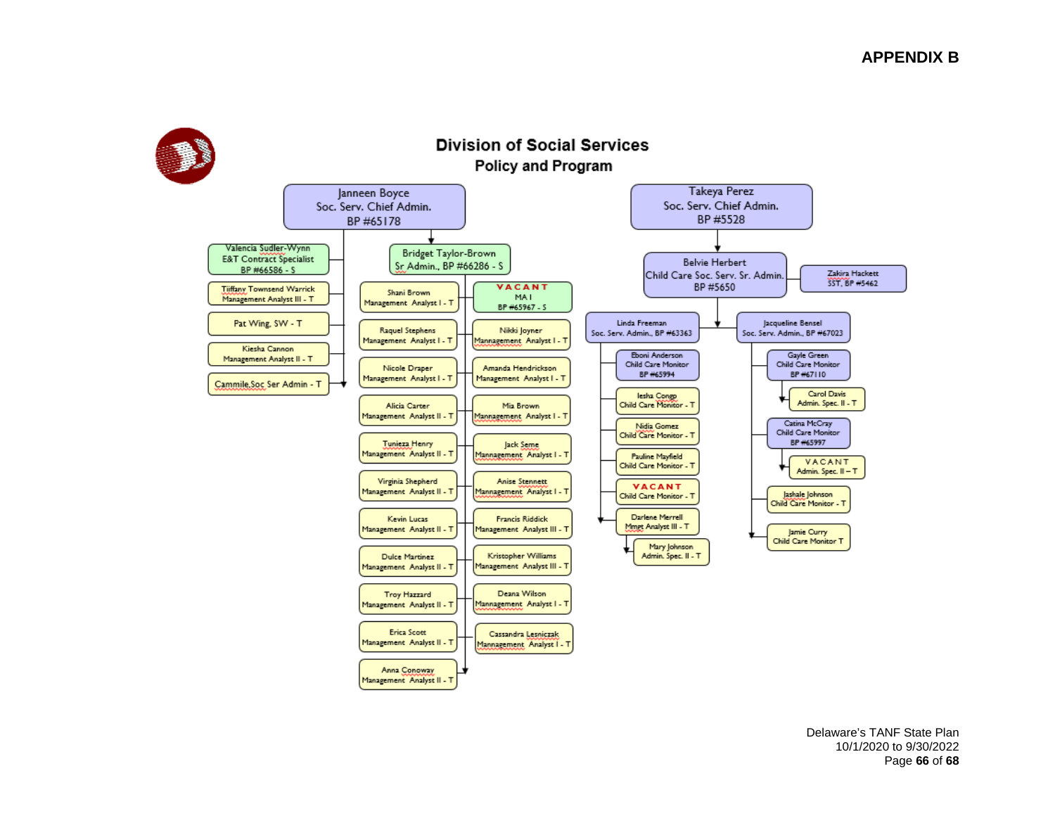# APPENDIX B

## Division of Social Services

### Policy and Program

**Janneen Boyce**
Soc. Serv. Chief Admin.
BP #65178

- Valencia Sudler-Wynn, E&T Contract Specialist, BP #66586 - S
- Tiffany Townsend Warrick, Management Analyst III - T
- Pat Wing, SW - T
- Kiesha Cannon, Management Analyst II - T
- Cammile, Soc Ser Admin - T
- **Bridget Taylor-Brown**, Sr Admin., BP #66286 - S
  - Shani Brown, Management Analyst I - T
  - Raquel Stephens, Management Analyst I - T
  - Nicole Draper, Management Analyst I - T
  - Alicia Carter, Management Analyst II - T
  - Tunieza Henry, Management Analyst II - T
  - Virginia Shepherd, Management Analyst II - T
  - Kevin Lucas, Management Analyst II - T
  - Dulce Martinez, Management Analyst II - T
  - Troy Hazzard, Management Analyst II - T
  - Erica Scott, Management Analyst II - T
  - Anna Conoway, Management Analyst II - T
  - VACANT, MA I, BP #65967 - S
  - Nikki Joyner, Mannagement Analyst I - T
  - Amanda Hendrickson, Management Analyst I - T
  - Mia Brown, Mannagement Analyst I - T
  - Jack Seme, Mannagement Analyst I - T
  - Anise Stennett, Mannagement Analyst I - T
  - Francis Riddick, Management Analyst III - T
  - Kristopher Williams, Management Analyst III - T
  - Deana Wilson, Mannagement Analyst I - T
  - Cassandra Lesniczak, Mannagement Analyst I - T

**Takeya Perez**
Soc. Serv. Chief Admin.
BP #5528

- **Belvie Herbert**, Child Care Soc. Serv. Sr. Admin., BP #5650
  - Zakira Hackett, SST, BP #5462
  - **Linda Freeman**, Soc. Serv. Admin., BP #63363
    - Eboni Anderson, Child Care Monitor, BP #65994
    - Iesha Congo, Child Care Monitor - T
    - Nidia Gomez, Child Care Monitor - T
    - Pauline Mayfield, Child Care Monitor - T
    - VACANT, Child Care Monitor - T
    - Darlene Merrell, Mmgt Analyst III - T
      - Mary Johnson, Admin. Spec. II - T
  - **Jacqueline Bensel**, Soc. Serv. Admin., BP #67023
    - Gayle Green, Child Care Monitor, BP #67110
      - Carol Davis, Admin. Spec. II - T
    - Catina McCray, Child Care Monitor, BP #65997
      - VACANT, Admin. Spec. II – T
    - Jashale Johnson, Child Care Monitor - T
    - Jamie Curry, Child Care Monitor T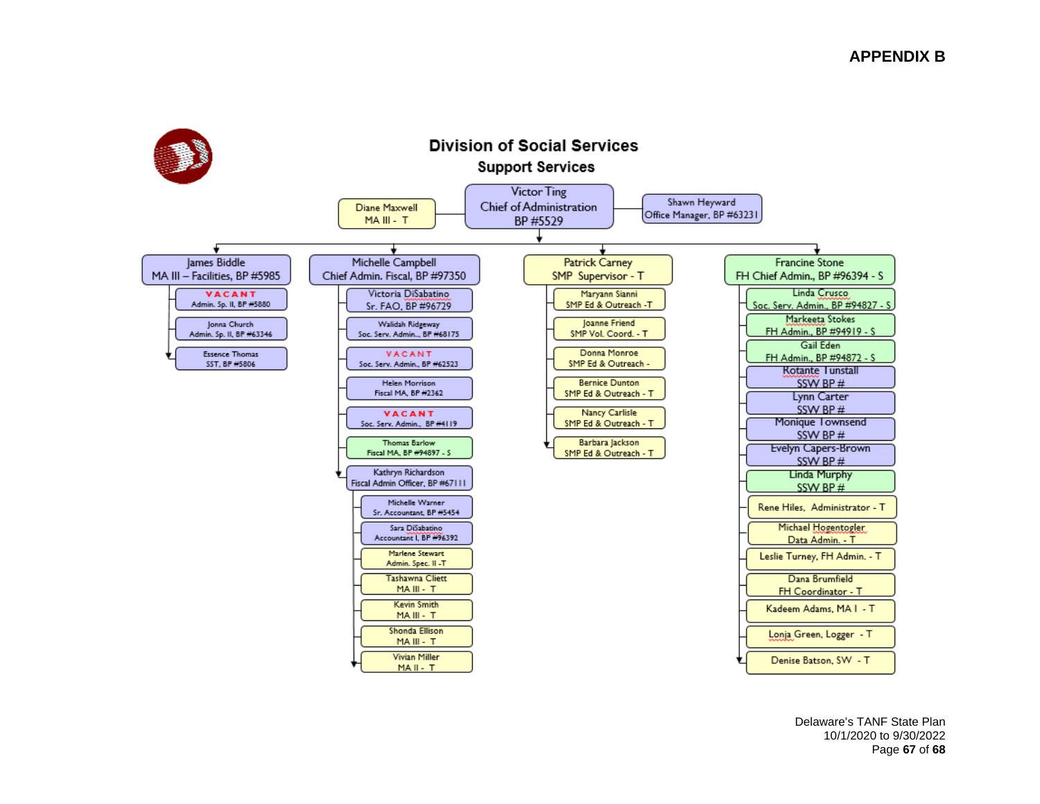**APPENDIX B**

# Division of Social Services

## Support Services

Victor Ting
Chief of Administration
BP #5529

Diane Maxwell
MA III - T

Shawn Heyward
Office Manager, BP #63231

James Biddle
MA III – Facilities, BP #5985

- VACANT
  Admin. Sp. II, BP #5880
- Jonna Church
  Admin. Sp. II, BP #63346
- Essence Thomas
  SST, BP #5806

Michelle Campbell
Chief Admin. Fiscal, BP #97350

- Victoria DiSabatino
  Sr. FAO, BP #96729
- Walidah Ridgeway
  Soc. Serv. Admin., BP #68175
- VACANT
  Soc. Serv. Admin., BP #62523
- Helen Morrison
  Fiscal MA, BP #2362
- VACANT
  Soc. Serv. Admin., BP #4119
- Thomas Barlow
  Fiscal MA, BP #94897 - S
- Kathryn Richardson
  Fiscal Admin Officer, BP #67111
  - Michelle Warner
    Sr. Accountant, BP #5454
  - Sara DiSabatino
    Accountant I, BP #96392
  - Marlene Stewart
    Admin. Spec. II -T
  - Tashawna Cliett
    MA III - T
  - Kevin Smith
    MA III - T
  - Shonda Ellison
    MA III - T
  - Vivian Miller
    MA II - T

Patrick Carney
SMP Supervisor - T

- Maryann Sianni
  SMP Ed & Outreach -T
- Joanne Friend
  SMP Vol. Coord. - T
- Donna Monroe
  SMP Ed & Outreach -
- Bernice Dunton
  SMP Ed & Outreach - T
- Nancy Carlisle
  SMP Ed & Outreach - T
- Barbara Jackson
  SMP Ed & Outreach - T

Francine Stone
FH Chief Admin., BP #96394 - S

- Linda Crusco
  Soc. Serv. Admin., BP #94827 - S
- Markeeta Stokes
  FH Admin., BP #94919 - S
- Gail Eden
  FH Admin., BP #94872 - S
- Rotante Tunstall
  SSW BP #
- Lynn Carter
  SSW BP #
- Monique Townsend
  SSW BP #
- Evelyn Capers-Brown
  SSW BP #
- Linda Murphy
  SSW BP #
- Rene Hiles, Administrator - T
- Michael Hogentogler
  Data Admin. - T
- Leslie Turney, FH Admin. - T
- Dana Brumfield
  FH Coordinator - T
- Kadeem Adams, MA I - T
- Lonja Green, Logger - T
- Denise Batson, SW - T

Delaware's TANF State Plan
10/1/2020 to 9/30/2022